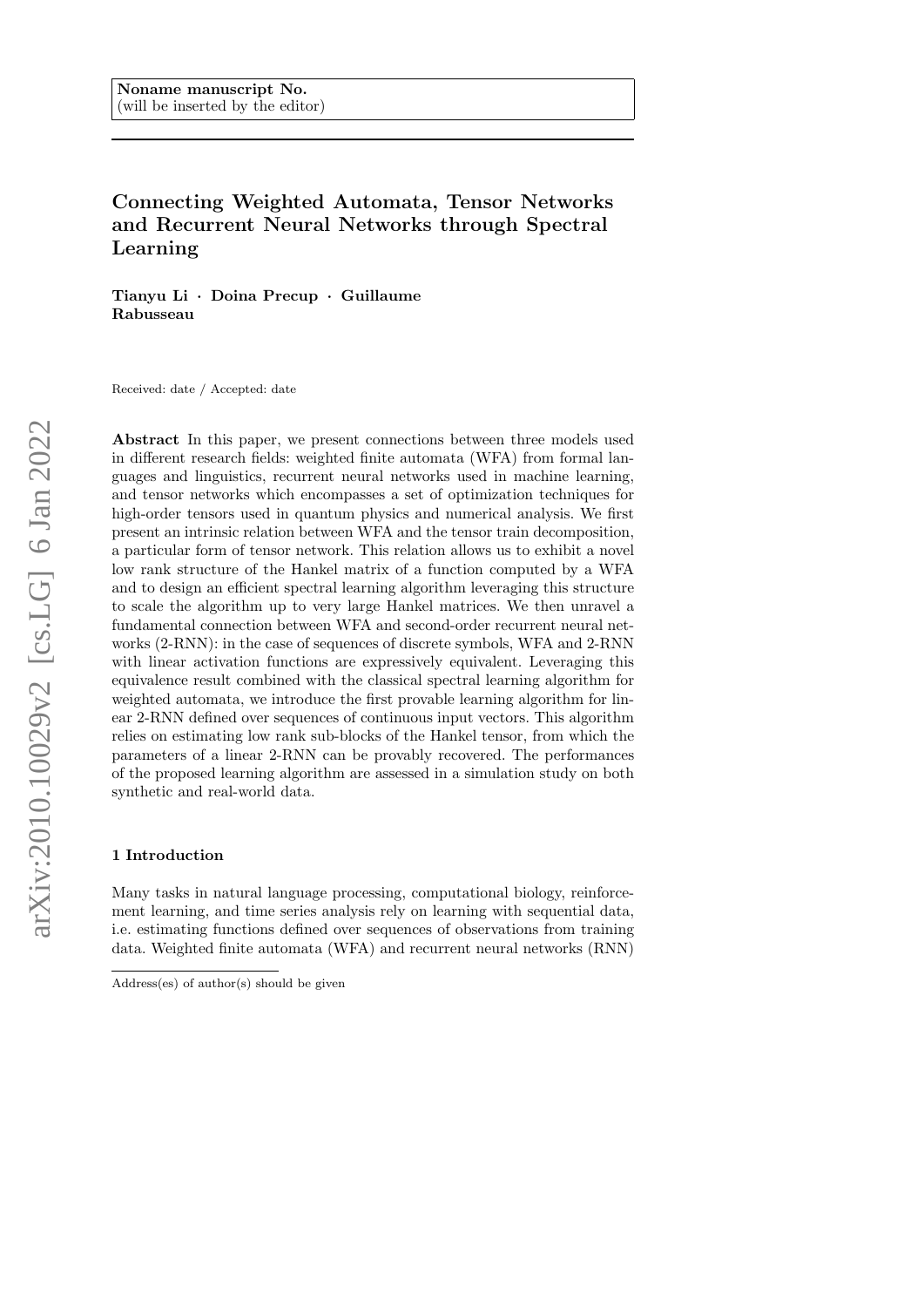Noname manuscript No.
(will be inserted by the editor)

# Connecting Weighted Automata, Tensor Networks and Recurrent Neural Networks through Spectral Learning

**Tianyu Li · Doina Precup · Guillaume Rabusseau**

Received: date / Accepted: date

**Abstract** In this paper, we present connections between three models used in different research fields: weighted finite automata (WFA) from formal languages and linguistics, recurrent neural networks used in machine learning, and tensor networks which encompasses a set of optimization techniques for high-order tensors used in quantum physics and numerical analysis. We first present an intrinsic relation between WFA and the tensor train decomposition, a particular form of tensor network. This relation allows us to exhibit a novel low rank structure of the Hankel matrix of a function computed by a WFA and to design an efficient spectral learning algorithm leveraging this structure to scale the algorithm up to very large Hankel matrices. We then unravel a fundamental connection between WFA and second-order recurrent neural networks (2-RNN): in the case of sequences of discrete symbols, WFA and 2-RNN with linear activation functions are expressively equivalent. Leveraging this equivalence result combined with the classical spectral learning algorithm for weighted automata, we introduce the first provable learning algorithm for linear 2-RNN defined over sequences of continuous input vectors. This algorithm relies on estimating low rank sub-blocks of the Hankel tensor, from which the parameters of a linear 2-RNN can be provably recovered. The performances of the proposed learning algorithm are assessed in a simulation study on both synthetic and real-world data.

## 1 Introduction

Many tasks in natural language processing, computational biology, reinforcement learning, and time series analysis rely on learning with sequential data, i.e. estimating functions defined over sequences of observations from training data. Weighted finite automata (WFA) and recurrent neural networks (RNN)

Address(es) of author(s) should be given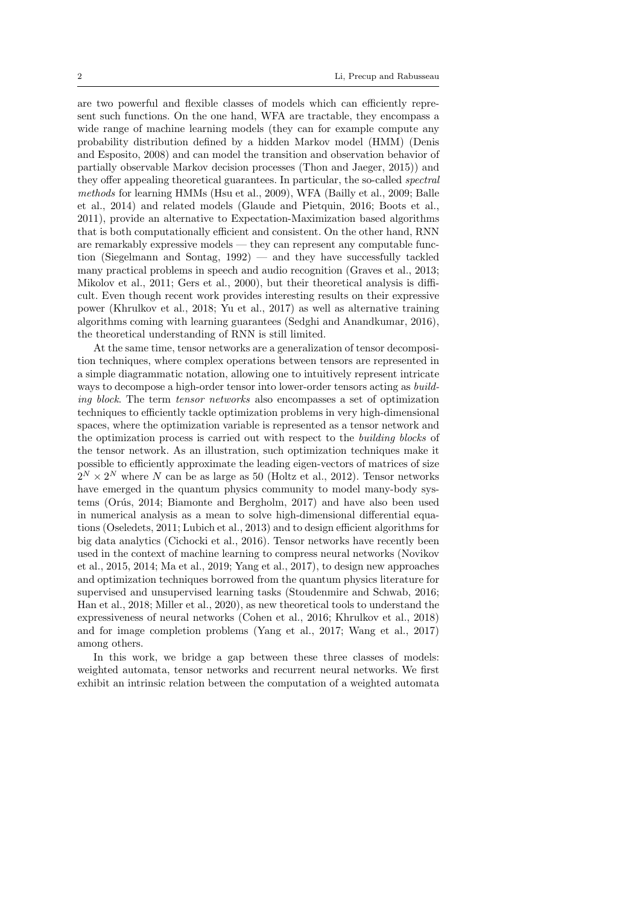are two powerful and flexible classes of models which can efficiently represent such functions. On the one hand, WFA are tractable, they encompass a wide range of machine learning models (they can for example compute any probability distribution defined by a hidden Markov model (HMM) (Denis and Esposito, 2008) and can model the transition and observation behavior of partially observable Markov decision processes (Thon and Jaeger, 2015)) and they offer appealing theoretical guarantees. In particular, the so-called *spectral methods* for learning HMMs (Hsu et al., 2009), WFA (Bailly et al., 2009; Balle et al., 2014) and related models (Glaude and Pietquin, 2016; Boots et al., 2011), provide an alternative to Expectation-Maximization based algorithms that is both computationally efficient and consistent. On the other hand, RNN are remarkably expressive models — they can represent any computable function (Siegelmann and Sontag, 1992) — and they have successfully tackled many practical problems in speech and audio recognition (Graves et al., 2013; Mikolov et al., 2011; Gers et al., 2000), but their theoretical analysis is difficult. Even though recent work provides interesting results on their expressive power (Khrulkov et al., 2018; Yu et al., 2017) as well as alternative training algorithms coming with learning guarantees (Sedghi and Anandkumar, 2016), the theoretical understanding of RNN is still limited.

At the same time, tensor networks are a generalization of tensor decomposition techniques, where complex operations between tensors are represented in a simple diagrammatic notation, allowing one to intuitively represent intricate ways to decompose a high-order tensor into lower-order tensors acting as *building block*. The term *tensor networks* also encompasses a set of optimization techniques to efficiently tackle optimization problems in very high-dimensional spaces, where the optimization variable is represented as a tensor network and the optimization process is carried out with respect to the *building blocks* of the tensor network. As an illustration, such optimization techniques make it possible to efficiently approximate the leading eigen-vectors of matrices of size $2^N \times 2^N$ where $N$ can be as large as 50 (Holtz et al., 2012). Tensor networks have emerged in the quantum physics community to model many-body systems (Orús, 2014; Biamonte and Bergholm, 2017) and have also been used in numerical analysis as a mean to solve high-dimensional differential equations (Oseledets, 2011; Lubich et al., 2013) and to design efficient algorithms for big data analytics (Cichocki et al., 2016). Tensor networks have recently been used in the context of machine learning to compress neural networks (Novikov et al., 2015, 2014; Ma et al., 2019; Yang et al., 2017), to design new approaches and optimization techniques borrowed from the quantum physics literature for supervised and unsupervised learning tasks (Stoudenmire and Schwab, 2016; Han et al., 2018; Miller et al., 2020), as new theoretical tools to understand the expressiveness of neural networks (Cohen et al., 2016; Khrulkov et al., 2018) and for image completion problems (Yang et al., 2017; Wang et al., 2017) among others.

In this work, we bridge a gap between these three classes of models: weighted automata, tensor networks and recurrent neural networks. We first exhibit an intrinsic relation between the computation of a weighted automata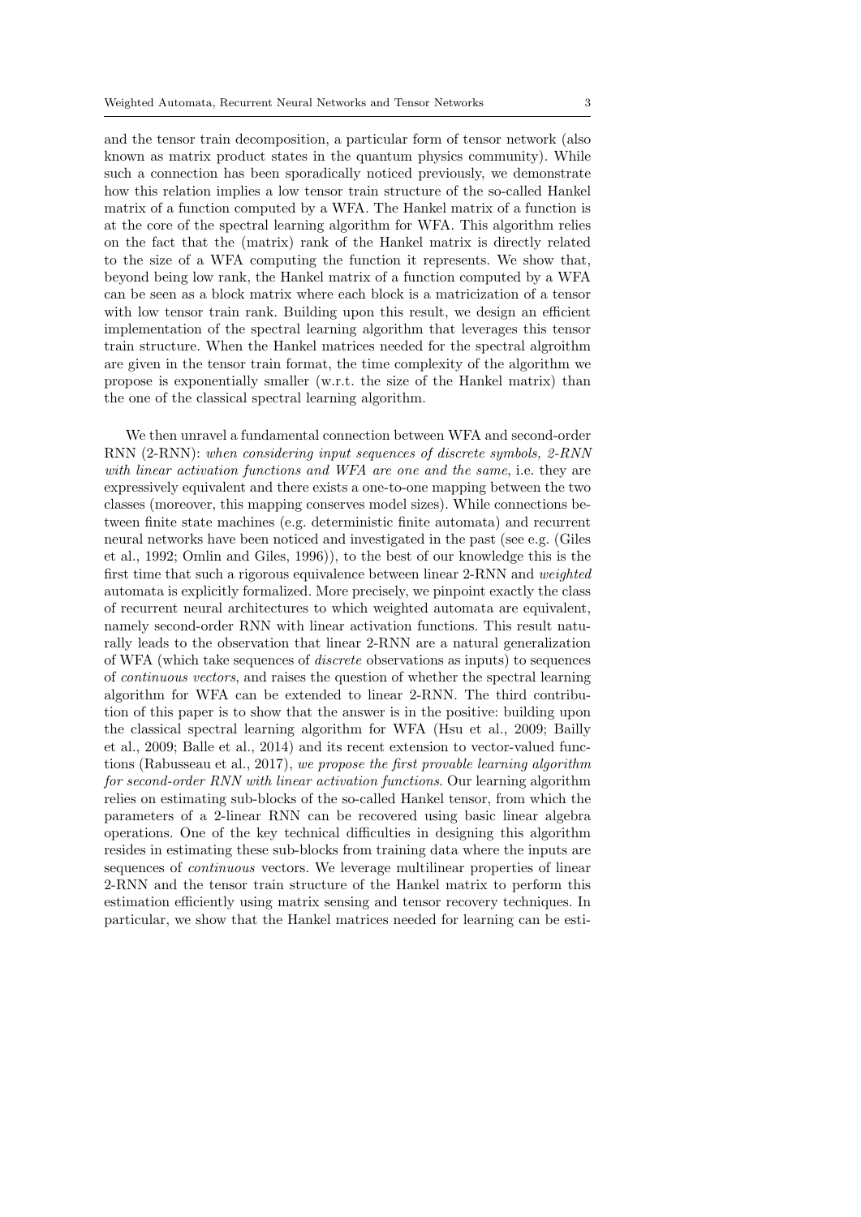and the tensor train decomposition, a particular form of tensor network (also known as matrix product states in the quantum physics community). While such a connection has been sporadically noticed previously, we demonstrate how this relation implies a low tensor train structure of the so-called Hankel matrix of a function computed by a WFA. The Hankel matrix of a function is at the core of the spectral learning algorithm for WFA. This algorithm relies on the fact that the (matrix) rank of the Hankel matrix is directly related to the size of a WFA computing the function it represents. We show that, beyond being low rank, the Hankel matrix of a function computed by a WFA can be seen as a block matrix where each block is a matricization of a tensor with low tensor train rank. Building upon this result, we design an efficient implementation of the spectral learning algorithm that leverages this tensor train structure. When the Hankel matrices needed for the spectral algroithm are given in the tensor train format, the time complexity of the algorithm we propose is exponentially smaller (w.r.t. the size of the Hankel matrix) than the one of the classical spectral learning algorithm.

We then unravel a fundamental connection between WFA and second-order RNN (2-RNN): *when considering input sequences of discrete symbols, 2-RNN with linear activation functions and WFA are one and the same*, i.e. they are expressively equivalent and there exists a one-to-one mapping between the two classes (moreover, this mapping conserves model sizes). While connections between finite state machines (e.g. deterministic finite automata) and recurrent neural networks have been noticed and investigated in the past (see e.g. (Giles et al., 1992; Omlin and Giles, 1996)), to the best of our knowledge this is the first time that such a rigorous equivalence between linear 2-RNN and *weighted* automata is explicitly formalized. More precisely, we pinpoint exactly the class of recurrent neural architectures to which weighted automata are equivalent, namely second-order RNN with linear activation functions. This result naturally leads to the observation that linear 2-RNN are a natural generalization of WFA (which take sequences of *discrete* observations as inputs) to sequences of *continuous vectors*, and raises the question of whether the spectral learning algorithm for WFA can be extended to linear 2-RNN. The third contribution of this paper is to show that the answer is in the positive: building upon the classical spectral learning algorithm for WFA (Hsu et al., 2009; Bailly et al., 2009; Balle et al., 2014) and its recent extension to vector-valued functions (Rabusseau et al., 2017), *we propose the first provable learning algorithm for second-order RNN with linear activation functions*. Our learning algorithm relies on estimating sub-blocks of the so-called Hankel tensor, from which the parameters of a 2-linear RNN can be recovered using basic linear algebra operations. One of the key technical difficulties in designing this algorithm resides in estimating these sub-blocks from training data where the inputs are sequences of *continuous* vectors. We leverage multilinear properties of linear 2-RNN and the tensor train structure of the Hankel matrix to perform this estimation efficiently using matrix sensing and tensor recovery techniques. In particular, we show that the Hankel matrices needed for learning can be esti-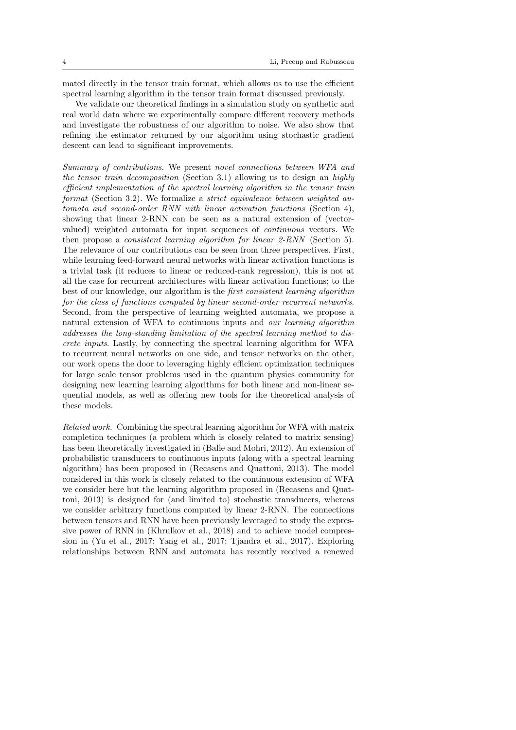mated directly in the tensor train format, which allows us to use the efficient spectral learning algorithm in the tensor train format discussed previously.

We validate our theoretical findings in a simulation study on synthetic and real world data where we experimentally compare different recovery methods and investigate the robustness of our algorithm to noise. We also show that refining the estimator returned by our algorithm using stochastic gradient descent can lead to significant improvements.

*Summary of contributions.* We present *novel connections between WFA and the tensor train decomposition* (Section 3.1) allowing us to design an *highly efficient implementation of the spectral learning algorithm in the tensor train format* (Section 3.2). We formalize a *strict equivalence between weighted automata and second-order RNN with linear activation functions* (Section 4), showing that linear 2-RNN can be seen as a natural extension of (vector-valued) weighted automata for input sequences of *continuous* vectors. We then propose a *consistent learning algorithm for linear 2-RNN* (Section 5). The relevance of our contributions can be seen from three perspectives. First, while learning feed-forward neural networks with linear activation functions is a trivial task (it reduces to linear or reduced-rank regression), this is not at all the case for recurrent architectures with linear activation functions; to the best of our knowledge, our algorithm is the *first consistent learning algorithm for the class of functions computed by linear second-order recurrent networks*. Second, from the perspective of learning weighted automata, we propose a natural extension of WFA to continuous inputs and *our learning algorithm addresses the long-standing limitation of the spectral learning method to discrete inputs*. Lastly, by connecting the spectral learning algorithm for WFA to recurrent neural networks on one side, and tensor networks on the other, our work opens the door to leveraging highly efficient optimization techniques for large scale tensor problems used in the quantum physics community for designing new learning learning algorithms for both linear and non-linear sequential models, as well as offering new tools for the theoretical analysis of these models.

*Related work.* Combining the spectral learning algorithm for WFA with matrix completion techniques (a problem which is closely related to matrix sensing) has been theoretically investigated in (Balle and Mohri, 2012). An extension of probabilistic transducers to continuous inputs (along with a spectral learning algorithm) has been proposed in (Recasens and Quattoni, 2013). The model considered in this work is closely related to the continuous extension of WFA we consider here but the learning algorithm proposed in (Recasens and Quattoni, 2013) is designed for (and limited to) stochastic transducers, whereas we consider arbitrary functions computed by linear 2-RNN. The connections between tensors and RNN have been previously leveraged to study the expressive power of RNN in (Khrulkov et al., 2018) and to achieve model compression in (Yu et al., 2017; Yang et al., 2017; Tjandra et al., 2017). Exploring relationships between RNN and automata has recently received a renewed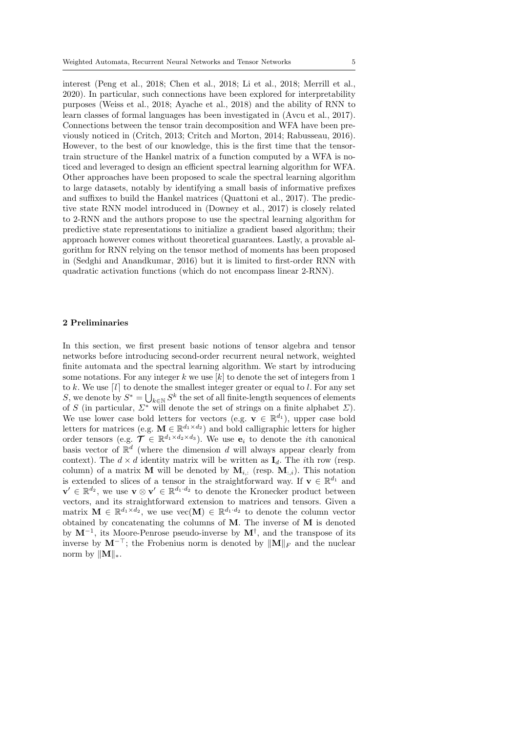interest (Peng et al., 2018; Chen et al., 2018; Li et al., 2018; Merrill et al., 2020). In particular, such connections have been explored for interpretability purposes (Weiss et al., 2018; Ayache et al., 2018) and the ability of RNN to learn classes of formal languages has been investigated in (Avcu et al., 2017). Connections between the tensor train decomposition and WFA have been previously noticed in (Critch, 2013; Critch and Morton, 2014; Rabusseau, 2016). However, to the best of our knowledge, this is the first time that the tensor-train structure of the Hankel matrix of a function computed by a WFA is noticed and leveraged to design an efficient spectral learning algorithm for WFA. Other approaches have been proposed to scale the spectral learning algorithm to large datasets, notably by identifying a small basis of informative prefixes and suffixes to build the Hankel matrices (Quattoni et al., 2017). The predictive state RNN model introduced in (Downey et al., 2017) is closely related to 2-RNN and the authors propose to use the spectral learning algorithm for predictive state representations to initialize a gradient based algorithm; their approach however comes without theoretical guarantees. Lastly, a provable algorithm for RNN relying on the tensor method of moments has been proposed in (Sedghi and Anandkumar, 2016) but it is limited to first-order RNN with quadratic activation functions (which do not encompass linear 2-RNN).

## 2 Preliminaries

In this section, we first present basic notions of tensor algebra and tensor networks before introducing second-order recurrent neural network, weighted finite automata and the spectral learning algorithm. We start by introducing some notations. For any integer $k$ we use $[k]$ to denote the set of integers from 1 to $k$. We use $\lceil l \rceil$ to denote the smallest integer greater or equal to $l$. For any set $S$, we denote by $S^* = \bigcup_{k \in \mathbb{N}} S^k$ the set of all finite-length sequences of elements of $S$ (in particular, $\Sigma^*$ will denote the set of strings on a finite alphabet $\Sigma$). We use lower case bold letters for vectors (e.g. $\mathbf{v} \in \mathbb{R}^{d_1}$), upper case bold letters for matrices (e.g. $\mathbf{M} \in \mathbb{R}^{d_1 \times d_2}$) and bold calligraphic letters for higher order tensors (e.g. $\boldsymbol{\mathcal{T}} \in \mathbb{R}^{d_1 \times d_2 \times d_3}$). We use $\mathbf{e}_i$ to denote the $i$th canonical basis vector of $\mathbb{R}^d$ (where the dimension $d$ will always appear clearly from context). The $d \times d$ identity matrix will be written as $\mathbf{I}_d$. The $i$th row (resp. column) of a matrix $\mathbf{M}$ will be denoted by $\mathbf{M}_{i,:}$ (resp. $\mathbf{M}_{:,i}$). This notation is extended to slices of a tensor in the straightforward way. If $\mathbf{v} \in \mathbb{R}^{d_1}$ and $\mathbf{v}' \in \mathbb{R}^{d_2}$, we use $\mathbf{v} \otimes \mathbf{v}' \in \mathbb{R}^{d_1 \cdot d_2}$ to denote the Kronecker product between vectors, and its straightforward extension to matrices and tensors. Given a matrix $\mathbf{M} \in \mathbb{R}^{d_1 \times d_2}$, we use $\text{vec}(\mathbf{M}) \in \mathbb{R}^{d_1 \cdot d_2}$ to denote the column vector obtained by concatenating the columns of $\mathbf{M}$. The inverse of $\mathbf{M}$ is denoted by $\mathbf{M}^{-1}$, its Moore-Penrose pseudo-inverse by $\mathbf{M}^{\dagger}$, and the transpose of its inverse by $\mathbf{M}^{-\top}$; the Frobenius norm is denoted by $\|\mathbf{M}\|_F$ and the nuclear norm by $\|\mathbf{M}\|_*$.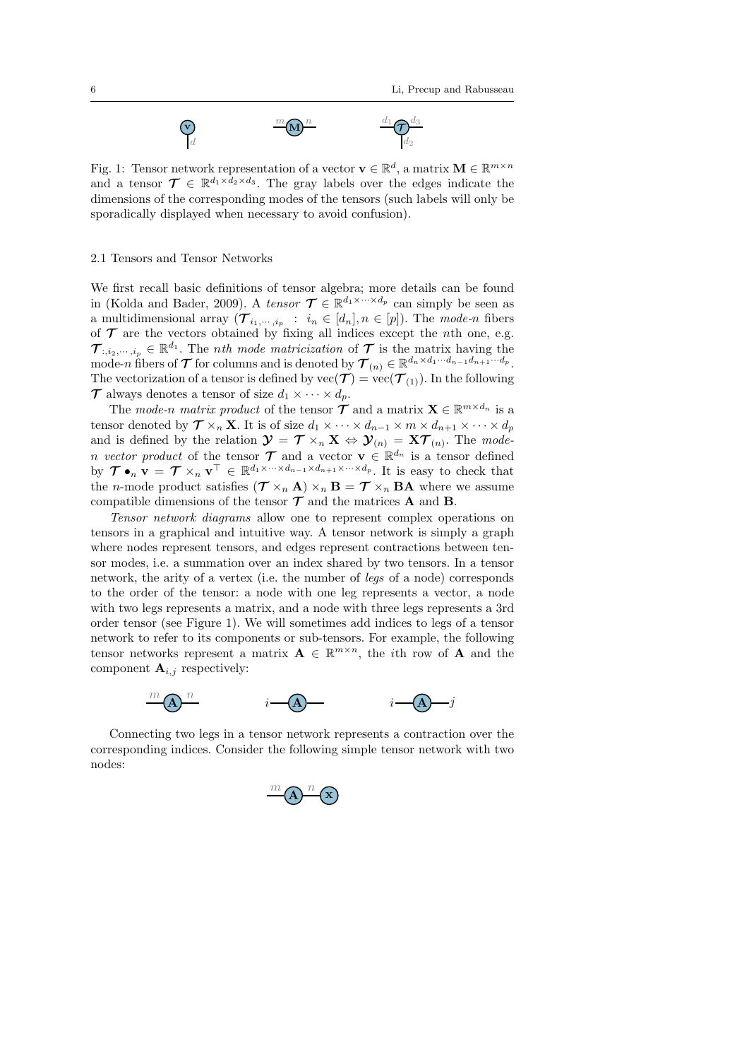Fig. 1: Tensor network representation of a vector $\mathbf{v} \in \mathbb{R}^d$, a matrix $\mathbf{M} \in \mathbb{R}^{m \times n}$ and a tensor $\boldsymbol{\mathcal{T}} \in \mathbb{R}^{d_1 \times d_2 \times d_3}$. The gray labels over the edges indicate the dimensions of the corresponding modes of the tensors (such labels will only be sporadically displayed when necessary to avoid confusion).

### 2.1 Tensors and Tensor Networks

We first recall basic definitions of tensor algebra; more details can be found in (Kolda and Bader, 2009). A *tensor* $\boldsymbol{\mathcal{T}} \in \mathbb{R}^{d_1 \times \cdots \times d_p}$ can simply be seen as a multidimensional array $(\boldsymbol{\mathcal{T}}_{i_1,\cdots,i_p} \ : \ i_n \in [d_n], n \in [p])$. The *mode-n* fibers of $\boldsymbol{\mathcal{T}}$ are the vectors obtained by fixing all indices except the $n$th one, e.g. $\boldsymbol{\mathcal{T}}_{:,i_2,\cdots,i_p} \in \mathbb{R}^{d_1}$. The *nth mode matricization* of $\boldsymbol{\mathcal{T}}$ is the matrix having the mode-$n$ fibers of $\boldsymbol{\mathcal{T}}$ for columns and is denoted by $\boldsymbol{\mathcal{T}}_{(n)} \in \mathbb{R}^{d_n \times d_1 \cdots d_{n-1} d_{n+1} \cdots d_p}$. The vectorization of a tensor is defined by $\mathrm{vec}(\boldsymbol{\mathcal{T}}) = \mathrm{vec}(\boldsymbol{\mathcal{T}}_{(1)})$. In the following $\boldsymbol{\mathcal{T}}$ always denotes a tensor of size $d_1 \times \cdots \times d_p$.

The *mode-n matrix product* of the tensor $\boldsymbol{\mathcal{T}}$ and a matrix $\mathbf{X} \in \mathbb{R}^{m \times d_n}$ is a tensor denoted by $\boldsymbol{\mathcal{T}} \times_n \mathbf{X}$. It is of size $d_1 \times \cdots \times d_{n-1} \times m \times d_{n+1} \times \cdots \times d_p$ and is defined by the relation $\boldsymbol{\mathcal{Y}} = \boldsymbol{\mathcal{T}} \times_n \mathbf{X} \Leftrightarrow \boldsymbol{\mathcal{Y}}_{(n)} = \mathbf{X}\boldsymbol{\mathcal{T}}_{(n)}$. The *mode-n vector product* of the tensor $\boldsymbol{\mathcal{T}}$ and a vector $\mathbf{v} \in \mathbb{R}^{d_n}$ is a tensor defined by $\boldsymbol{\mathcal{T}} \bullet_n \mathbf{v} = \boldsymbol{\mathcal{T}} \times_n \mathbf{v}^\top \in \mathbb{R}^{d_1 \times \cdots \times d_{n-1} \times d_{n+1} \times \cdots \times d_p}$. It is easy to check that the $n$-mode product satisfies $(\boldsymbol{\mathcal{T}} \times_n \mathbf{A}) \times_n \mathbf{B} = \boldsymbol{\mathcal{T}} \times_n \mathbf{BA}$ where we assume compatible dimensions of the tensor $\boldsymbol{\mathcal{T}}$ and the matrices $\mathbf{A}$ and $\mathbf{B}$.

*Tensor network diagrams* allow one to represent complex operations on tensors in a graphical and intuitive way. A tensor network is simply a graph where nodes represent tensors, and edges represent contractions between tensor modes, i.e. a summation over an index shared by two tensors. In a tensor network, the arity of a vertex (i.e. the number of *legs* of a node) corresponds to the order of the tensor: a node with one leg represents a vector, a node with two legs represents a matrix, and a node with three legs represents a 3rd order tensor (see Figure 1). We will sometimes add indices to legs of a tensor network to refer to its components or sub-tensors. For example, the following tensor networks represent a matrix $\mathbf{A} \in \mathbb{R}^{m \times n}$, the $i$th row of $\mathbf{A}$ and the component $\mathbf{A}_{i,j}$ respectively:

Connecting two legs in a tensor network represents a contraction over the corresponding indices. Consider the following simple tensor network with two nodes: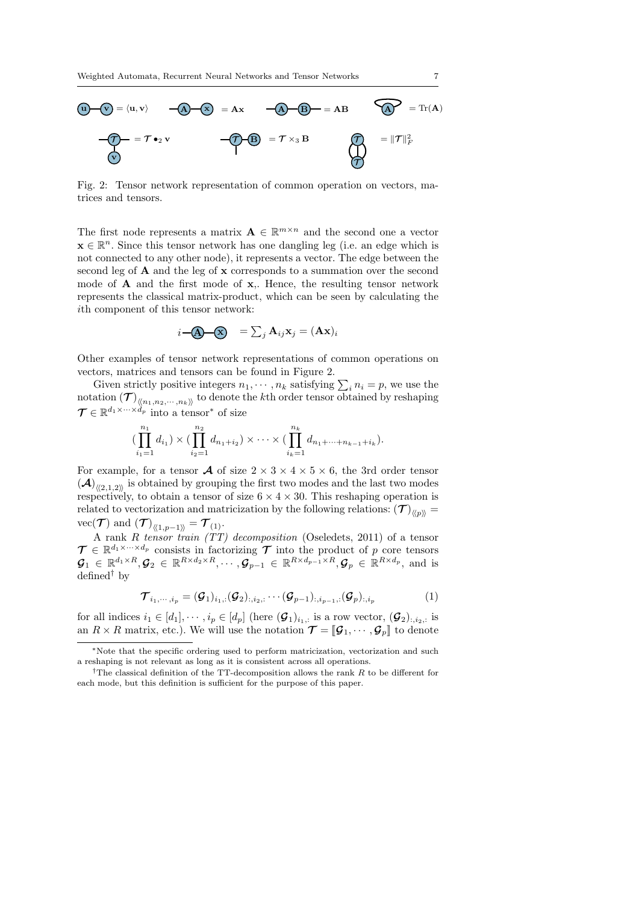$\langle \mathbf{u}, \mathbf{v} \rangle$, $\mathbf{A}\mathbf{x}$, $\mathbf{A}\mathbf{B}$, $\mathrm{Tr}(\mathbf{A})$, $\boldsymbol{\mathcal{T}} \bullet_2 \mathbf{v}$, $\boldsymbol{\mathcal{T}} \times_3 \mathbf{B}$, $\|\boldsymbol{\mathcal{T}}\|_F^2$

Fig. 2: Tensor network representation of common operation on vectors, matrices and tensors.

The first node represents a matrix $\mathbf{A} \in \mathbb{R}^{m\times n}$ and the second one a vector $\mathbf{x} \in \mathbb{R}^n$. Since this tensor network has one dangling leg (i.e. an edge which is not connected to any other node), it represents a vector. The edge between the second leg of $\mathbf{A}$ and the leg of $\mathbf{x}$ corresponds to a summation over the second mode of $\mathbf{A}$ and the first mode of $\mathbf{x}$,. Hence, the resulting tensor network represents the classical matrix-product, which can be seen by calculating the $i$th component of this tensor network:

$$= \sum_j \mathbf{A}_{ij}\mathbf{x}_j = (\mathbf{A}\mathbf{x})_i$$

Other examples of tensor network representations of common operations on vectors, matrices and tensors can be found in Figure 2.

Given strictly positive integers $n_1, \cdots, n_k$ satisfying $\sum_i n_i = p$, we use the notation $(\boldsymbol{\mathcal{T}})_{\langle\langle n_1, n_2, \cdots, n_k \rangle\rangle}$ to denote the $k$th order tensor obtained by reshaping $\boldsymbol{\mathcal{T}} \in \mathbb{R}^{d_1\times\cdots\times d_p}$ into a tensor* of size

$$(\prod_{i_1=1}^{n_1} d_{i_1}) \times (\prod_{i_2=1}^{n_2} d_{n_1+i_2}) \times \cdots \times (\prod_{i_k=1}^{n_k} d_{n_1+\cdots+n_{k-1}+i_k}).$$

For example, for a tensor $\boldsymbol{\mathcal{A}}$ of size $2\times 3\times 4\times 5\times 6$, the 3rd order tensor $(\boldsymbol{\mathcal{A}})_{\langle\langle 2,1,2\rangle\rangle}$ is obtained by grouping the first two modes and the last two modes respectively, to obtain a tensor of size $6\times 4\times 30$. This reshaping operation is related to vectorization and matricization by the following relations: $(\boldsymbol{\mathcal{T}})_{\langle\langle p\rangle\rangle} = \mathrm{vec}(\boldsymbol{\mathcal{T}})$ and $(\boldsymbol{\mathcal{T}})_{\langle\langle 1,p-1\rangle\rangle} = \boldsymbol{\mathcal{T}}_{(1)}$.

A rank $R$ *tensor train (TT) decomposition* (Oseledets, 2011) of a tensor $\boldsymbol{\mathcal{T}} \in \mathbb{R}^{d_1\times\cdots\times d_p}$ consists in factorizing $\boldsymbol{\mathcal{T}}$ into the product of $p$ core tensors $\boldsymbol{\mathcal{G}}_1 \in \mathbb{R}^{d_1\times R}, \boldsymbol{\mathcal{G}}_2 \in \mathbb{R}^{R\times d_2\times R}, \cdots, \boldsymbol{\mathcal{G}}_{p-1} \in \mathbb{R}^{R\times d_{p-1}\times R}, \boldsymbol{\mathcal{G}}_p \in \mathbb{R}^{R\times d_p}$, and is defined† by

$$\boldsymbol{\mathcal{T}}_{i_1,\cdots,i_p} = (\boldsymbol{\mathcal{G}}_1)_{i_1,:}(\boldsymbol{\mathcal{G}}_2)_{:,i_2,:}\cdots(\boldsymbol{\mathcal{G}}_{p-1})_{:,i_{p-1},:}(\boldsymbol{\mathcal{G}}_p)_{:,i_p} \tag{1}$$

for all indices $i_1 \in [d_1], \cdots, i_p \in [d_p]$ (here $(\boldsymbol{\mathcal{G}}_1)_{i_1,:}$ is a row vector, $(\boldsymbol{\mathcal{G}}_2)_{:,i_2,:}$ is an $R\times R$ matrix, etc.). We will use the notation $\boldsymbol{\mathcal{T}} = [\![\boldsymbol{\mathcal{G}}_1, \cdots, \boldsymbol{\mathcal{G}}_p]\!]$ to denote

---

*Note that the specific ordering used to perform matricization, vectorization and such a reshaping is not relevant as long as it is consistent across all operations.

†The classical definition of the TT-decomposition allows the rank $R$ to be different for each mode, but this definition is sufficient for the purpose of this paper.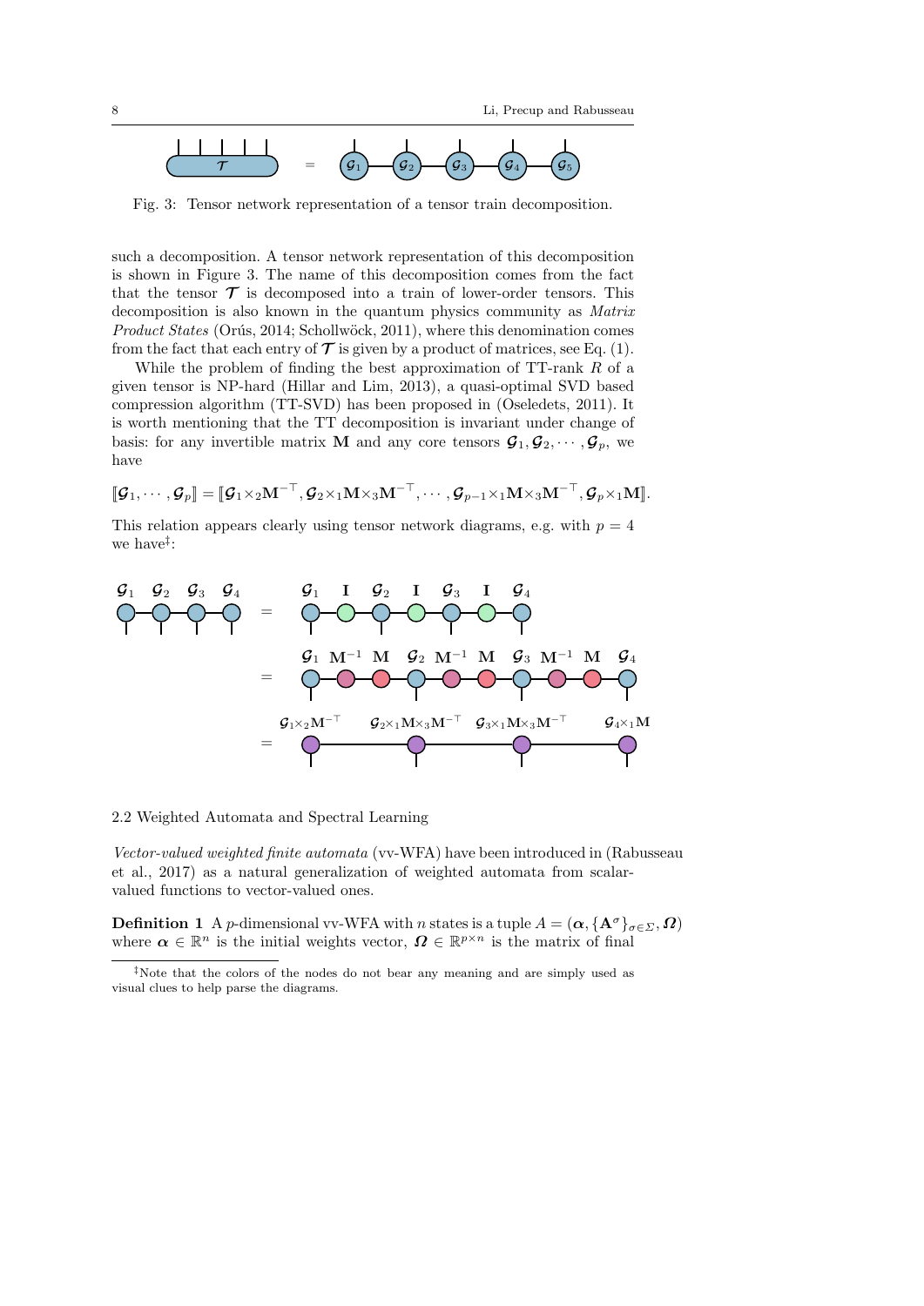Fig. 3: Tensor network representation of a tensor train decomposition.

such a decomposition. A tensor network representation of this decomposition is shown in Figure 3. The name of this decomposition comes from the fact that the tensor $\boldsymbol{\mathcal{T}}$ is decomposed into a train of lower-order tensors. This decomposition is also known in the quantum physics community as *Matrix Product States* (Orús, 2014; Schollwöck, 2011), where this denomination comes from the fact that each entry of $\boldsymbol{\mathcal{T}}$ is given by a product of matrices, see Eq. (1).

While the problem of finding the best approximation of TT-rank $R$ of a given tensor is NP-hard (Hillar and Lim, 2013), a quasi-optimal SVD based compression algorithm (TT-SVD) has been proposed in (Oseledets, 2011). It is worth mentioning that the TT decomposition is invariant under change of basis: for any invertible matrix $\mathbf{M}$ and any core tensors $\boldsymbol{\mathcal{G}}_1, \boldsymbol{\mathcal{G}}_2, \cdots, \boldsymbol{\mathcal{G}}_p$, we have

$$[\![\boldsymbol{\mathcal{G}}_1, \cdots, \boldsymbol{\mathcal{G}}_p]\!] = [\![\boldsymbol{\mathcal{G}}_1 \times_2 \mathbf{M}^{-\top}, \boldsymbol{\mathcal{G}}_2 \times_1 \mathbf{M} \times_3 \mathbf{M}^{-\top}, \cdots, \boldsymbol{\mathcal{G}}_{p-1} \times_1 \mathbf{M} \times_3 \mathbf{M}^{-\top}, \boldsymbol{\mathcal{G}}_p \times_1 \mathbf{M}]\!].$$

This relation appears clearly using tensor network diagrams, e.g. with $p = 4$ we have[‡]:

## 2.2 Weighted Automata and Spectral Learning

*Vector-valued weighted finite automata* (vv-WFA) have been introduced in (Rabusseau et al., 2017) as a natural generalization of weighted automata from scalar-valued functions to vector-valued ones.

**Definition 1** A $p$-dimensional vv-WFA with $n$ states is a tuple $A = (\boldsymbol{\alpha}, \{\mathbf{A}^\sigma\}_{\sigma \in \Sigma}, \boldsymbol{\Omega})$ where $\boldsymbol{\alpha} \in \mathbb{R}^n$ is the initial weights vector, $\boldsymbol{\Omega} \in \mathbb{R}^{p \times n}$ is the matrix of final

[‡]Note that the colors of the nodes do not bear any meaning and are simply used as visual clues to help parse the diagrams.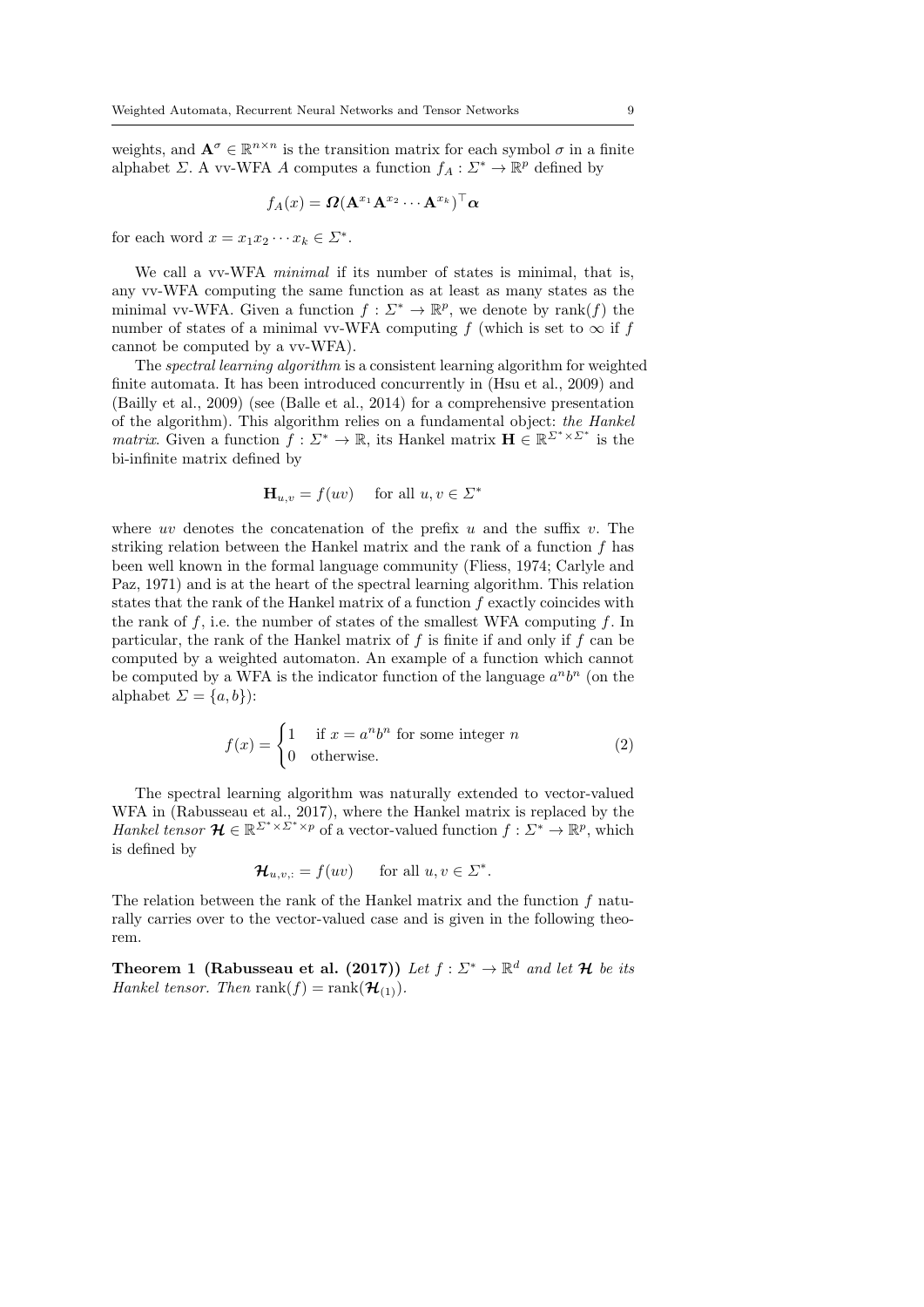weights, and $\mathbf{A}^\sigma \in \mathbb{R}^{n\times n}$ is the transition matrix for each symbol $\sigma$ in a finite alphabet $\Sigma$. A vv-WFA $A$ computes a function $f_A : \Sigma^* \to \mathbb{R}^p$ defined by

$$f_A(x) = \boldsymbol{\Omega}(\mathbf{A}^{x_1}\mathbf{A}^{x_2}\cdots\mathbf{A}^{x_k})^\top\boldsymbol{\alpha}$$

for each word $x = x_1x_2\cdots x_k \in \Sigma^*$.

We call a vv-WFA *minimal* if its number of states is minimal, that is, any vv-WFA computing the same function as at least as many states as the minimal vv-WFA. Given a function $f : \Sigma^* \to \mathbb{R}^p$, we denote by $\text{rank}(f)$ the number of states of a minimal vv-WFA computing $f$ (which is set to $\infty$ if $f$ cannot be computed by a vv-WFA).

The *spectral learning algorithm* is a consistent learning algorithm for weighted finite automata. It has been introduced concurrently in (Hsu et al., 2009) and (Bailly et al., 2009) (see (Balle et al., 2014) for a comprehensive presentation of the algorithm). This algorithm relies on a fundamental object: *the Hankel matrix*. Given a function $f : \Sigma^* \to \mathbb{R}$, its Hankel matrix $\mathbf{H} \in \mathbb{R}^{\Sigma^*\times\Sigma^*}$ is the bi-infinite matrix defined by

$$\mathbf{H}_{u,v} = f(uv) \quad \text{ for all } u, v \in \Sigma^*$$

where $uv$ denotes the concatenation of the prefix $u$ and the suffix $v$. The striking relation between the Hankel matrix and the rank of a function $f$ has been well known in the formal language community (Fliess, 1974; Carlyle and Paz, 1971) and is at the heart of the spectral learning algorithm. This relation states that the rank of the Hankel matrix of a function $f$ exactly coincides with the rank of $f$, i.e. the number of states of the smallest WFA computing $f$. In particular, the rank of the Hankel matrix of $f$ is finite if and only if $f$ can be computed by a weighted automaton. An example of a function which cannot be computed by a WFA is the indicator function of the language $a^nb^n$ (on the alphabet $\Sigma = \{a, b\}$):

$$f(x) = \begin{cases} 1 & \text{if } x = a^nb^n \text{ for some integer } n \\ 0 & \text{otherwise.} \end{cases} \tag{2}$$

The spectral learning algorithm was naturally extended to vector-valued WFA in (Rabusseau et al., 2017), where the Hankel matrix is replaced by the *Hankel tensor* $\boldsymbol{\mathcal{H}} \in \mathbb{R}^{\Sigma^*\times\Sigma^*\times p}$ of a vector-valued function $f : \Sigma^* \to \mathbb{R}^p$, which is defined by

$$\boldsymbol{\mathcal{H}}_{u,v,:} = f(uv) \quad \text{ for all } u, v \in \Sigma^*.$$

The relation between the rank of the Hankel matrix and the function $f$ naturally carries over to the vector-valued case and is given in the following theorem.

**Theorem 1 (Rabusseau et al. (2017))** *Let $f : \Sigma^* \to \mathbb{R}^d$ and let $\boldsymbol{\mathcal{H}}$ be its Hankel tensor. Then* $\text{rank}(f) = \text{rank}(\boldsymbol{\mathcal{H}}_{(1)})$.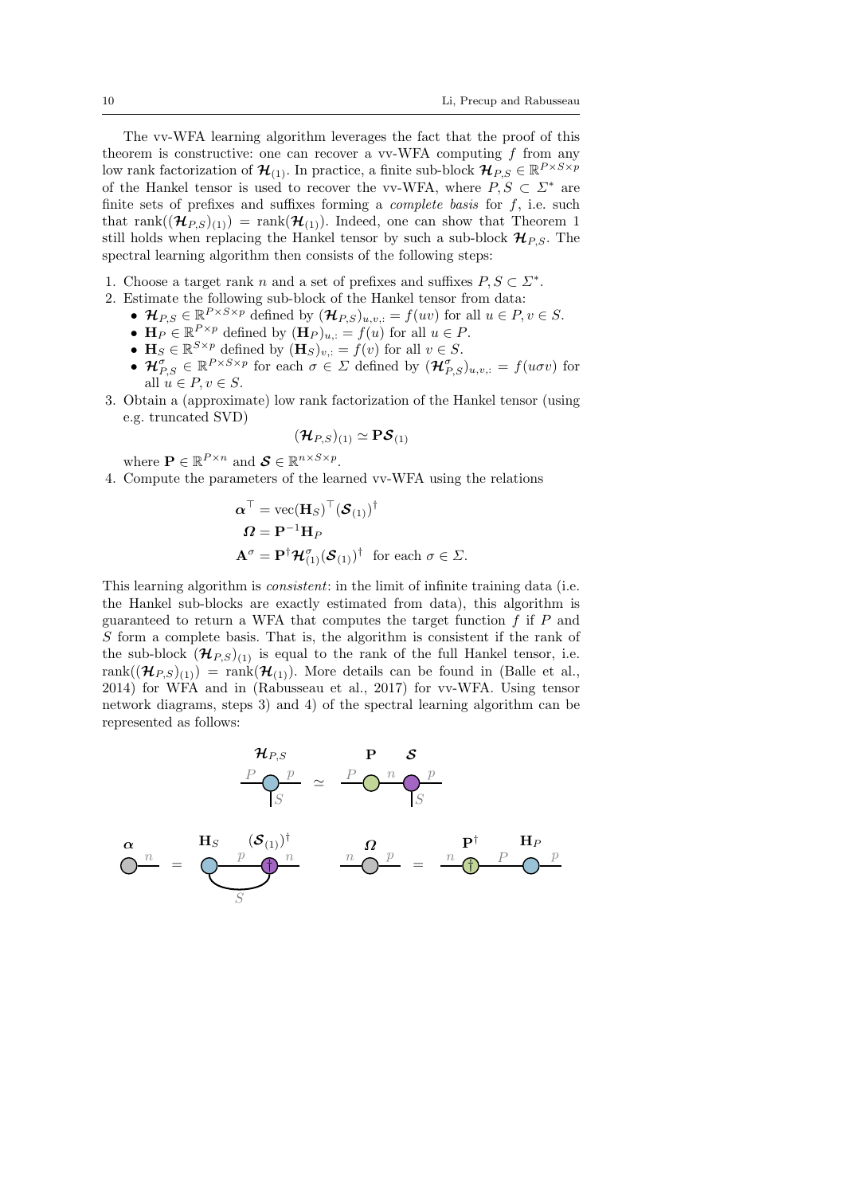The vv-WFA learning algorithm leverages the fact that the proof of this theorem is constructive: one can recover a vv-WFA computing $f$ from any low rank factorization of $\boldsymbol{\mathcal{H}}_{(1)}$. In practice, a finite sub-block $\boldsymbol{\mathcal{H}}_{P,S} \in \mathbb{R}^{P \times S \times p}$ of the Hankel tensor is used to recover the vv-WFA, where $P, S \subset \Sigma^*$ are finite sets of prefixes and suffixes forming a *complete basis* for $f$, i.e. such that $\operatorname{rank}((\boldsymbol{\mathcal{H}}_{P,S})_{(1)}) = \operatorname{rank}(\boldsymbol{\mathcal{H}}_{(1)})$. Indeed, one can show that Theorem 1 still holds when replacing the Hankel tensor by such a sub-block $\boldsymbol{\mathcal{H}}_{P,S}$. The spectral learning algorithm then consists of the following steps:

1. Choose a target rank $n$ and a set of prefixes and suffixes $P, S \subset \Sigma^*$.
2. Estimate the following sub-block of the Hankel tensor from data:
   - $\boldsymbol{\mathcal{H}}_{P,S} \in \mathbb{R}^{P \times S \times p}$ defined by $(\boldsymbol{\mathcal{H}}_{P,S})_{u,v,:} = f(uv)$ for all $u \in P, v \in S$.
   - $\mathbf{H}_P \in \mathbb{R}^{P \times p}$ defined by $(\mathbf{H}_P)_{u,:} = f(u)$ for all $u \in P$.
   - $\mathbf{H}_S \in \mathbb{R}^{S \times p}$ defined by $(\mathbf{H}_S)_{v,:} = f(v)$ for all $v \in S$.
   - $\boldsymbol{\mathcal{H}}^{\sigma}_{P,S} \in \mathbb{R}^{P \times S \times p}$ for each $\sigma \in \Sigma$ defined by $(\boldsymbol{\mathcal{H}}^{\sigma}_{P,S})_{u,v,:} = f(u\sigma v)$ for all $u \in P, v \in S$.
3. Obtain a (approximate) low rank factorization of the Hankel tensor (using e.g. truncated SVD)
$$(\boldsymbol{\mathcal{H}}_{P,S})_{(1)} \simeq \mathbf{P}\boldsymbol{\mathcal{S}}_{(1)}$$
where $\mathbf{P} \in \mathbb{R}^{P \times n}$ and $\boldsymbol{\mathcal{S}} \in \mathbb{R}^{n \times S \times p}$.
4. Compute the parameters of the learned vv-WFA using the relations
$$\begin{aligned}
\boldsymbol{\alpha}^\top &= \operatorname{vec}(\mathbf{H}_S)^\top (\boldsymbol{\mathcal{S}}_{(1)})^\dagger \\
\boldsymbol{\Omega} &= \mathbf{P}^{-1}\mathbf{H}_P \\
\mathbf{A}^{\sigma} &= \mathbf{P}^\dagger \boldsymbol{\mathcal{H}}^{\sigma}_{(1)} (\boldsymbol{\mathcal{S}}_{(1)})^\dagger \quad \text{for each } \sigma \in \Sigma.
\end{aligned}$$

This learning algorithm is *consistent*: in the limit of infinite training data (i.e. the Hankel sub-blocks are exactly estimated from data), this algorithm is guaranteed to return a WFA that computes the target function $f$ if $P$ and $S$ form a complete basis. That is, the algorithm is consistent if the rank of the sub-block $(\boldsymbol{\mathcal{H}}_{P,S})_{(1)}$ is equal to the rank of the full Hankel tensor, i.e. $\operatorname{rank}((\boldsymbol{\mathcal{H}}_{P,S})_{(1)}) = \operatorname{rank}(\boldsymbol{\mathcal{H}}_{(1)})$. More details can be found in (Balle et al., 2014) for WFA and in (Rabusseau et al., 2017) for vv-WFA. Using tensor network diagrams, steps 3) and 4) of the spectral learning algorithm can be represented as follows: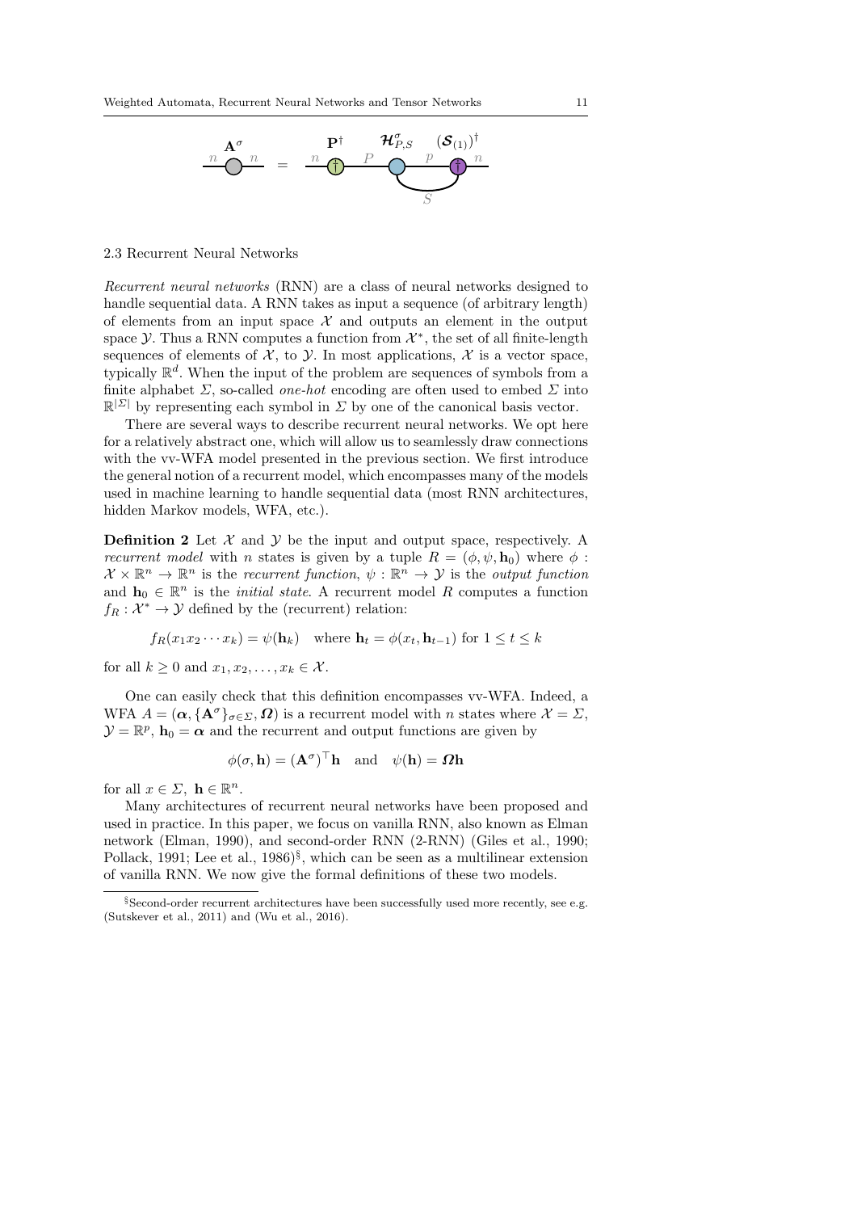## 2.3 Recurrent Neural Networks

*Recurrent neural networks* (RNN) are a class of neural networks designed to handle sequential data. A RNN takes as input a sequence (of arbitrary length) of elements from an input space $\mathcal{X}$ and outputs an element in the output space $\mathcal{Y}$. Thus a RNN computes a function from $\mathcal{X}^*$, the set of all finite-length sequences of elements of $\mathcal{X}$, to $\mathcal{Y}$. In most applications, $\mathcal{X}$ is a vector space, typically $\mathbb{R}^d$. When the input of the problem are sequences of symbols from a finite alphabet $\Sigma$, so-called *one-hot* encoding are often used to embed $\Sigma$ into $\mathbb{R}^{|\Sigma|}$ by representing each symbol in $\Sigma$ by one of the canonical basis vector.

There are several ways to describe recurrent neural networks. We opt here for a relatively abstract one, which will allow us to seamlessly draw connections with the vv-WFA model presented in the previous section. We first introduce the general notion of a recurrent model, which encompasses many of the models used in machine learning to handle sequential data (most RNN architectures, hidden Markov models, WFA, etc.).

**Definition 2** Let $\mathcal{X}$ and $\mathcal{Y}$ be the input and output space, respectively. A *recurrent model* with $n$ states is given by a tuple $R = (\phi, \psi, \mathbf{h}_0)$ where $\phi : \mathcal{X} \times \mathbb{R}^n \to \mathbb{R}^n$ is the *recurrent function*, $\psi : \mathbb{R}^n \to \mathcal{Y}$ is the *output function* and $\mathbf{h}_0 \in \mathbb{R}^n$ is the *initial state*. A recurrent model $R$ computes a function $f_R : \mathcal{X}^* \to \mathcal{Y}$ defined by the (recurrent) relation:

$$f_R(x_1 x_2 \cdots x_k) = \psi(\mathbf{h}_k) \quad \text{where } \mathbf{h}_t = \phi(x_t, \mathbf{h}_{t-1}) \text{ for } 1 \leq t \leq k$$

for all $k \geq 0$ and $x_1, x_2, \ldots, x_k \in \mathcal{X}$.

One can easily check that this definition encompasses vv-WFA. Indeed, a WFA $A = (\boldsymbol{\alpha}, \{\mathbf{A}^\sigma\}_{\sigma \in \Sigma}, \boldsymbol{\Omega})$ is a recurrent model with $n$ states where $\mathcal{X} = \Sigma$, $\mathcal{Y} = \mathbb{R}^p$, $\mathbf{h}_0 = \boldsymbol{\alpha}$ and the recurrent and output functions are given by

$$\phi(\sigma, \mathbf{h}) = (\mathbf{A}^\sigma)^\top \mathbf{h} \quad \text{and} \quad \psi(\mathbf{h}) = \boldsymbol{\Omega}\mathbf{h}$$

for all $x \in \Sigma$, $\mathbf{h} \in \mathbb{R}^n$.

Many architectures of recurrent neural networks have been proposed and used in practice. In this paper, we focus on vanilla RNN, also known as Elman network (Elman, 1990), and second-order RNN (2-RNN) (Giles et al., 1990; Pollack, 1991; Lee et al., 1986)[§], which can be seen as a multilinear extension of vanilla RNN. We now give the formal definitions of these two models.

[§] Second-order recurrent architectures have been successfully used more recently, see e.g. (Sutskever et al., 2011) and (Wu et al., 2016).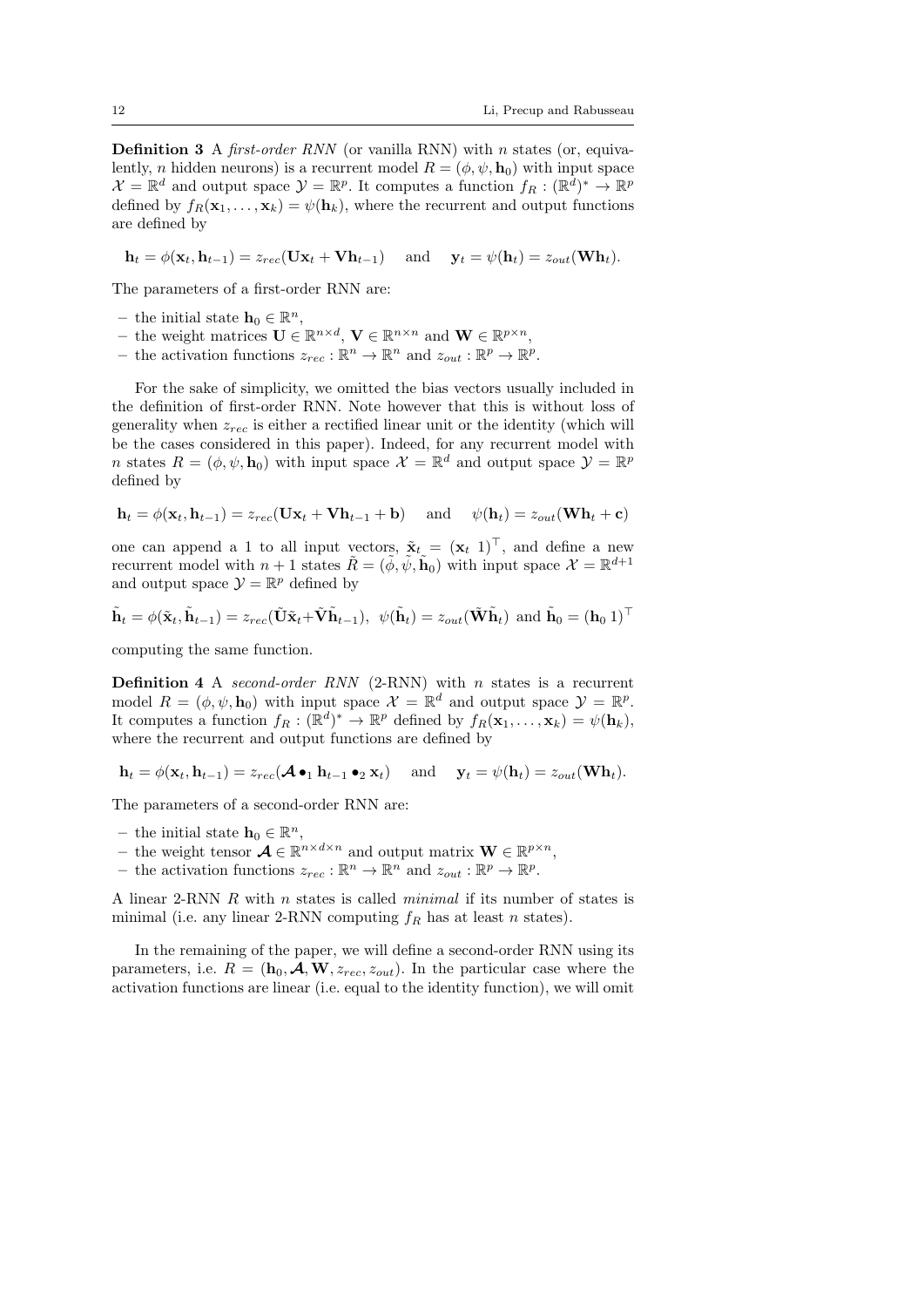**Definition 3** A *first-order RNN* (or vanilla RNN) with $n$ states (or, equivalently, $n$ hidden neurons) is a recurrent model $R = (\phi, \psi, \mathbf{h}_0)$ with input space $\mathcal{X} = \mathbb{R}^d$ and output space $\mathcal{Y} = \mathbb{R}^p$. It computes a function $f_R : (\mathbb{R}^d)^* \to \mathbb{R}^p$ defined by $f_R(\mathbf{x}_1, \dots, \mathbf{x}_k) = \psi(\mathbf{h}_k)$, where the recurrent and output functions are defined by

$$\mathbf{h}_t = \phi(\mathbf{x}_t, \mathbf{h}_{t-1}) = z_{rec}(\mathbf{U}\mathbf{x}_t + \mathbf{V}\mathbf{h}_{t-1}) \quad \text{and} \quad \mathbf{y}_t = \psi(\mathbf{h}_t) = z_{out}(\mathbf{W}\mathbf{h}_t).$$

The parameters of a first-order RNN are:

- the initial state $\mathbf{h}_0 \in \mathbb{R}^n$,
- the weight matrices $\mathbf{U} \in \mathbb{R}^{n \times d}$, $\mathbf{V} \in \mathbb{R}^{n \times n}$ and $\mathbf{W} \in \mathbb{R}^{p \times n}$,
- the activation functions $z_{rec} : \mathbb{R}^n \to \mathbb{R}^n$ and $z_{out} : \mathbb{R}^p \to \mathbb{R}^p$.

For the sake of simplicity, we omitted the bias vectors usually included in the definition of first-order RNN. Note however that this is without loss of generality when $z_{rec}$ is either a rectified linear unit or the identity (which will be the cases considered in this paper). Indeed, for any recurrent model with $n$ states $R = (\phi, \psi, \mathbf{h}_0)$ with input space $\mathcal{X} = \mathbb{R}^d$ and output space $\mathcal{Y} = \mathbb{R}^p$ defined by

$$\mathbf{h}_t = \phi(\mathbf{x}_t, \mathbf{h}_{t-1}) = z_{rec}(\mathbf{U}\mathbf{x}_t + \mathbf{V}\mathbf{h}_{t-1} + \mathbf{b}) \quad \text{and} \quad \psi(\mathbf{h}_t) = z_{out}(\mathbf{W}\mathbf{h}_t + \mathbf{c})$$

one can append a 1 to all input vectors, $\tilde{\mathbf{x}}_t = (\mathbf{x}_t \ 1)^\top$, and define a new recurrent model with $n + 1$ states $\tilde{R} = (\tilde{\phi}, \tilde{\psi}, \tilde{\mathbf{h}}_0)$ with input space $\mathcal{X} = \mathbb{R}^{d+1}$ and output space $\mathcal{Y} = \mathbb{R}^p$ defined by

$$\tilde{\mathbf{h}}_t = \phi(\tilde{\mathbf{x}}_t, \tilde{\mathbf{h}}_{t-1}) = z_{rec}(\tilde{\mathbf{U}}\tilde{\mathbf{x}}_t + \tilde{\mathbf{V}}\tilde{\mathbf{h}}_{t-1}), \ \ \psi(\tilde{\mathbf{h}}_t) = z_{out}(\tilde{\mathbf{W}}\tilde{\mathbf{h}}_t) \text{ and } \tilde{\mathbf{h}}_0 = (\mathbf{h}_0 \ 1)^\top$$

computing the same function.

**Definition 4** A *second-order RNN* (2-RNN) with $n$ states is a recurrent model $R = (\phi, \psi, \mathbf{h}_0)$ with input space $\mathcal{X} = \mathbb{R}^d$ and output space $\mathcal{Y} = \mathbb{R}^p$. It computes a function $f_R : (\mathbb{R}^d)^* \to \mathbb{R}^p$ defined by $f_R(\mathbf{x}_1, \dots, \mathbf{x}_k) = \psi(\mathbf{h}_k)$, where the recurrent and output functions are defined by

$$\mathbf{h}_t = \phi(\mathbf{x}_t, \mathbf{h}_{t-1}) = z_{rec}(\boldsymbol{\mathcal{A}} \bullet_1 \mathbf{h}_{t-1} \bullet_2 \mathbf{x}_t) \quad \text{and} \quad \mathbf{y}_t = \psi(\mathbf{h}_t) = z_{out}(\mathbf{W}\mathbf{h}_t).$$

The parameters of a second-order RNN are:

- the initial state $\mathbf{h}_0 \in \mathbb{R}^n$,
- the weight tensor $\boldsymbol{\mathcal{A}} \in \mathbb{R}^{n \times d \times n}$ and output matrix $\mathbf{W} \in \mathbb{R}^{p \times n}$,
- the activation functions $z_{rec} : \mathbb{R}^n \to \mathbb{R}^n$ and $z_{out} : \mathbb{R}^p \to \mathbb{R}^p$.

A linear 2-RNN $R$ with $n$ states is called *minimal* if its number of states is minimal (i.e. any linear 2-RNN computing $f_R$ has at least $n$ states).

In the remaining of the paper, we will define a second-order RNN using its parameters, i.e. $R = (\mathbf{h}_0, \boldsymbol{\mathcal{A}}, \mathbf{W}, z_{rec}, z_{out})$. In the particular case where the activation functions are linear (i.e. equal to the identity function), we will omit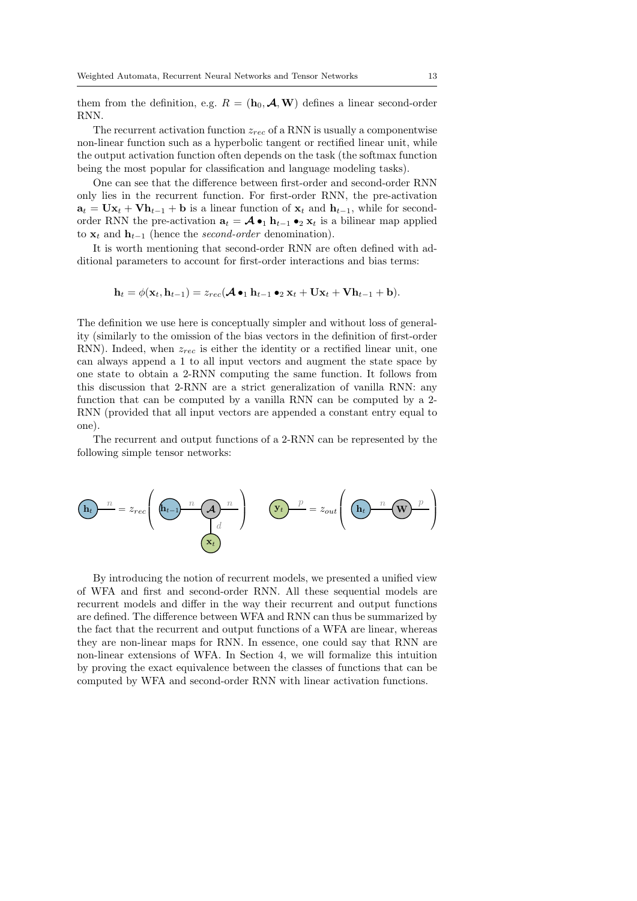them from the definition, e.g. $R = (\mathbf{h}_0, \boldsymbol{\mathcal{A}}, \mathbf{W})$ defines a linear second-order RNN.

The recurrent activation function $z_{rec}$ of a RNN is usually a componentwise non-linear function such as a hyperbolic tangent or rectified linear unit, while the output activation function often depends on the task (the softmax function being the most popular for classification and language modeling tasks).

One can see that the difference between first-order and second-order RNN only lies in the recurrent function. For first-order RNN, the pre-activation $\mathbf{a}_t = \mathbf{U}\mathbf{x}_t + \mathbf{V}\mathbf{h}_{t-1} + \mathbf{b}$ is a linear function of $\mathbf{x}_t$ and $\mathbf{h}_{t-1}$, while for second-order RNN the pre-activation $\mathbf{a}_t = \boldsymbol{\mathcal{A}} \bullet_1 \mathbf{h}_{t-1} \bullet_2 \mathbf{x}_t$ is a bilinear map applied to $\mathbf{x}_t$ and $\mathbf{h}_{t-1}$ (hence the *second-order* denomination).

It is worth mentioning that second-order RNN are often defined with additional parameters to account for first-order interactions and bias terms:

$$\mathbf{h}_t = \phi(\mathbf{x}_t, \mathbf{h}_{t-1}) = z_{rec}(\boldsymbol{\mathcal{A}} \bullet_1 \mathbf{h}_{t-1} \bullet_2 \mathbf{x}_t + \mathbf{U}\mathbf{x}_t + \mathbf{V}\mathbf{h}_{t-1} + \mathbf{b}).$$

The definition we use here is conceptually simpler and without loss of generality (similarly to the omission of the bias vectors in the definition of first-order RNN). Indeed, when $z_{rec}$ is either the identity or a rectified linear unit, one can always append a 1 to all input vectors and augment the state space by one state to obtain a 2-RNN computing the same function. It follows from this discussion that 2-RNN are a strict generalization of vanilla RNN: any function that can be computed by a vanilla RNN can be computed by a 2-RNN (provided that all input vectors are appended a constant entry equal to one).

The recurrent and output functions of a 2-RNN can be represented by the following simple tensor networks:

$$\mathbf{h}_t \overset{n}{—} = z_{rec}\left( \mathbf{h}_{t-1} \overset{n}{—} \boldsymbol{\mathcal{A}} \overset{n}{—} \;\Big|_{d}\; \mathbf{x}_t \right) \qquad \mathbf{y}_t \overset{p}{—} = z_{out}\left( \mathbf{h}_t \overset{n}{—} \mathbf{W} \overset{p}{—} \right)$$

By introducing the notion of recurrent models, we presented a unified view of WFA and first and second-order RNN. All these sequential models are recurrent models and differ in the way their recurrent and output functions are defined. The difference between WFA and RNN can thus be summarized by the fact that the recurrent and output functions of a WFA are linear, whereas they are non-linear maps for RNN. In essence, one could say that RNN are non-linear extensions of WFA. In Section 4, we will formalize this intuition by proving the exact equivalence between the classes of functions that can be computed by WFA and second-order RNN with linear activation functions.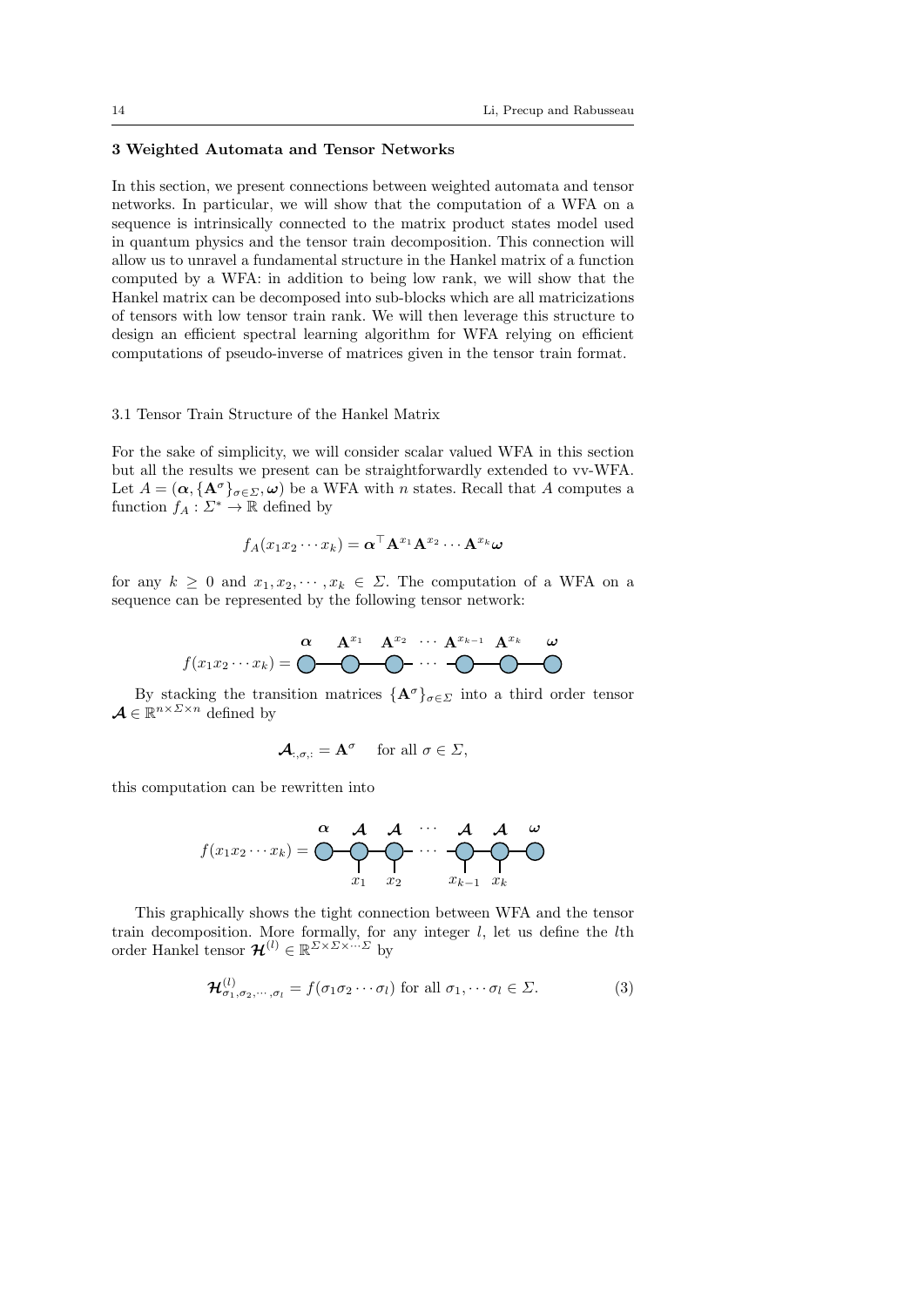### 3 Weighted Automata and Tensor Networks

In this section, we present connections between weighted automata and tensor networks. In particular, we will show that the computation of a WFA on a sequence is intrinsically connected to the matrix product states model used in quantum physics and the tensor train decomposition. This connection will allow us to unravel a fundamental structure in the Hankel matrix of a function computed by a WFA: in addition to being low rank, we will show that the Hankel matrix can be decomposed into sub-blocks which are all matricizations of tensors with low tensor train rank. We will then leverage this structure to design an efficient spectral learning algorithm for WFA relying on efficient computations of pseudo-inverse of matrices given in the tensor train format.

#### 3.1 Tensor Train Structure of the Hankel Matrix

For the sake of simplicity, we will consider scalar valued WFA in this section but all the results we present can be straightforwardly extended to vv-WFA. Let $A = (\boldsymbol{\alpha}, \{\mathbf{A}^\sigma\}_{\sigma\in\Sigma}, \boldsymbol{\omega})$ be a WFA with $n$ states. Recall that $A$ computes a function $f_A : \Sigma^* \to \mathbb{R}$ defined by

$$f_A(x_1 x_2 \cdots x_k) = \boldsymbol{\alpha}^\top \mathbf{A}^{x_1} \mathbf{A}^{x_2} \cdots \mathbf{A}^{x_k} \boldsymbol{\omega}$$

for any $k \geq 0$ and $x_1, x_2, \cdots, x_k \in \Sigma$. The computation of a WFA on a sequence can be represented by the following tensor network:

$$f(x_1 x_2 \cdots x_k) = \overset{\boldsymbol{\alpha}}{\bigcirc} - \overset{\mathbf{A}^{x_1}}{\bigcirc} - \overset{\mathbf{A}^{x_2}}{\bigcirc} - \cdots - \overset{\mathbf{A}^{x_{k-1}}}{\bigcirc} - \overset{\mathbf{A}^{x_k}}{\bigcirc} - \overset{\boldsymbol{\omega}}{\bigcirc}$$

By stacking the transition matrices $\{\mathbf{A}^\sigma\}_{\sigma\in\Sigma}$ into a third order tensor $\boldsymbol{\mathcal{A}} \in \mathbb{R}^{n\times\Sigma\times n}$ defined by

$$\boldsymbol{\mathcal{A}}_{:,\sigma,:} = \mathbf{A}^\sigma \quad \text{ for all } \sigma \in \Sigma,$$

this computation can be rewritten into

$$f(x_1 x_2 \cdots x_k) = \overset{\boldsymbol{\alpha}}{\bigcirc} - \underset{x_1}{\overset{\boldsymbol{\mathcal{A}}}{\bigcirc}} - \underset{x_2}{\overset{\boldsymbol{\mathcal{A}}}{\bigcirc}} - \cdots - \underset{x_{k-1}}{\overset{\boldsymbol{\mathcal{A}}}{\bigcirc}} - \underset{x_k}{\overset{\boldsymbol{\mathcal{A}}}{\bigcirc}} - \overset{\boldsymbol{\omega}}{\bigcirc}$$

This graphically shows the tight connection between WFA and the tensor train decomposition. More formally, for any integer $l$, let us define the $l$th order Hankel tensor $\boldsymbol{\mathcal{H}}^{(l)} \in \mathbb{R}^{\Sigma\times\Sigma\times\cdots\Sigma}$ by

$$\boldsymbol{\mathcal{H}}^{(l)}_{\sigma_1,\sigma_2,\cdots,\sigma_l} = f(\sigma_1\sigma_2\cdots\sigma_l) \text{ for all } \sigma_1, \cdots \sigma_l \in \Sigma. \tag{3}$$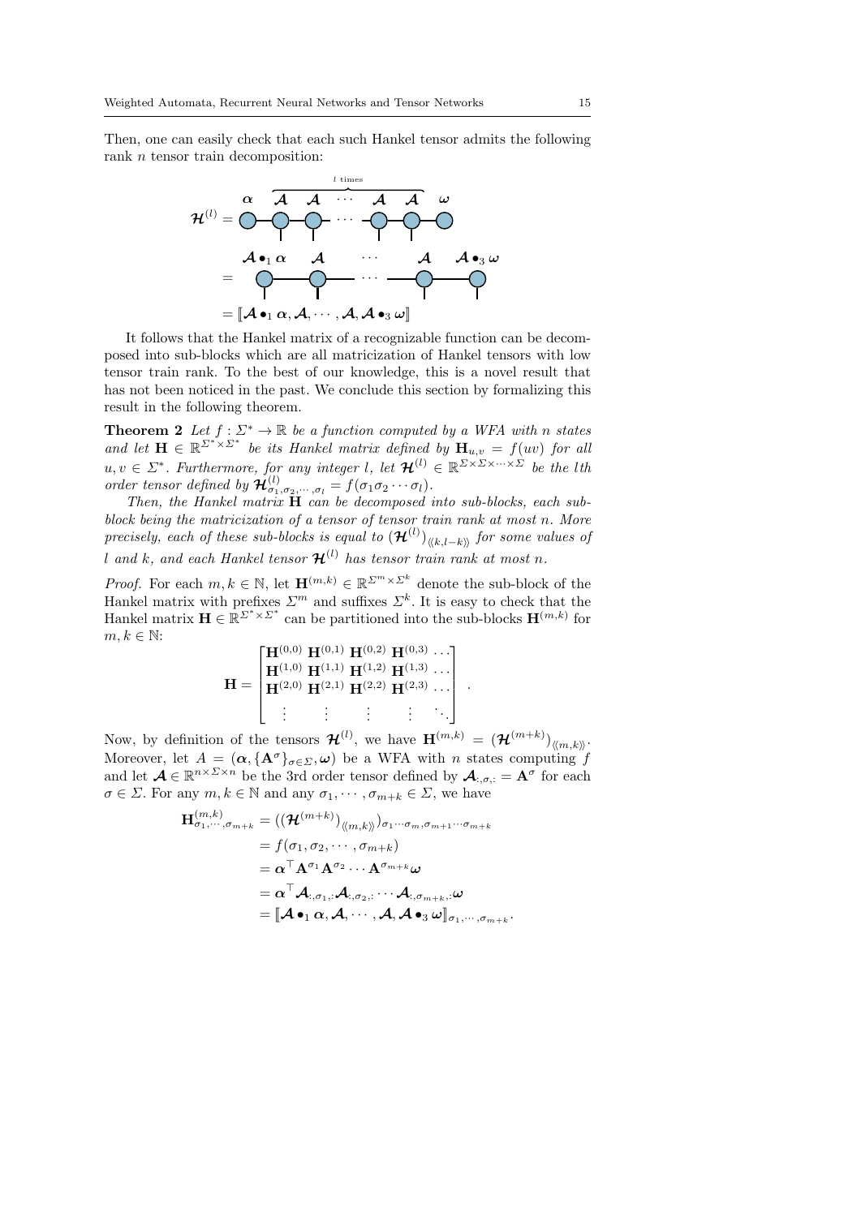Then, one can easily check that each such Hankel tensor admits the following rank $n$ tensor train decomposition:

$$\boldsymbol{\mathcal{H}}^{(l)} = \boldsymbol{\alpha} \; \overbrace{\boldsymbol{\mathcal{A}} \; \boldsymbol{\mathcal{A}} \; \cdots \; \boldsymbol{\mathcal{A}} \; \boldsymbol{\mathcal{A}}}^{l \text{ times}} \; \boldsymbol{\omega}$$

$$= \boldsymbol{\mathcal{A}} \bullet_1 \boldsymbol{\alpha} \quad \boldsymbol{\mathcal{A}} \quad \cdots \quad \boldsymbol{\mathcal{A}} \quad \boldsymbol{\mathcal{A}} \bullet_3 \boldsymbol{\omega}$$

$$= [\![\boldsymbol{\mathcal{A}} \bullet_1 \boldsymbol{\alpha}, \boldsymbol{\mathcal{A}}, \cdots, \boldsymbol{\mathcal{A}}, \boldsymbol{\mathcal{A}} \bullet_3 \boldsymbol{\omega}]\!]$$

It follows that the Hankel matrix of a recognizable function can be decomposed into sub-blocks which are all matricization of Hankel tensors with low tensor train rank. To the best of our knowledge, this is a novel result that has not been noticed in the past. We conclude this section by formalizing this result in the following theorem.

**Theorem 2** *Let $f : \Sigma^* \to \mathbb{R}$ be a function computed by a WFA with $n$ states and let $\mathbf{H} \in \mathbb{R}^{\Sigma^* \times \Sigma^*}$ be its Hankel matrix defined by $\mathbf{H}_{u,v} = f(uv)$ for all $u, v \in \Sigma^*$. Furthermore, for any integer $l$, let $\boldsymbol{\mathcal{H}}^{(l)} \in \mathbb{R}^{\Sigma \times \Sigma \times \cdots \times \Sigma}$ be the $l$th order tensor defined by $\boldsymbol{\mathcal{H}}^{(l)}_{\sigma_1, \sigma_2, \cdots, \sigma_l} = f(\sigma_1 \sigma_2 \cdots \sigma_l)$.*

*Then, the Hankel matrix $\mathbf{H}$ can be decomposed into sub-blocks, each sub-block being the matricization of a tensor of tensor train rank at most $n$. More precisely, each of these sub-blocks is equal to $(\boldsymbol{\mathcal{H}}^{(l)})_{\langle\langle k, l-k \rangle\rangle}$ for some values of $l$ and $k$, and each Hankel tensor $\boldsymbol{\mathcal{H}}^{(l)}$ has tensor train rank at most $n$.*

*Proof.* For each $m, k \in \mathbb{N}$, let $\mathbf{H}^{(m,k)} \in \mathbb{R}^{\Sigma^m \times \Sigma^k}$ denote the sub-block of the Hankel matrix with prefixes $\Sigma^m$ and suffixes $\Sigma^k$. It is easy to check that the Hankel matrix $\mathbf{H} \in \mathbb{R}^{\Sigma^* \times \Sigma^*}$ can be partitioned into the sub-blocks $\mathbf{H}^{(m,k)}$ for $m, k \in \mathbb{N}$:

$$\mathbf{H} = \begin{bmatrix} \mathbf{H}^{(0,0)} & \mathbf{H}^{(0,1)} & \mathbf{H}^{(0,2)} & \mathbf{H}^{(0,3)} & \cdots \\ \mathbf{H}^{(1,0)} & \mathbf{H}^{(1,1)} & \mathbf{H}^{(1,2)} & \mathbf{H}^{(1,3)} & \cdots \\ \mathbf{H}^{(2,0)} & \mathbf{H}^{(2,1)} & \mathbf{H}^{(2,2)} & \mathbf{H}^{(2,3)} & \cdots \\ \vdots & \vdots & \vdots & \vdots & \ddots \end{bmatrix}.$$

Now, by definition of the tensors $\boldsymbol{\mathcal{H}}^{(l)}$, we have $\mathbf{H}^{(m,k)} = (\boldsymbol{\mathcal{H}}^{(m+k)})_{\langle\langle m,k \rangle\rangle}$. Moreover, let $A = (\boldsymbol{\alpha}, \{\mathbf{A}^\sigma\}_{\sigma \in \Sigma}, \boldsymbol{\omega})$ be a WFA with $n$ states computing $f$ and let $\boldsymbol{\mathcal{A}} \in \mathbb{R}^{n \times \Sigma \times n}$ be the 3rd order tensor defined by $\boldsymbol{\mathcal{A}}_{:,\sigma,:} = \mathbf{A}^\sigma$ for each $\sigma \in \Sigma$. For any $m, k \in \mathbb{N}$ and any $\sigma_1, \cdots, \sigma_{m+k} \in \Sigma$, we have

$$\begin{aligned}
\mathbf{H}^{(m,k)}_{\sigma_1, \cdots, \sigma_{m+k}} &= ((\boldsymbol{\mathcal{H}}^{(m+k)})_{\langle\langle m,k \rangle\rangle})_{\sigma_1 \cdots \sigma_m, \sigma_{m+1} \cdots \sigma_{m+k}} \\
&= f(\sigma_1, \sigma_2, \cdots, \sigma_{m+k}) \\
&= \boldsymbol{\alpha}^\top \mathbf{A}^{\sigma_1} \mathbf{A}^{\sigma_2} \cdots \mathbf{A}^{\sigma_{m+k}} \boldsymbol{\omega} \\
&= \boldsymbol{\alpha}^\top \boldsymbol{\mathcal{A}}_{:,\sigma_1,:} \boldsymbol{\mathcal{A}}_{:,\sigma_2,:} \cdots \boldsymbol{\mathcal{A}}_{:,\sigma_{m+k},:} \boldsymbol{\omega} \\
&= [\![\boldsymbol{\mathcal{A}} \bullet_1 \boldsymbol{\alpha}, \boldsymbol{\mathcal{A}}, \cdots, \boldsymbol{\mathcal{A}}, \boldsymbol{\mathcal{A}} \bullet_3 \boldsymbol{\omega}]\!]_{\sigma_1, \cdots, \sigma_{m+k}}.
\end{aligned}$$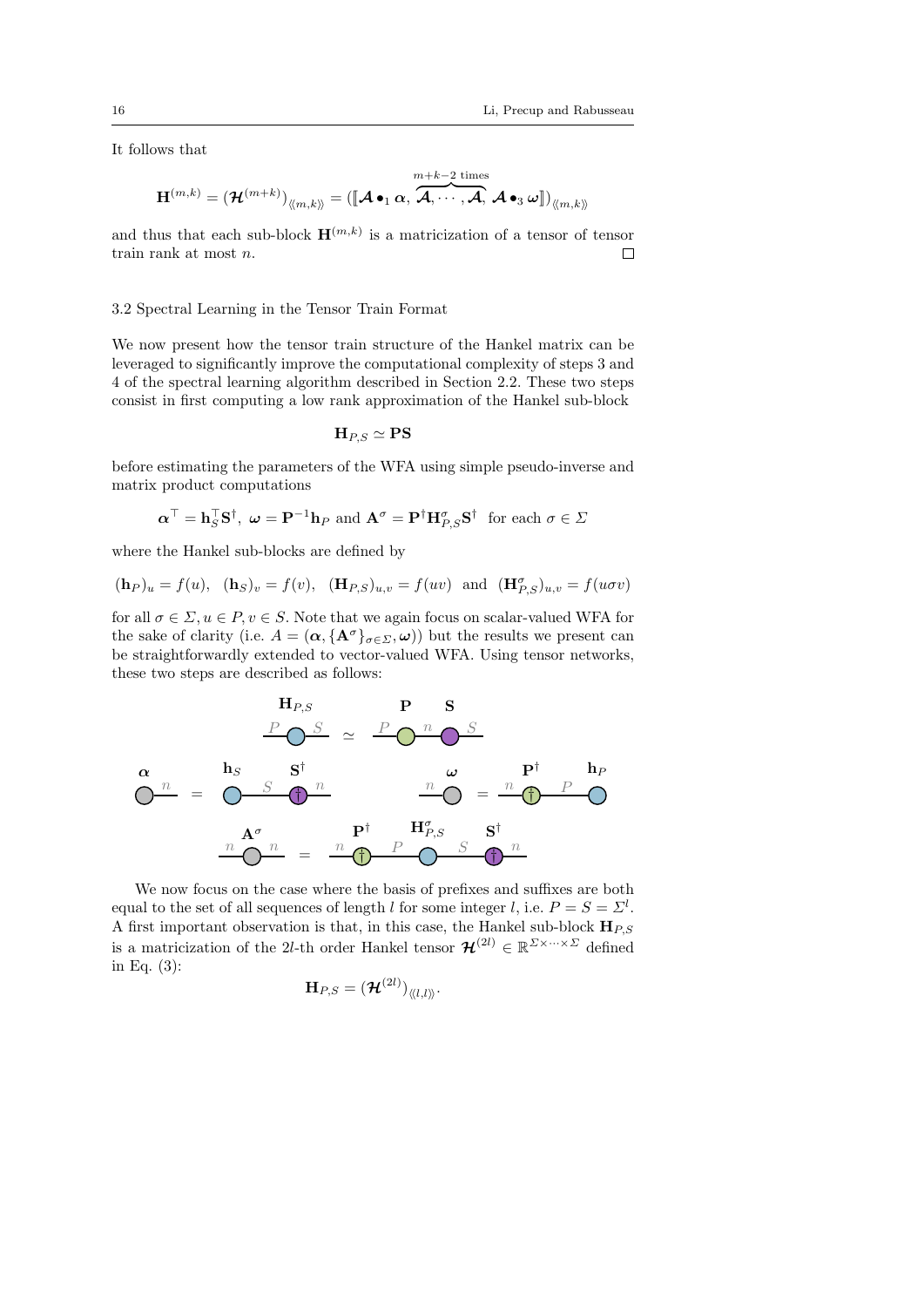It follows that

$$\mathbf{H}^{(m,k)} = (\boldsymbol{\mathcal{H}}^{(m+k)})_{\langle\langle m,k\rangle\rangle} = (\llbracket \boldsymbol{\mathcal{A}} \bullet_1 \boldsymbol{\alpha}, \overbrace{\boldsymbol{\mathcal{A}}, \cdots, \boldsymbol{\mathcal{A}}}^{m+k-2 \text{ times}}, \boldsymbol{\mathcal{A}} \bullet_3 \boldsymbol{\omega} \rrbracket)_{\langle\langle m,k\rangle\rangle}$$

and thus that each sub-block $\mathbf{H}^{(m,k)}$ is a matricization of a tensor of tensor train rank at most $n$. □

### 3.2 Spectral Learning in the Tensor Train Format

We now present how the tensor train structure of the Hankel matrix can be leveraged to significantly improve the computational complexity of steps 3 and 4 of the spectral learning algorithm described in Section 2.2. These two steps consist in first computing a low rank approximation of the Hankel sub-block

$$\mathbf{H}_{P,S} \simeq \mathbf{P}\mathbf{S}$$

before estimating the parameters of the WFA using simple pseudo-inverse and matrix product computations

$$\boldsymbol{\alpha}^\top = \mathbf{h}_S^\top \mathbf{S}^\dagger, \ \boldsymbol{\omega} = \mathbf{P}^{-1}\mathbf{h}_P \text{ and } \mathbf{A}^\sigma = \mathbf{P}^\dagger \mathbf{H}_{P,S}^\sigma \mathbf{S}^\dagger \ \text{ for each } \sigma \in \Sigma$$

where the Hankel sub-blocks are defined by

$$(\mathbf{h}_P)_u = f(u), \ \ (\mathbf{h}_S)_v = f(v), \ \ (\mathbf{H}_{P,S})_{u,v} = f(uv) \ \text{ and } \ (\mathbf{H}_{P,S}^\sigma)_{u,v} = f(u\sigma v)$$

for all $\sigma \in \Sigma, u \in P, v \in S$. Note that we again focus on scalar-valued WFA for the sake of clarity (i.e. $A = (\boldsymbol{\alpha}, \{\mathbf{A}^\sigma\}_{\sigma\in\Sigma}, \boldsymbol{\omega})$) but the results we present can be straightforwardly extended to vector-valued WFA. Using tensor networks, these two steps are described as follows:

$$\mathbf{H}_{P,S} \;(P \text{—}\bigcirc\text{—} S) \simeq \mathbf{P}\;(P \text{—}\bigcirc\text{—} n \text{—}\bigcirc\text{—} S)\;\mathbf{S}$$

$$\boldsymbol{\alpha}\;(\bigcirc\text{—} n) = \mathbf{h}_S\;(\bigcirc\text{—} S \text{—}\dagger\text{—} n)\;\mathbf{S}^\dagger \qquad \boldsymbol{\omega}\;(n\text{—}\bigcirc) = \mathbf{P}^\dagger\;(n \text{—}\dagger\text{—} P \text{—}\bigcirc)\;\mathbf{h}_P$$

$$\mathbf{A}^\sigma\;(n\text{—}\bigcirc\text{—}n) = \mathbf{P}^\dagger\;(n\text{—}\dagger\text{—}P\text{—}\bigcirc\text{—}S\text{—}\dagger\text{—}n)\;\mathbf{H}_{P,S}^\sigma\;\mathbf{S}^\dagger$$

We now focus on the case where the basis of prefixes and suffixes are both equal to the set of all sequences of length $l$ for some integer $l$, i.e. $P = S = \Sigma^l$. A first important observation is that, in this case, the Hankel sub-block $\mathbf{H}_{P,S}$ is a matricization of the $2l$-th order Hankel tensor $\boldsymbol{\mathcal{H}}^{(2l)} \in \mathbb{R}^{\Sigma\times\cdots\times\Sigma}$ defined in Eq. (3):

$$\mathbf{H}_{P,S} = (\boldsymbol{\mathcal{H}}^{(2l)})_{\langle\langle l,l\rangle\rangle}.$$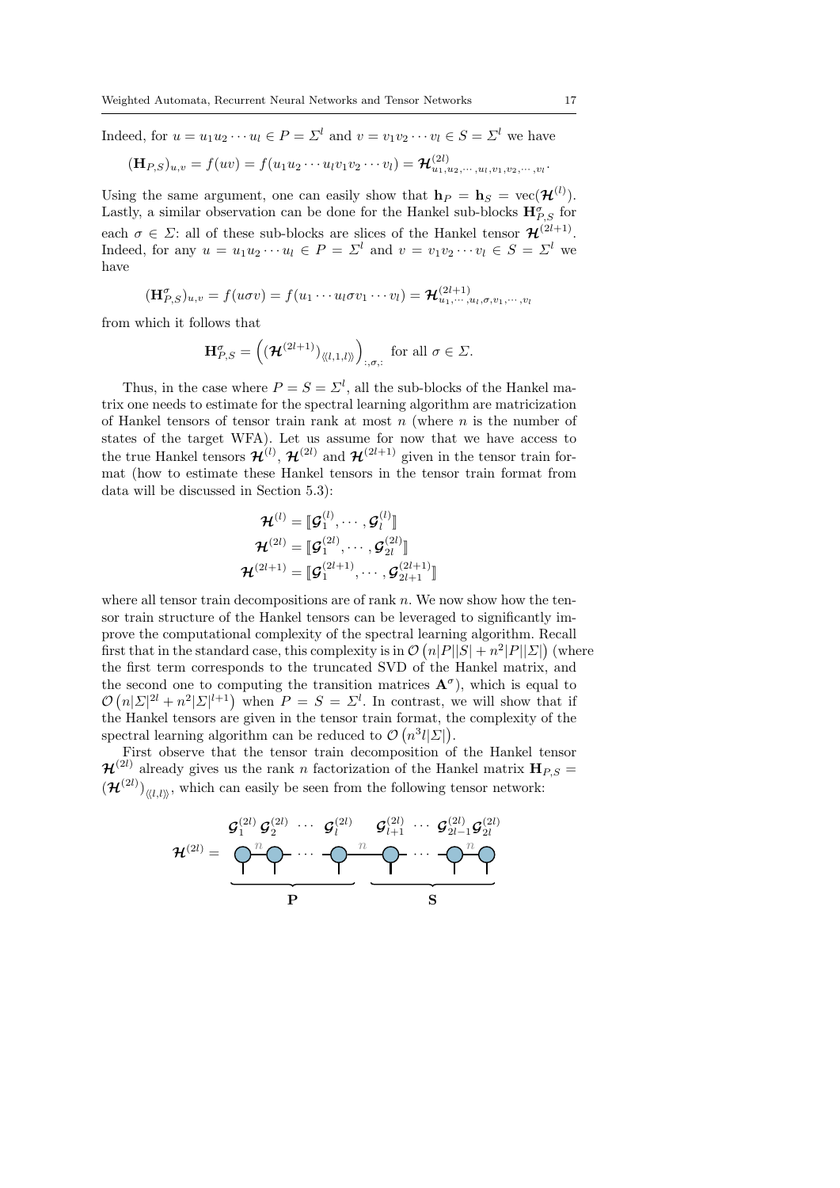Indeed, for $u = u_1 u_2 \cdots u_l \in P = \Sigma^l$ and $v = v_1 v_2 \cdots v_l \in S = \Sigma^l$ we have

$$(\mathbf{H}_{P,S})_{u,v} = f(uv) = f(u_1 u_2 \cdots u_l v_1 v_2 \cdots v_l) = \boldsymbol{\mathcal{H}}^{(2l)}_{u_1,u_2,\cdots,u_l,v_1,v_2,\cdots,v_l}.$$

Using the same argument, one can easily show that $\mathbf{h}_P = \mathbf{h}_S = \text{vec}(\boldsymbol{\mathcal{H}}^{(l)})$. Lastly, a similar observation can be done for the Hankel sub-blocks $\mathbf{H}^\sigma_{P,S}$ for each $\sigma \in \Sigma$: all of these sub-blocks are slices of the Hankel tensor $\boldsymbol{\mathcal{H}}^{(2l+1)}$. Indeed, for any $u = u_1 u_2 \cdots u_l \in P = \Sigma^l$ and $v = v_1 v_2 \cdots v_l \in S = \Sigma^l$ we have

$$(\mathbf{H}^\sigma_{P,S})_{u,v} = f(u\sigma v) = f(u_1 \cdots u_l \sigma v_1 \cdots v_l) = \boldsymbol{\mathcal{H}}^{(2l+1)}_{u_1,\cdots,u_l,\sigma,v_1,\cdots,v_l}$$

from which it follows that

$$\mathbf{H}^\sigma_{P,S} = \left( (\boldsymbol{\mathcal{H}}^{(2l+1)})_{\langle\langle l,1,l \rangle\rangle} \right)_{:,\sigma,:} \text{ for all } \sigma \in \Sigma.$$

Thus, in the case where $P = S = \Sigma^l$, all the sub-blocks of the Hankel matrix one needs to estimate for the spectral learning algorithm are matricization of Hankel tensors of tensor train rank at most $n$ (where $n$ is the number of states of the target WFA). Let us assume for now that we have access to the true Hankel tensors $\boldsymbol{\mathcal{H}}^{(l)}$, $\boldsymbol{\mathcal{H}}^{(2l)}$ and $\boldsymbol{\mathcal{H}}^{(2l+1)}$ given in the tensor train format (how to estimate these Hankel tensors in the tensor train format from data will be discussed in Section 5.3):

$$\boldsymbol{\mathcal{H}}^{(l)} = [\![ \boldsymbol{\mathcal{G}}^{(l)}_1, \cdots, \boldsymbol{\mathcal{G}}^{(l)}_l ]\!]$$
$$\boldsymbol{\mathcal{H}}^{(2l)} = [\![ \boldsymbol{\mathcal{G}}^{(2l)}_1, \cdots, \boldsymbol{\mathcal{G}}^{(2l)}_{2l} ]\!]$$
$$\boldsymbol{\mathcal{H}}^{(2l+1)} = [\![ \boldsymbol{\mathcal{G}}^{(2l+1)}_1, \cdots, \boldsymbol{\mathcal{G}}^{(2l+1)}_{2l+1} ]\!]$$

where all tensor train decompositions are of rank $n$. We now show how the tensor train structure of the Hankel tensors can be leveraged to significantly improve the computational complexity of the spectral learning algorithm. Recall first that in the standard case, this complexity is in $\mathcal{O}\left(n|P||S| + n^2|P||\Sigma|\right)$ (where the first term corresponds to the truncated SVD of the Hankel matrix, and the second one to computing the transition matrices $\mathbf{A}^\sigma$), which is equal to $\mathcal{O}\left(n|\Sigma|^{2l} + n^2|\Sigma|^{l+1}\right)$ when $P = S = \Sigma^l$. In contrast, we will show that if the Hankel tensors are given in the tensor train format, the complexity of the spectral learning algorithm can be reduced to $\mathcal{O}\left(n^3 l |\Sigma|\right)$.

First observe that the tensor train decomposition of the Hankel tensor $\boldsymbol{\mathcal{H}}^{(2l)}$ already gives us the rank $n$ factorization of the Hankel matrix $\mathbf{H}_{P,S} = (\boldsymbol{\mathcal{H}}^{(2l)})_{\langle\langle l,l \rangle\rangle}$, which can easily be seen from the following tensor network:

$$\boldsymbol{\mathcal{H}}^{(2l)} = \underbrace{\boldsymbol{\mathcal{G}}^{(2l)}_1 \overset{n}{-} \boldsymbol{\mathcal{G}}^{(2l)}_2 - \cdots - \boldsymbol{\mathcal{G}}^{(2l)}_l}_{\mathbf{P}} \overset{n}{-} \underbrace{\boldsymbol{\mathcal{G}}^{(2l)}_{l+1} - \cdots - \boldsymbol{\mathcal{G}}^{(2l)}_{2l-1} \overset{n}{-} \boldsymbol{\mathcal{G}}^{(2l)}_{2l}}_{\mathbf{S}}$$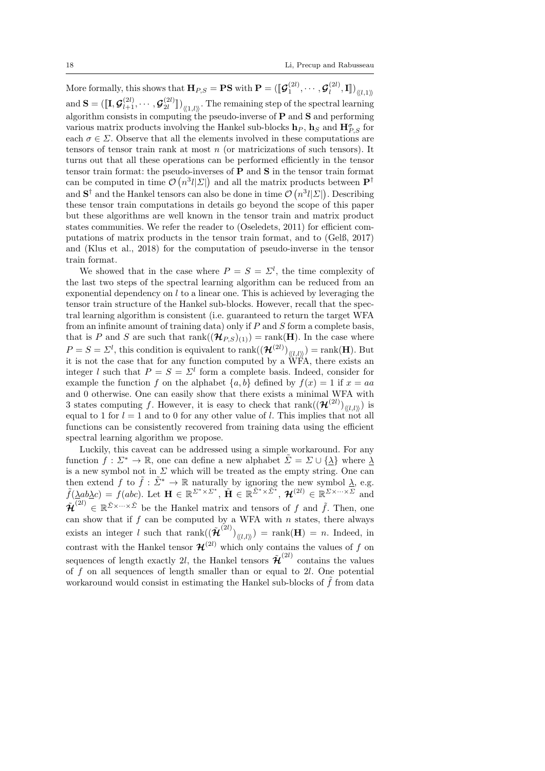More formally, this shows that $\mathbf{H}_{P,S} = \mathbf{PS}$ with $\mathbf{P} = (\llbracket \boldsymbol{\mathcal{G}}_1^{(2l)}, \cdots, \boldsymbol{\mathcal{G}}_l^{(2l)}, \mathbf{I} \rrbracket)_{\langle\langle l,1 \rangle\rangle}$ and $\mathbf{S} = (\llbracket \mathbf{I}, \boldsymbol{\mathcal{G}}_{l+1}^{(2l)}, \cdots, \boldsymbol{\mathcal{G}}_{2l}^{(2l)} \rrbracket)_{\langle\langle 1,l \rangle\rangle}$. The remaining step of the spectral learning algorithm consists in computing the pseudo-inverse of $\mathbf{P}$ and $\mathbf{S}$ and performing various matrix products involving the Hankel sub-blocks $\mathbf{h}_P$, $\mathbf{h}_S$ and $\mathbf{H}_{P,S}^{\sigma}$ for each $\sigma \in \Sigma$. Observe that all the elements involved in these computations are tensors of tensor train rank at most $n$ (or matricizations of such tensors). It turns out that all these operations can be performed efficiently in the tensor tensor train format: the pseudo-inverses of $\mathbf{P}$ and $\mathbf{S}$ in the tensor train format can be computed in time $\mathcal{O}\left(n^3 l |\Sigma|\right)$ and all the matrix products between $\mathbf{P}^{\dagger}$ and $\mathbf{S}^{\dagger}$ and the Hankel tensors can also be done in time $\mathcal{O}\left(n^3 l |\Sigma|\right)$. Describing these tensor train computations in details go beyond the scope of this paper but these algorithms are well known in the tensor train and matrix product states communities. We refer the reader to (Oseledets, 2011) for efficient computations of matrix products in the tensor train format, and to (Gelß, 2017) and (Klus et al., 2018) for the computation of pseudo-inverse in the tensor train format.

We showed that in the case where $P = S = \Sigma^l$, the time complexity of the last two steps of the spectral learning algorithm can be reduced from an exponential dependency on $l$ to a linear one. This is achieved by leveraging the tensor train structure of the Hankel sub-blocks. However, recall that the spectral learning algorithm is consistent (i.e. guaranteed to return the target WFA from an infinite amount of training data) only if $P$ and $S$ form a complete basis, that is $P$ and $S$ are such that $\operatorname{rank}((\boldsymbol{\mathcal{H}}_{P,S})_{(1)}) = \operatorname{rank}(\mathbf{H})$. In the case where $P = S = \Sigma^l$, this condition is equivalent to $\operatorname{rank}((\boldsymbol{\mathcal{H}}^{(2l)})_{\langle\langle l,l \rangle\rangle}) = \operatorname{rank}(\mathbf{H})$. But it is not the case that for any function computed by a WFA, there exists an integer $l$ such that $P = S = \Sigma^l$ form a complete basis. Indeed, consider for example the function $f$ on the alphabet $\{a, b\}$ defined by $f(x) = 1$ if $x = aa$ and 0 otherwise. One can easily show that there exists a minimal WFA with 3 states computing $f$. However, it is easy to check that $\operatorname{rank}((\boldsymbol{\mathcal{H}}^{(2l)})_{\langle\langle l,l \rangle\rangle})$ is equal to 1 for $l = 1$ and to 0 for any other value of $l$. This implies that not all functions can be consistently recovered from training data using the efficient spectral learning algorithm we propose.

Luckily, this caveat can be addressed using a simple workaround. For any function $f : \Sigma^* \to \mathbb{R}$, one can define a new alphabet $\tilde{\Sigma} = \Sigma \cup \{\underline{\lambda}\}$ where $\underline{\lambda}$ is a new symbol not in $\Sigma$ which will be treated as the empty string. One can then extend $f$ to $\tilde{f} : \tilde{\Sigma}^* \to \mathbb{R}$ naturally by ignoring the new symbol $\underline{\lambda}$, e.g. $\tilde{f}(\underline{\lambda} ab \underline{\lambda} c) = f(abc)$. Let $\mathbf{H} \in \mathbb{R}^{\Sigma^* \times \Sigma^*}$, $\tilde{\mathbf{H}} \in \mathbb{R}^{\tilde{\Sigma}^* \times \tilde{\Sigma}^*}$, $\boldsymbol{\mathcal{H}}^{(2l)} \in \mathbb{R}^{\Sigma \times \cdots \times \Sigma}$ and $\tilde{\boldsymbol{\mathcal{H}}}^{(2l)} \in \mathbb{R}^{\tilde{\Sigma} \times \cdots \times \tilde{\Sigma}}$ be the Hankel matrix and tensors of $f$ and $\tilde{f}$. Then, one can show that if $f$ can be computed by a WFA with $n$ states, there always exists an integer $l$ such that $\operatorname{rank}((\tilde{\boldsymbol{\mathcal{H}}}^{(2l)})_{\langle\langle l,l \rangle\rangle}) = \operatorname{rank}(\mathbf{H}) = n$. Indeed, in contrast with the Hankel tensor $\boldsymbol{\mathcal{H}}^{(2l)}$ which only contains the values of $f$ on sequences of length exactly $2l$, the Hankel tensors $\tilde{\boldsymbol{\mathcal{H}}}^{(2l)}$ contains the values of $f$ on all sequences of length smaller than or equal to $2l$. One potential workaround would consist in estimating the Hankel sub-blocks of $\tilde{f}$ from data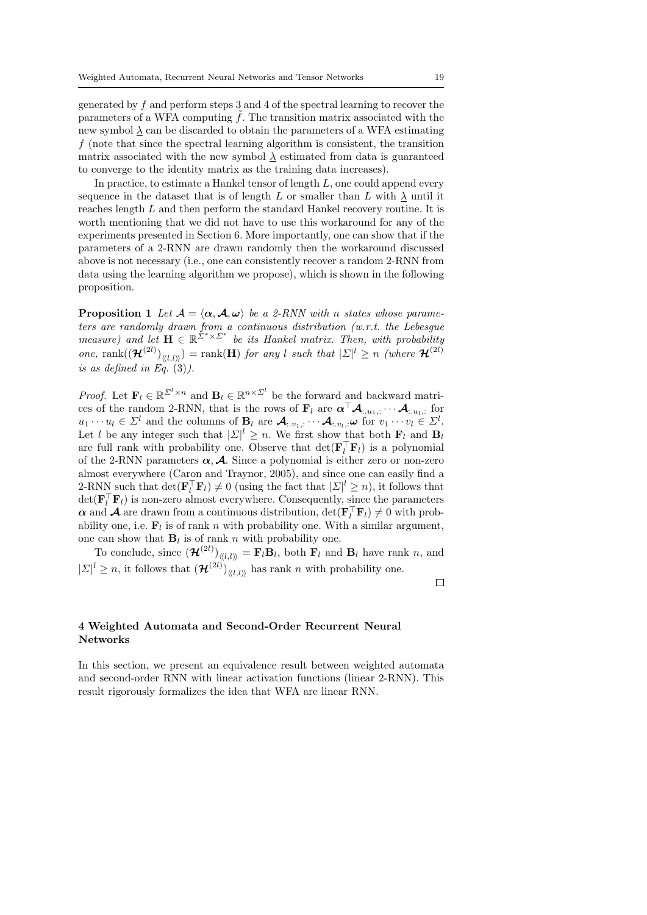generated by $f$ and perform steps 3 and 4 of the spectral learning to recover the parameters of a WFA computing $\tilde{f}$. The transition matrix associated with the new symbol $\underline{\lambda}$ can be discarded to obtain the parameters of a WFA estimating $f$ (note that since the spectral learning algorithm is consistent, the transition matrix associated with the new symbol $\underline{\lambda}$ estimated from data is guaranteed to converge to the identity matrix as the training data increases).

In practice, to estimate a Hankel tensor of length $L$, one could append every sequence in the dataset that is of length $L$ or smaller than $L$ with $\underline{\lambda}$ until it reaches length $L$ and then perform the standard Hankel recovery routine. It is worth mentioning that we did not have to use this workaround for any of the experiments presented in Section 6. More importantly, one can show that if the parameters of a 2-RNN are drawn randomly then the workaround discussed above is not necessary (i.e., one can consistently recover a random 2-RNN from data using the learning algorithm we propose), which is shown in the following proposition.

**Proposition 1** *Let $\mathcal{A} = \langle \boldsymbol{\alpha}, \boldsymbol{\mathcal{A}}, \boldsymbol{\omega} \rangle$ be a 2-RNN with $n$ states whose parameters are randomly drawn from a continuous distribution (w.r.t. the Lebesgue measure) and let $\mathbf{H} \in \mathbb{R}^{\Sigma^* \times \Sigma^*}$ be its Hankel matrix. Then, with probability one, $\operatorname{rank}((\boldsymbol{\mathcal{H}}^{(2l)})_{\langle\langle l,l \rangle\rangle}) = \operatorname{rank}(\mathbf{H})$ for any $l$ such that $|\Sigma|^l \geq n$ (where $\boldsymbol{\mathcal{H}}^{(2l)}$ is as defined in Eq. (3)).*

*Proof.* Let $\mathbf{F}_l \in \mathbb{R}^{\Sigma^l \times n}$ and $\mathbf{B}_l \in \mathbb{R}^{n \times \Sigma^l}$ be the forward and backward matrices of the random 2-RNN, that is the rows of $\mathbf{F}_l$ are $\boldsymbol{\alpha}^\top \boldsymbol{\mathcal{A}}_{:,u_1,:} \cdots \boldsymbol{\mathcal{A}}_{:,u_l,:}$ for $u_1 \cdots u_l \in \Sigma^l$ and the columns of $\mathbf{B}_l$ are $\boldsymbol{\mathcal{A}}_{:,v_1,:} \cdots \boldsymbol{\mathcal{A}}_{:,v_l,:}\boldsymbol{\omega}$ for $v_1 \cdots v_l \in \Sigma^l$. Let $l$ be any integer such that $|\Sigma|^l \geq n$. We first show that both $\mathbf{F}_l$ and $\mathbf{B}_l$ are full rank with probability one. Observe that $\det(\mathbf{F}_l^\top \mathbf{F}_l)$ is a polynomial of the 2-RNN parameters $\boldsymbol{\alpha}, \boldsymbol{\mathcal{A}}$. Since a polynomial is either zero or non-zero almost everywhere (Caron and Traynor, 2005), and since one can easily find a 2-RNN such that $\det(\mathbf{F}_l^\top \mathbf{F}_l) \neq 0$ (using the fact that $|\Sigma|^l \geq n$), it follows that $\det(\mathbf{F}_l^\top \mathbf{F}_l)$ is non-zero almost everywhere. Consequently, since the parameters $\boldsymbol{\alpha}$ and $\boldsymbol{\mathcal{A}}$ are drawn from a continuous distribution, $\det(\mathbf{F}_l^\top \mathbf{F}_l) \neq 0$ with probability one, i.e. $\mathbf{F}_l$ is of rank $n$ with probability one. With a similar argument, one can show that $\mathbf{B}_l$ is of rank $n$ with probability one.

To conclude, since $(\boldsymbol{\mathcal{H}}^{(2l)})_{\langle\langle l,l \rangle\rangle} = \mathbf{F}_l \mathbf{B}_l$, both $\mathbf{F}_l$ and $\mathbf{B}_l$ have rank $n$, and $|\Sigma|^l \geq n$, it follows that $(\boldsymbol{\mathcal{H}}^{(2l)})_{\langle\langle l,l \rangle\rangle}$ has rank $n$ with probability one.

□

## 4 Weighted Automata and Second-Order Recurrent Neural Networks

In this section, we present an equivalence result between weighted automata and second-order RNN with linear activation functions (linear 2-RNN). This result rigorously formalizes the idea that WFA are linear RNN.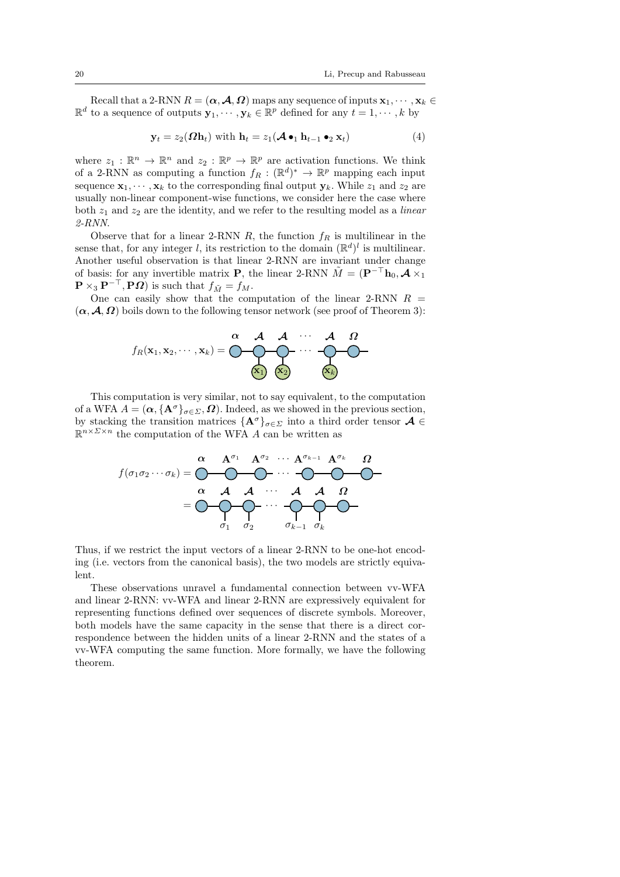Recall that a 2-RNN $R = (\boldsymbol{\alpha}, \boldsymbol{\mathcal{A}}, \boldsymbol{\Omega})$ maps any sequence of inputs $\mathbf{x}_1, \cdots, \mathbf{x}_k \in \mathbb{R}^d$ to a sequence of outputs $\mathbf{y}_1, \cdots, \mathbf{y}_k \in \mathbb{R}^p$ defined for any $t = 1, \cdots, k$ by

$$\mathbf{y}_t = z_2(\boldsymbol{\Omega}\mathbf{h}_t) \text{ with } \mathbf{h}_t = z_1(\boldsymbol{\mathcal{A}} \bullet_1 \mathbf{h}_{t-1} \bullet_2 \mathbf{x}_t) \tag{4}$$

where $z_1 : \mathbb{R}^n \to \mathbb{R}^n$ and $z_2 : \mathbb{R}^p \to \mathbb{R}^p$ are activation functions. We think of a 2-RNN as computing a function $f_R : (\mathbb{R}^d)^* \to \mathbb{R}^p$ mapping each input sequence $\mathbf{x}_1, \cdots, \mathbf{x}_k$ to the corresponding final output $\mathbf{y}_k$. While $z_1$ and $z_2$ are usually non-linear component-wise functions, we consider here the case where both $z_1$ and $z_2$ are the identity, and we refer to the resulting model as a *linear 2-RNN*.

Observe that for a linear 2-RNN $R$, the function $f_R$ is multilinear in the sense that, for any integer $l$, its restriction to the domain $(\mathbb{R}^d)^l$ is multilinear. Another useful observation is that linear 2-RNN are invariant under change of basis: for any invertible matrix $\mathbf{P}$, the linear 2-RNN $\tilde{M} = (\mathbf{P}^{-\top}\mathbf{h}_0, \boldsymbol{\mathcal{A}} \times_1 \mathbf{P} \times_3 \mathbf{P}^{-\top}, \mathbf{P}\boldsymbol{\Omega})$ is such that $f_{\tilde{M}} = f_M$.

One can easily show that the computation of the linear 2-RNN $R = (\boldsymbol{\alpha}, \boldsymbol{\mathcal{A}}, \boldsymbol{\Omega})$ boils down to the following tensor network (see proof of Theorem 3):

$$f_R(\mathbf{x}_1, \mathbf{x}_2, \cdots, \mathbf{x}_k) = \text{[tensor network: } \boldsymbol{\alpha} - \boldsymbol{\mathcal{A}}(\mathbf{x}_1) - \boldsymbol{\mathcal{A}}(\mathbf{x}_2) - \cdots - \boldsymbol{\mathcal{A}}(\mathbf{x}_k) - \boldsymbol{\Omega}\text{]}$$

This computation is very similar, not to say equivalent, to the computation of a WFA $A = (\boldsymbol{\alpha}, \{\mathbf{A}^\sigma\}_{\sigma\in\Sigma}, \boldsymbol{\Omega})$. Indeed, as we showed in the previous section, by stacking the transition matrices $\{\mathbf{A}^\sigma\}_{\sigma\in\Sigma}$ into a third order tensor $\boldsymbol{\mathcal{A}} \in \mathbb{R}^{n\times\Sigma\times n}$ the computation of the WFA $A$ can be written as

$$f(\sigma_1\sigma_2\cdots\sigma_k) = \text{[tensor network: } \boldsymbol{\alpha} - \mathbf{A}^{\sigma_1} - \mathbf{A}^{\sigma_2} - \cdots - \mathbf{A}^{\sigma_{k-1}} - \mathbf{A}^{\sigma_k} - \boldsymbol{\Omega}\text{]}$$
$$= \text{[tensor network: } \boldsymbol{\alpha} - \boldsymbol{\mathcal{A}}(\sigma_1) - \boldsymbol{\mathcal{A}}(\sigma_2) - \cdots - \boldsymbol{\mathcal{A}}(\sigma_{k-1}) - \boldsymbol{\mathcal{A}}(\sigma_k) - \boldsymbol{\Omega}\text{]}$$

Thus, if we restrict the input vectors of a linear 2-RNN to be one-hot encoding (i.e. vectors from the canonical basis), the two models are strictly equivalent.

These observations unravel a fundamental connection between vv-WFA and linear 2-RNN: vv-WFA and linear 2-RNN are expressively equivalent for representing functions defined over sequences of discrete symbols. Moreover, both models have the same capacity in the sense that there is a direct correspondence between the hidden units of a linear 2-RNN and the states of a vv-WFA computing the same function. More formally, we have the following theorem.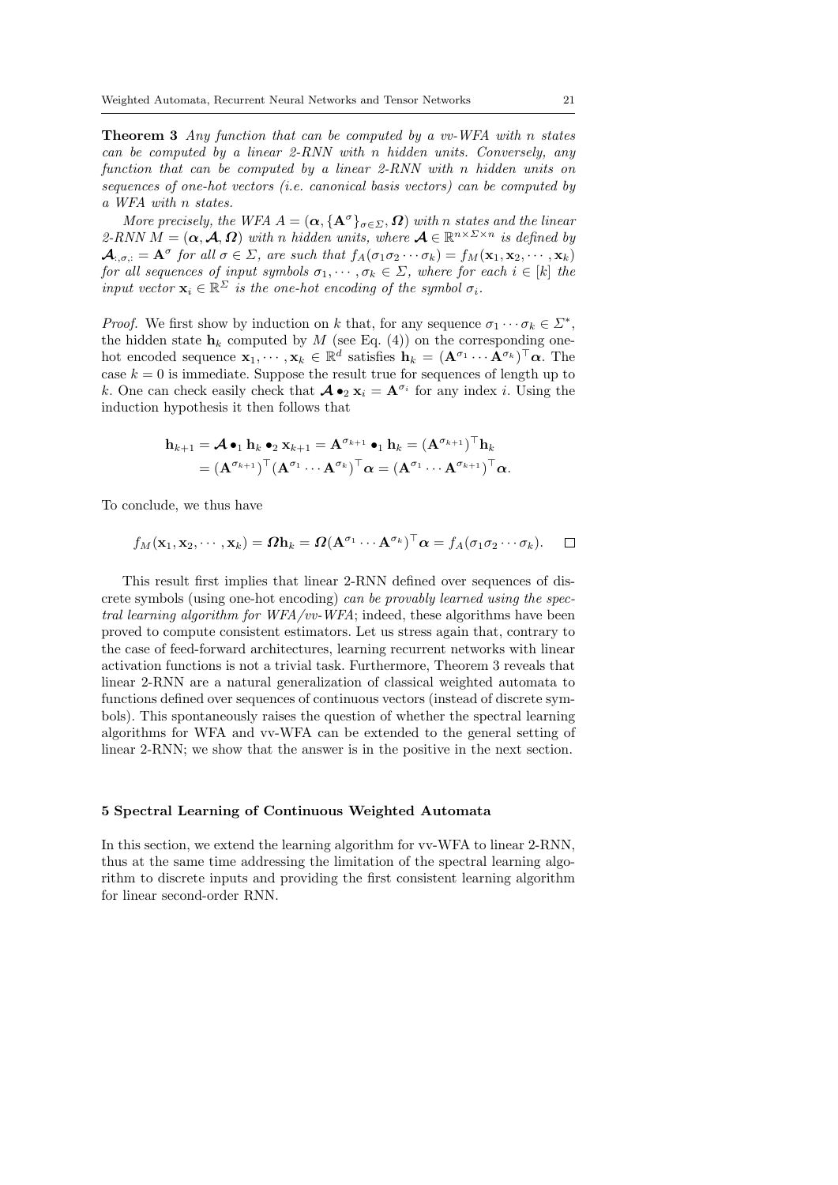**Theorem 3** *Any function that can be computed by a vv-WFA with $n$ states can be computed by a linear 2-RNN with $n$ hidden units. Conversely, any function that can be computed by a linear 2-RNN with $n$ hidden units on sequences of one-hot vectors (i.e. canonical basis vectors) can be computed by a WFA with $n$ states.*

*More precisely, the WFA $A = (\boldsymbol{\alpha}, \{\mathbf{A}^\sigma\}_{\sigma\in\Sigma}, \boldsymbol{\Omega})$ with $n$ states and the linear 2-RNN $M = (\boldsymbol{\alpha}, \boldsymbol{\mathcal{A}}, \boldsymbol{\Omega})$ with $n$ hidden units, where $\boldsymbol{\mathcal{A}} \in \mathbb{R}^{n\times\Sigma\times n}$ is defined by $\boldsymbol{\mathcal{A}}_{:,\sigma,:} = \mathbf{A}^\sigma$ for all $\sigma \in \Sigma$, are such that $f_A(\sigma_1\sigma_2\cdots\sigma_k) = f_M(\mathbf{x}_1, \mathbf{x}_2, \cdots, \mathbf{x}_k)$ for all sequences of input symbols $\sigma_1, \cdots, \sigma_k \in \Sigma$, where for each $i \in [k]$ the input vector $\mathbf{x}_i \in \mathbb{R}^\Sigma$ is the one-hot encoding of the symbol $\sigma_i$.*

*Proof.* We first show by induction on $k$ that, for any sequence $\sigma_1\cdots\sigma_k \in \Sigma^*$, the hidden state $\mathbf{h}_k$ computed by $M$ (see Eq. (4)) on the corresponding one-hot encoded sequence $\mathbf{x}_1, \cdots, \mathbf{x}_k \in \mathbb{R}^d$ satisfies $\mathbf{h}_k = (\mathbf{A}^{\sigma_1}\cdots\mathbf{A}^{\sigma_k})^\top\boldsymbol{\alpha}$. The case $k = 0$ is immediate. Suppose the result true for sequences of length up to $k$. One can check easily check that $\boldsymbol{\mathcal{A}} \bullet_2 \mathbf{x}_i = \mathbf{A}^{\sigma_i}$ for any index $i$. Using the induction hypothesis it then follows that

$$
\begin{aligned}
\mathbf{h}_{k+1} &= \boldsymbol{\mathcal{A}} \bullet_1 \mathbf{h}_k \bullet_2 \mathbf{x}_{k+1} = \mathbf{A}^{\sigma_{k+1}} \bullet_1 \mathbf{h}_k = (\mathbf{A}^{\sigma_{k+1}})^\top \mathbf{h}_k \\
&= (\mathbf{A}^{\sigma_{k+1}})^\top (\mathbf{A}^{\sigma_1}\cdots\mathbf{A}^{\sigma_k})^\top \boldsymbol{\alpha} = (\mathbf{A}^{\sigma_1}\cdots\mathbf{A}^{\sigma_{k+1}})^\top \boldsymbol{\alpha}.
\end{aligned}
$$

To conclude, we thus have

$$
f_M(\mathbf{x}_1, \mathbf{x}_2, \cdots, \mathbf{x}_k) = \boldsymbol{\Omega}\mathbf{h}_k = \boldsymbol{\Omega}(\mathbf{A}^{\sigma_1}\cdots\mathbf{A}^{\sigma_k})^\top\boldsymbol{\alpha} = f_A(\sigma_1\sigma_2\cdots\sigma_k). \qquad \square
$$

This result first implies that linear 2-RNN defined over sequences of discrete symbols (using one-hot encoding) *can be provably learned using the spectral learning algorithm for WFA/vv-WFA*; indeed, these algorithms have been proved to compute consistent estimators. Let us stress again that, contrary to the case of feed-forward architectures, learning recurrent networks with linear activation functions is not a trivial task. Furthermore, Theorem 3 reveals that linear 2-RNN are a natural generalization of classical weighted automata to functions defined over sequences of continuous vectors (instead of discrete symbols). This spontaneously raises the question of whether the spectral learning algorithms for WFA and vv-WFA can be extended to the general setting of linear 2-RNN; we show that the answer is in the positive in the next section.

## 5 Spectral Learning of Continuous Weighted Automata

In this section, we extend the learning algorithm for vv-WFA to linear 2-RNN, thus at the same time addressing the limitation of the spectral learning algorithm to discrete inputs and providing the first consistent learning algorithm for linear second-order RNN.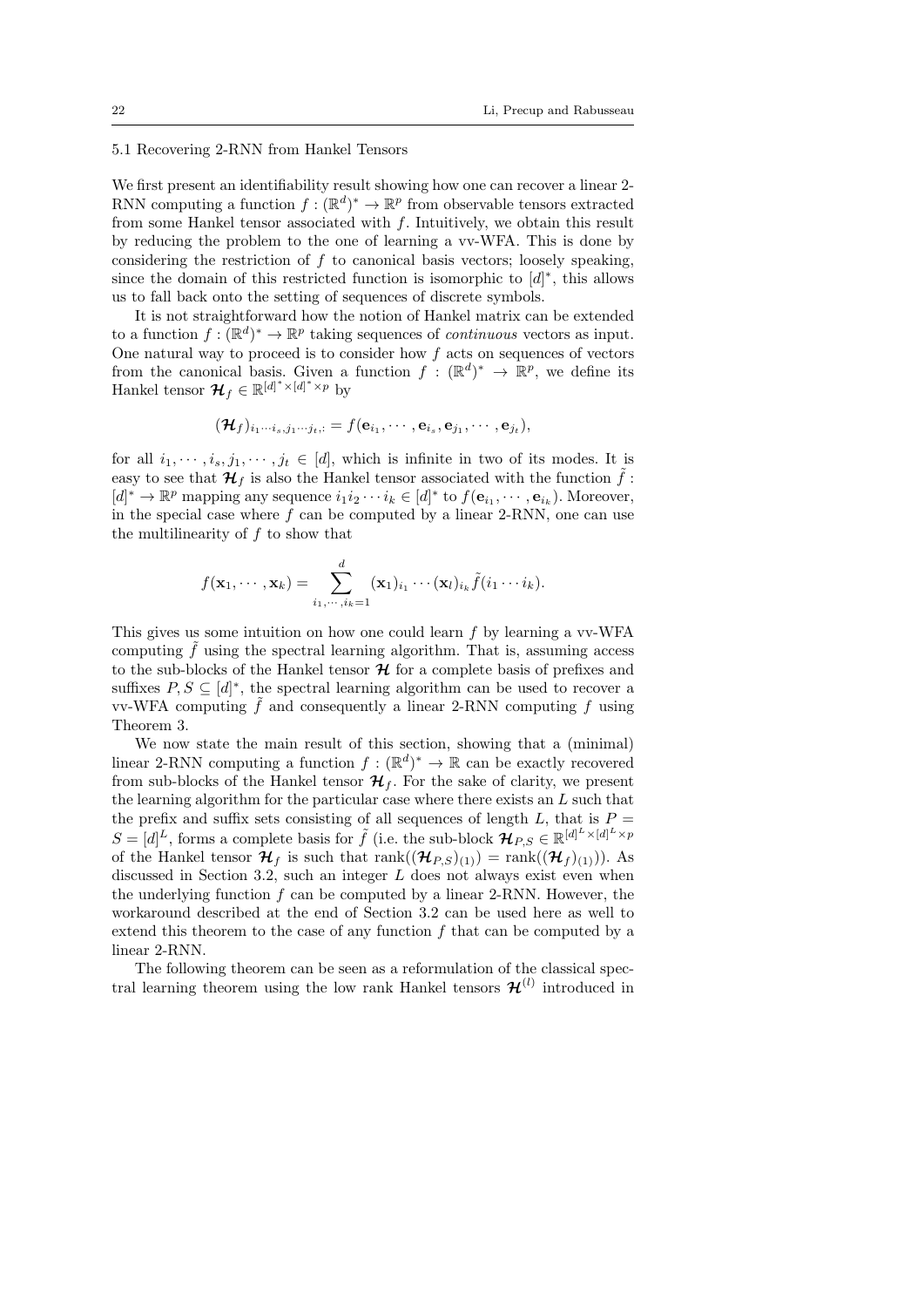### 5.1 Recovering 2-RNN from Hankel Tensors

We first present an identifiability result showing how one can recover a linear 2-RNN computing a function $f : (\mathbb{R}^d)^* \to \mathbb{R}^p$ from observable tensors extracted from some Hankel tensor associated with $f$. Intuitively, we obtain this result by reducing the problem to the one of learning a vv-WFA. This is done by considering the restriction of $f$ to canonical basis vectors; loosely speaking, since the domain of this restricted function is isomorphic to $[d]^*$, this allows us to fall back onto the setting of sequences of discrete symbols.

It is not straightforward how the notion of Hankel matrix can be extended to a function $f : (\mathbb{R}^d)^* \to \mathbb{R}^p$ taking sequences of *continuous* vectors as input. One natural way to proceed is to consider how $f$ acts on sequences of vectors from the canonical basis. Given a function $f : (\mathbb{R}^d)^* \to \mathbb{R}^p$, we define its Hankel tensor $\boldsymbol{\mathcal{H}}_f \in \mathbb{R}^{[d]^* \times [d]^* \times p}$ by

$$(\boldsymbol{\mathcal{H}}_f)_{i_1 \cdots i_s, j_1 \cdots j_t, :} = f(\mathbf{e}_{i_1}, \cdots, \mathbf{e}_{i_s}, \mathbf{e}_{j_1}, \cdots, \mathbf{e}_{j_t}),$$

for all $i_1, \cdots, i_s, j_1, \cdots, j_t \in [d]$, which is infinite in two of its modes. It is easy to see that $\boldsymbol{\mathcal{H}}_f$ is also the Hankel tensor associated with the function $\tilde{f} : [d]^* \to \mathbb{R}^p$ mapping any sequence $i_1 i_2 \cdots i_k \in [d]^*$ to $f(\mathbf{e}_{i_1}, \cdots, \mathbf{e}_{i_k})$. Moreover, in the special case where $f$ can be computed by a linear 2-RNN, one can use the multilinearity of $f$ to show that

$$f(\mathbf{x}_1, \cdots, \mathbf{x}_k) = \sum_{i_1, \cdots, i_k = 1}^{d} (\mathbf{x}_1)_{i_1} \cdots (\mathbf{x}_l)_{i_k} \tilde{f}(i_1 \cdots i_k).$$

This gives us some intuition on how one could learn $f$ by learning a vv-WFA computing $\tilde{f}$ using the spectral learning algorithm. That is, assuming access to the sub-blocks of the Hankel tensor $\boldsymbol{\mathcal{H}}$ for a complete basis of prefixes and suffixes $P, S \subseteq [d]^*$, the spectral learning algorithm can be used to recover a vv-WFA computing $\tilde{f}$ and consequently a linear 2-RNN computing $f$ using Theorem 3.

We now state the main result of this section, showing that a (minimal) linear 2-RNN computing a function $f : (\mathbb{R}^d)^* \to \mathbb{R}$ can be exactly recovered from sub-blocks of the Hankel tensor $\boldsymbol{\mathcal{H}}_f$. For the sake of clarity, we present the learning algorithm for the particular case where there exists an $L$ such that the prefix and suffix sets consisting of all sequences of length $L$, that is $P = S = [d]^L$, forms a complete basis for $\tilde{f}$ (i.e. the sub-block $\boldsymbol{\mathcal{H}}_{P,S} \in \mathbb{R}^{[d]^L \times [d]^L \times p}$ of the Hankel tensor $\boldsymbol{\mathcal{H}}_f$ is such that $\operatorname{rank}((\boldsymbol{\mathcal{H}}_{P,S})_{(1)}) = \operatorname{rank}((\boldsymbol{\mathcal{H}}_f)_{(1)})$). As discussed in Section 3.2, such an integer $L$ does not always exist even when the underlying function $f$ can be computed by a linear 2-RNN. However, the workaround described at the end of Section 3.2 can be used here as well to extend this theorem to the case of any function $f$ that can be computed by a linear 2-RNN.

The following theorem can be seen as a reformulation of the classical spectral learning theorem using the low rank Hankel tensors $\boldsymbol{\mathcal{H}}^{(l)}$ introduced in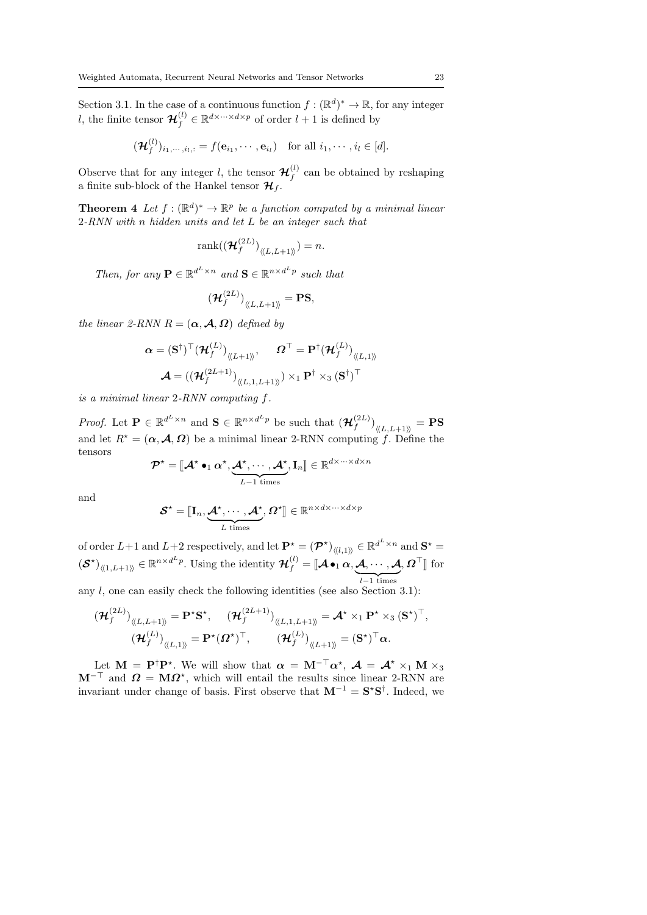Section 3.1. In the case of a continuous function $f : (\mathbb{R}^d)^* \to \mathbb{R}$, for any integer $l$, the finite tensor $\boldsymbol{\mathcal{H}}_f^{(l)} \in \mathbb{R}^{d \times \cdots \times d \times p}$ of order $l+1$ is defined by

$$(\boldsymbol{\mathcal{H}}_f^{(l)})_{i_1, \cdots, i_l, :} = f(\mathbf{e}_{i_1}, \cdots, \mathbf{e}_{i_l}) \quad \text{for all } i_1, \cdots, i_l \in [d].$$

Observe that for any integer $l$, the tensor $\boldsymbol{\mathcal{H}}_f^{(l)}$ can be obtained by reshaping a finite sub-block of the Hankel tensor $\boldsymbol{\mathcal{H}}_f$.

**Theorem 4** *Let $f : (\mathbb{R}^d)^* \to \mathbb{R}^p$ be a function computed by a minimal linear 2-RNN with $n$ hidden units and let $L$ be an integer such that*

$$\operatorname{rank}((\boldsymbol{\mathcal{H}}_f^{(2L)})_{\langle\!\langle L, L+1 \rangle\!\rangle}) = n.$$

*Then, for any $\mathbf{P} \in \mathbb{R}^{d^L \times n}$ and $\mathbf{S} \in \mathbb{R}^{n \times d^L p}$ such that*

$$(\boldsymbol{\mathcal{H}}_f^{(2L)})_{\langle\!\langle L, L+1 \rangle\!\rangle} = \mathbf{PS},$$

*the linear 2-RNN $R = (\boldsymbol{\alpha}, \boldsymbol{\mathcal{A}}, \boldsymbol{\Omega})$ defined by*

$$\boldsymbol{\alpha} = (\mathbf{S}^\dagger)^\top (\boldsymbol{\mathcal{H}}_f^{(L)})_{\langle\!\langle L+1 \rangle\!\rangle}, \qquad \boldsymbol{\Omega}^\top = \mathbf{P}^\dagger (\boldsymbol{\mathcal{H}}_f^{(L)})_{\langle\!\langle L, 1 \rangle\!\rangle}$$

$$\boldsymbol{\mathcal{A}} = ((\boldsymbol{\mathcal{H}}_f^{(2L+1)})_{\langle\!\langle L, 1, L+1 \rangle\!\rangle}) \times_1 \mathbf{P}^\dagger \times_3 (\mathbf{S}^\dagger)^\top$$

*is a minimal linear 2-RNN computing $f$.*

*Proof.* Let $\mathbf{P} \in \mathbb{R}^{d^L \times n}$ and $\mathbf{S} \in \mathbb{R}^{n \times d^L p}$ be such that $(\boldsymbol{\mathcal{H}}_f^{(2L)})_{\langle\!\langle L, L+1 \rangle\!\rangle} = \mathbf{PS}$ and let $R^\star = (\boldsymbol{\alpha}, \boldsymbol{\mathcal{A}}, \boldsymbol{\Omega})$ be a minimal linear 2-RNN computing $f$. Define the tensors

$$\boldsymbol{\mathcal{P}}^\star = [\![ \boldsymbol{\mathcal{A}}^\star \bullet_1 \boldsymbol{\alpha}^\star, \underbrace{\boldsymbol{\mathcal{A}}^\star, \cdots, \boldsymbol{\mathcal{A}}^\star}_{L-1 \text{ times}}, \mathbf{I}_n ]\!] \in \mathbb{R}^{d \times \cdots \times d \times n}$$

and

$$\boldsymbol{\mathcal{S}}^\star = [\![ \mathbf{I}_n, \underbrace{\boldsymbol{\mathcal{A}}^\star, \cdots, \boldsymbol{\mathcal{A}}^\star}_{L \text{ times}}, \boldsymbol{\Omega}^\star ]\!] \in \mathbb{R}^{n \times d \times \cdots \times d \times p}$$

of order $L+1$ and $L+2$ respectively, and let $\mathbf{P}^\star = (\boldsymbol{\mathcal{P}}^\star)_{\langle\!\langle l, 1 \rangle\!\rangle} \in \mathbb{R}^{d^L \times n}$ and $\mathbf{S}^\star = (\boldsymbol{\mathcal{S}}^\star)_{\langle\!\langle 1, L+1 \rangle\!\rangle} \in \mathbb{R}^{n \times d^L p}$. Using the identity $\boldsymbol{\mathcal{H}}_f^{(l)} = [\![ \boldsymbol{\mathcal{A}} \bullet_1 \boldsymbol{\alpha}, \underbrace{\boldsymbol{\mathcal{A}}, \cdots, \boldsymbol{\mathcal{A}}}_{l-1 \text{ times}}, \boldsymbol{\Omega}^\top ]\!]$ for any $l$, one can easily check the following identities (see also Section 3.1):

$$(\boldsymbol{\mathcal{H}}_f^{(2L)})_{\langle\!\langle L, L+1 \rangle\!\rangle} = \mathbf{P}^\star \mathbf{S}^\star, \quad (\boldsymbol{\mathcal{H}}_f^{(2L+1)})_{\langle\!\langle L, 1, L+1 \rangle\!\rangle} = \boldsymbol{\mathcal{A}}^\star \times_1 \mathbf{P}^\star \times_3 (\mathbf{S}^\star)^\top,$$

$$(\boldsymbol{\mathcal{H}}_f^{(L)})_{\langle\!\langle L, 1 \rangle\!\rangle} = \mathbf{P}^\star (\boldsymbol{\Omega}^\star)^\top, \qquad (\boldsymbol{\mathcal{H}}_f^{(L)})_{\langle\!\langle L+1 \rangle\!\rangle} = (\mathbf{S}^\star)^\top \boldsymbol{\alpha}.$$

Let $\mathbf{M} = \mathbf{P}^\dagger \mathbf{P}^\star$. We will show that $\boldsymbol{\alpha} = \mathbf{M}^{-\top} \boldsymbol{\alpha}^\star$, $\boldsymbol{\mathcal{A}} = \boldsymbol{\mathcal{A}}^\star \times_1 \mathbf{M} \times_3 \mathbf{M}^{-\top}$ and $\boldsymbol{\Omega} = \mathbf{M} \boldsymbol{\Omega}^\star$, which will entail the results since linear 2-RNN are invariant under change of basis. First observe that $\mathbf{M}^{-1} = \mathbf{S}^\star \mathbf{S}^\dagger$. Indeed, we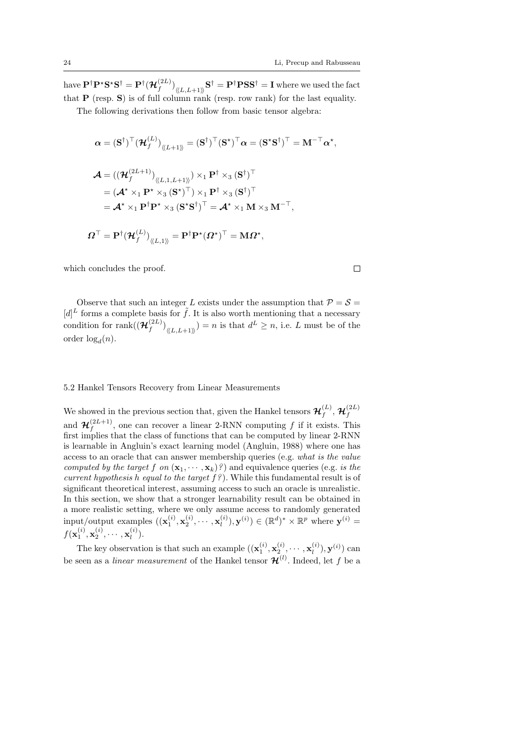have $\mathbf{P}^\dagger\mathbf{P}^\star\mathbf{S}^\star\mathbf{S}^\dagger = \mathbf{P}^\dagger(\boldsymbol{\mathcal{H}}_f^{(2L)})_{\langle\langle L,L+1\rangle\rangle}\mathbf{S}^\dagger = \mathbf{P}^\dagger\mathbf{P}\mathbf{S}\mathbf{S}^\dagger = \mathbf{I}$ where we used the fact that $\mathbf{P}$ (resp. $\mathbf{S}$) is of full column rank (resp. row rank) for the last equality.

The following derivations then follow from basic tensor algebra:

$$\boldsymbol{\alpha} = (\mathbf{S}^\dagger)^\top(\boldsymbol{\mathcal{H}}_f^{(L)})_{\langle\langle L+1\rangle\rangle} = (\mathbf{S}^\dagger)^\top(\mathbf{S}^\star)^\top\boldsymbol{\alpha} = (\mathbf{S}^\star\mathbf{S}^\dagger)^\top = \mathbf{M}^{-\top}\boldsymbol{\alpha}^\star,$$

$$\begin{aligned}
\boldsymbol{\mathcal{A}} &= ((\boldsymbol{\mathcal{H}}_f^{(2L+1)})_{\langle\langle L,1,L+1\rangle\rangle}) \times_1 \mathbf{P}^\dagger \times_3 (\mathbf{S}^\dagger)^\top \\
&= (\boldsymbol{\mathcal{A}}^\star \times_1 \mathbf{P}^\star \times_3 (\mathbf{S}^\star)^\top) \times_1 \mathbf{P}^\dagger \times_3 (\mathbf{S}^\dagger)^\top \\
&= \boldsymbol{\mathcal{A}}^\star \times_1 \mathbf{P}^\dagger\mathbf{P}^\star \times_3 (\mathbf{S}^\star\mathbf{S}^\dagger)^\top = \boldsymbol{\mathcal{A}}^\star \times_1 \mathbf{M} \times_3 \mathbf{M}^{-\top},
\end{aligned}$$

$$\boldsymbol{\Omega}^\top = \mathbf{P}^\dagger(\boldsymbol{\mathcal{H}}_f^{(L)})_{\langle\langle L,1\rangle\rangle} = \mathbf{P}^\dagger\mathbf{P}^\star(\boldsymbol{\Omega}^\star)^\top = \mathbf{M}\boldsymbol{\Omega}^\star,$$

which concludes the proof. $\square$

Observe that such an integer $L$ exists under the assumption that $\mathcal{P} = \mathcal{S} = [d]^L$ forms a complete basis for $\tilde{f}$. It is also worth mentioning that a necessary condition for $\text{rank}((\boldsymbol{\mathcal{H}}_f^{(2L)})_{\langle\langle L,L+1\rangle\rangle}) = n$ is that $d^L \geq n$, i.e. $L$ must be of the order $\log_d(n)$.

### 5.2 Hankel Tensors Recovery from Linear Measurements

We showed in the previous section that, given the Hankel tensors $\boldsymbol{\mathcal{H}}_f^{(L)}$, $\boldsymbol{\mathcal{H}}_f^{(2L)}$ and $\boldsymbol{\mathcal{H}}_f^{(2L+1)}$, one can recover a linear 2-RNN computing $f$ if it exists. This first implies that the class of functions that can be computed by linear 2-RNN is learnable in Angluin's exact learning model (Angluin, 1988) where one has access to an oracle that can answer membership queries (e.g. *what is the value computed by the target $f$ on $(\mathbf{x}_1, \cdots, \mathbf{x}_k)$?*) and equivalence queries (e.g. *is the current hypothesis $h$ equal to the target $f$?*). While this fundamental result is of significant theoretical interest, assuming access to such an oracle is unrealistic. In this section, we show that a stronger learnability result can be obtained in a more realistic setting, where we only assume access to randomly generated input/output examples $((\mathbf{x}_1^{(i)}, \mathbf{x}_2^{(i)}, \cdots, \mathbf{x}_l^{(i)}), \mathbf{y}^{(i)}) \in (\mathbb{R}^d)^* \times \mathbb{R}^p$ where $\mathbf{y}^{(i)} = f(\mathbf{x}_1^{(i)}, \mathbf{x}_2^{(i)}, \cdots, \mathbf{x}_l^{(i)})$.

The key observation is that such an example $((\mathbf{x}_1^{(i)}, \mathbf{x}_2^{(i)}, \cdots, \mathbf{x}_l^{(i)}), \mathbf{y}^{(i)})$ can be seen as a *linear measurement* of the Hankel tensor $\boldsymbol{\mathcal{H}}^{(l)}$. Indeed, let $f$ be a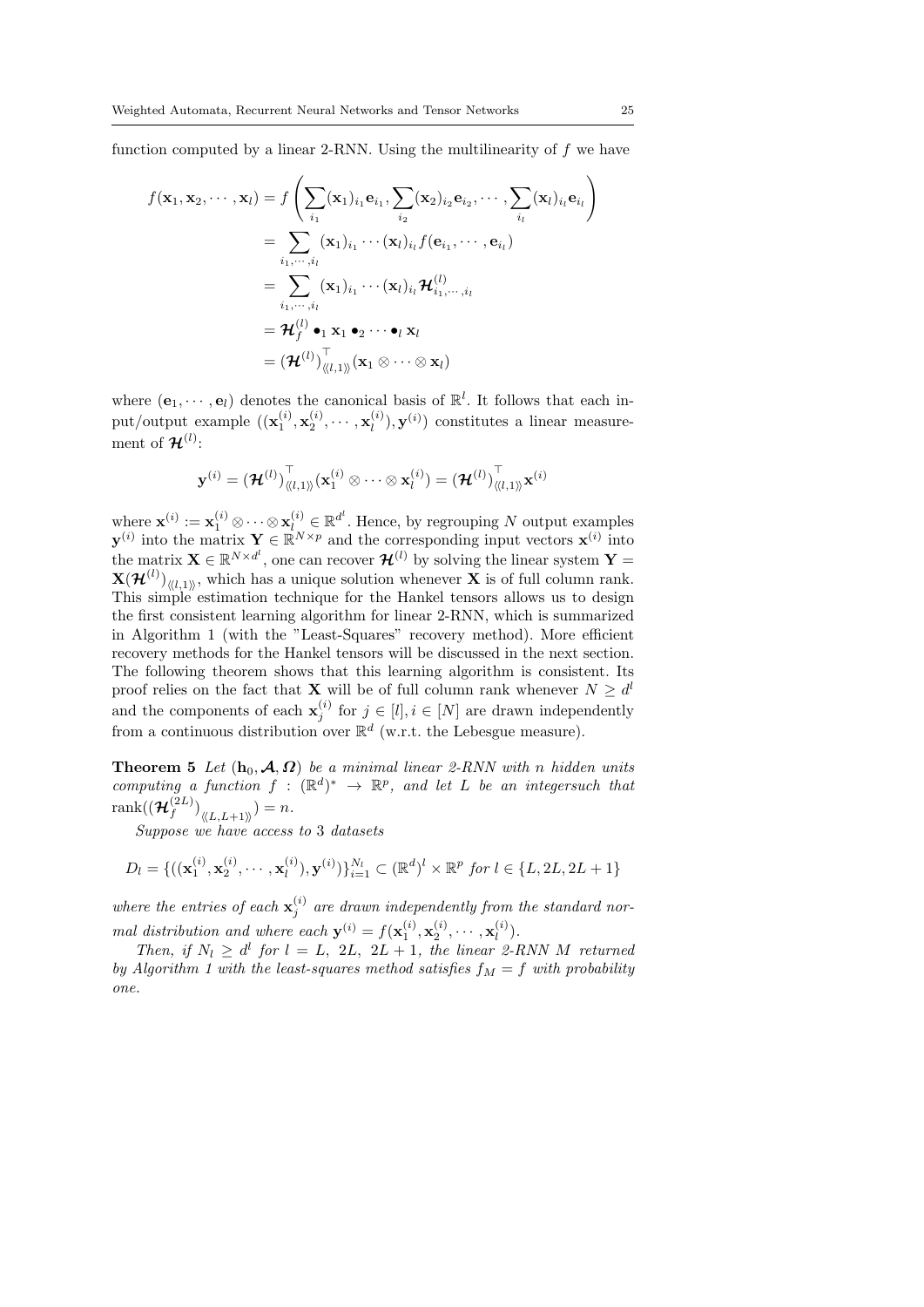function computed by a linear 2-RNN. Using the multilinearity of $f$ we have

$$
\begin{aligned}
f(\mathbf{x}_1, \mathbf{x}_2, \cdots, \mathbf{x}_l) &= f\left(\sum_{i_1} (\mathbf{x}_1)_{i_1} \mathbf{e}_{i_1}, \sum_{i_2} (\mathbf{x}_2)_{i_2} \mathbf{e}_{i_2}, \cdots, \sum_{i_l} (\mathbf{x}_l)_{i_l} \mathbf{e}_{i_l}\right) \\
&= \sum_{i_1, \cdots, i_l} (\mathbf{x}_1)_{i_1} \cdots (\mathbf{x}_l)_{i_l} f(\mathbf{e}_{i_1}, \cdots, \mathbf{e}_{i_l}) \\
&= \sum_{i_1, \cdots, i_l} (\mathbf{x}_1)_{i_1} \cdots (\mathbf{x}_l)_{i_l} \boldsymbol{\mathcal{H}}^{(l)}_{i_1, \cdots, i_l} \\
&= \boldsymbol{\mathcal{H}}^{(l)}_f \bullet_1 \mathbf{x}_1 \bullet_2 \cdots \bullet_l \mathbf{x}_l \\
&= (\boldsymbol{\mathcal{H}}^{(l)})_{\langle\langle l,1 \rangle\rangle}^\top (\mathbf{x}_1 \otimes \cdots \otimes \mathbf{x}_l)
\end{aligned}
$$

where $(\mathbf{e}_1, \cdots, \mathbf{e}_l)$ denotes the canonical basis of $\mathbb{R}^l$. It follows that each input/output example $((\mathbf{x}_1^{(i)}, \mathbf{x}_2^{(i)}, \cdots, \mathbf{x}_l^{(i)}), \mathbf{y}^{(i)})$ constitutes a linear measurement of $\boldsymbol{\mathcal{H}}^{(l)}$:

$$
\mathbf{y}^{(i)} = (\boldsymbol{\mathcal{H}}^{(l)})_{\langle\langle l,1 \rangle\rangle}^\top (\mathbf{x}_1^{(i)} \otimes \cdots \otimes \mathbf{x}_l^{(i)}) = (\boldsymbol{\mathcal{H}}^{(l)})_{\langle\langle l,1 \rangle\rangle}^\top \mathbf{x}^{(i)}
$$

where $\mathbf{x}^{(i)} := \mathbf{x}_1^{(i)} \otimes \cdots \otimes \mathbf{x}_l^{(i)} \in \mathbb{R}^{d^l}$. Hence, by regrouping $N$ output examples $\mathbf{y}^{(i)}$ into the matrix $\mathbf{Y} \in \mathbb{R}^{N \times p}$ and the corresponding input vectors $\mathbf{x}^{(i)}$ into the matrix $\mathbf{X} \in \mathbb{R}^{N \times d^l}$, one can recover $\boldsymbol{\mathcal{H}}^{(l)}$ by solving the linear system $\mathbf{Y} = \mathbf{X}(\boldsymbol{\mathcal{H}}^{(l)})_{\langle\langle l,1 \rangle\rangle}$, which has a unique solution whenever $\mathbf{X}$ is of full column rank. This simple estimation technique for the Hankel tensors allows us to design the first consistent learning algorithm for linear 2-RNN, which is summarized in Algorithm 1 (with the "Least-Squares" recovery method). More efficient recovery methods for the Hankel tensors will be discussed in the next section. The following theorem shows that this learning algorithm is consistent. Its proof relies on the fact that $\mathbf{X}$ will be of full column rank whenever $N \geq d^l$ and the components of each $\mathbf{x}_j^{(i)}$ for $j \in [l], i \in [N]$ are drawn independently from a continuous distribution over $\mathbb{R}^d$ (w.r.t. the Lebesgue measure).

**Theorem 5** *Let $(\mathbf{h}_0, \boldsymbol{\mathcal{A}}, \boldsymbol{\Omega})$ be a minimal linear 2-RNN with $n$ hidden units computing a function $f : (\mathbb{R}^d)^* \to \mathbb{R}^p$, and let $L$ be an integersuch that $\operatorname{rank}((\boldsymbol{\mathcal{H}}_f^{(2L)})_{\langle\langle L, L+1 \rangle\rangle}) = n$.*

*Suppose we have access to 3 datasets*

$$
D_l = \{((\mathbf{x}_1^{(i)}, \mathbf{x}_2^{(i)}, \cdots, \mathbf{x}_l^{(i)}), \mathbf{y}^{(i)})\}_{i=1}^{N_l} \subset (\mathbb{R}^d)^l \times \mathbb{R}^p \text{ for } l \in \{L, 2L, 2L+1\}
$$

*where the entries of each $\mathbf{x}_j^{(i)}$ are drawn independently from the standard normal distribution and where each $\mathbf{y}^{(i)} = f(\mathbf{x}_1^{(i)}, \mathbf{x}_2^{(i)}, \cdots, \mathbf{x}_l^{(i)})$.*

*Then, if $N_l \geq d^l$ for $l = L,\ 2L,\ 2L+1$, the linear 2-RNN $M$ returned by Algorithm 1 with the least-squares method satisfies $f_M = f$ with probability one.*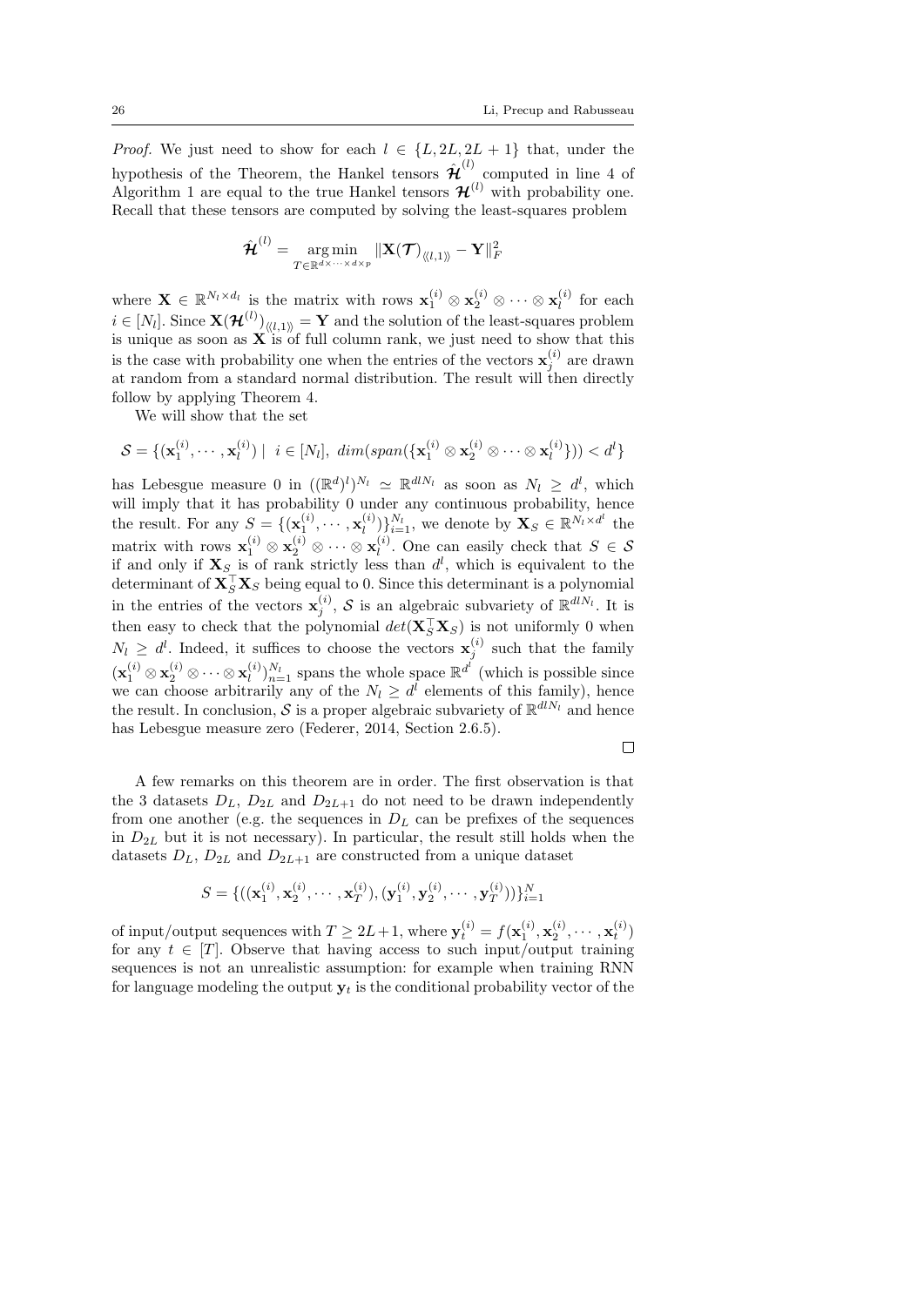*Proof.* We just need to show for each $l \in \{L, 2L, 2L+1\}$ that, under the hypothesis of the Theorem, the Hankel tensors $\hat{\boldsymbol{\mathcal{H}}}^{(l)}$ computed in line 4 of Algorithm 1 are equal to the true Hankel tensors $\boldsymbol{\mathcal{H}}^{(l)}$ with probability one. Recall that these tensors are computed by solving the least-squares problem

$$\hat{\boldsymbol{\mathcal{H}}}^{(l)} = \underset{T \in \mathbb{R}^{d \times \cdots \times d \times p}}{\arg\min} \|\mathbf{X}(\boldsymbol{\mathcal{T}})_{\langle\langle l,1\rangle\rangle} - \mathbf{Y}\|_F^2$$

where $\mathbf{X} \in \mathbb{R}^{N_l \times d_l}$ is the matrix with rows $\mathbf{x}_1^{(i)} \otimes \mathbf{x}_2^{(i)} \otimes \cdots \otimes \mathbf{x}_l^{(i)}$ for each $i \in [N_l]$. Since $\mathbf{X}(\boldsymbol{\mathcal{H}}^{(l)})_{\langle\langle l,1\rangle\rangle} = \mathbf{Y}$ and the solution of the least-squares problem is unique as soon as $\mathbf{X}$ is of full column rank, we just need to show that this is the case with probability one when the entries of the vectors $\mathbf{x}_j^{(i)}$ are drawn at random from a standard normal distribution. The result will then directly follow by applying Theorem 4.

We will show that the set

$$\mathcal{S} = \{(\mathbf{x}_1^{(i)}, \cdots, \mathbf{x}_l^{(i)}) \mid \ i \in [N_l],\ dim(span(\{\mathbf{x}_1^{(i)} \otimes \mathbf{x}_2^{(i)} \otimes \cdots \otimes \mathbf{x}_l^{(i)}\})) < d^l\}$$

has Lebesgue measure 0 in $((\mathbb{R}^d)^l)^{N_l} \simeq \mathbb{R}^{dlN_l}$ as soon as $N_l \geq d^l$, which will imply that it has probability 0 under any continuous probability, hence the result. For any $S = \{(\mathbf{x}_1^{(i)}, \cdots, \mathbf{x}_l^{(i)})\}_{i=1}^{N_l}$, we denote by $\mathbf{X}_S \in \mathbb{R}^{N_l \times d^l}$ the matrix with rows $\mathbf{x}_1^{(i)} \otimes \mathbf{x}_2^{(i)} \otimes \cdots \otimes \mathbf{x}_l^{(i)}$. One can easily check that $S \in \mathcal{S}$ if and only if $\mathbf{X}_S$ is of rank strictly less than $d^l$, which is equivalent to the determinant of $\mathbf{X}_S^\top \mathbf{X}_S$ being equal to 0. Since this determinant is a polynomial in the entries of the vectors $\mathbf{x}_j^{(i)}$, $\mathcal{S}$ is an algebraic subvariety of $\mathbb{R}^{dlN_l}$. It is then easy to check that the polynomial $det(\mathbf{X}_S^\top \mathbf{X}_S)$ is not uniformly 0 when $N_l \geq d^l$. Indeed, it suffices to choose the vectors $\mathbf{x}_j^{(i)}$ such that the family $(\mathbf{x}_1^{(i)} \otimes \mathbf{x}_2^{(i)} \otimes \cdots \otimes \mathbf{x}_l^{(i)})_{n=1}^{N_l}$ spans the whole space $\mathbb{R}^{d^l}$ (which is possible since we can choose arbitrarily any of the $N_l \geq d^l$ elements of this family), hence the result. In conclusion, $\mathcal{S}$ is a proper algebraic subvariety of $\mathbb{R}^{dlN_l}$ and hence has Lebesgue measure zero (Federer, 2014, Section 2.6.5). □

A few remarks on this theorem are in order. The first observation is that the 3 datasets $D_L$, $D_{2L}$ and $D_{2L+1}$ do not need to be drawn independently from one another (e.g. the sequences in $D_L$ can be prefixes of the sequences in $D_{2L}$ but it is not necessary). In particular, the result still holds when the datasets $D_L$, $D_{2L}$ and $D_{2L+1}$ are constructed from a unique dataset

$$S = \{((\mathbf{x}_1^{(i)}, \mathbf{x}_2^{(i)}, \cdots, \mathbf{x}_T^{(i)}), (\mathbf{y}_1^{(i)}, \mathbf{y}_2^{(i)}, \cdots, \mathbf{y}_T^{(i)}))\}_{i=1}^N$$

of input/output sequences with $T \geq 2L+1$, where $\mathbf{y}_t^{(i)} = f(\mathbf{x}_1^{(i)}, \mathbf{x}_2^{(i)}, \cdots, \mathbf{x}_t^{(i)})$ for any $t \in [T]$. Observe that having access to such input/output training sequences is not an unrealistic assumption: for example when training RNN for language modeling the output $\mathbf{y}_t$ is the conditional probability vector of the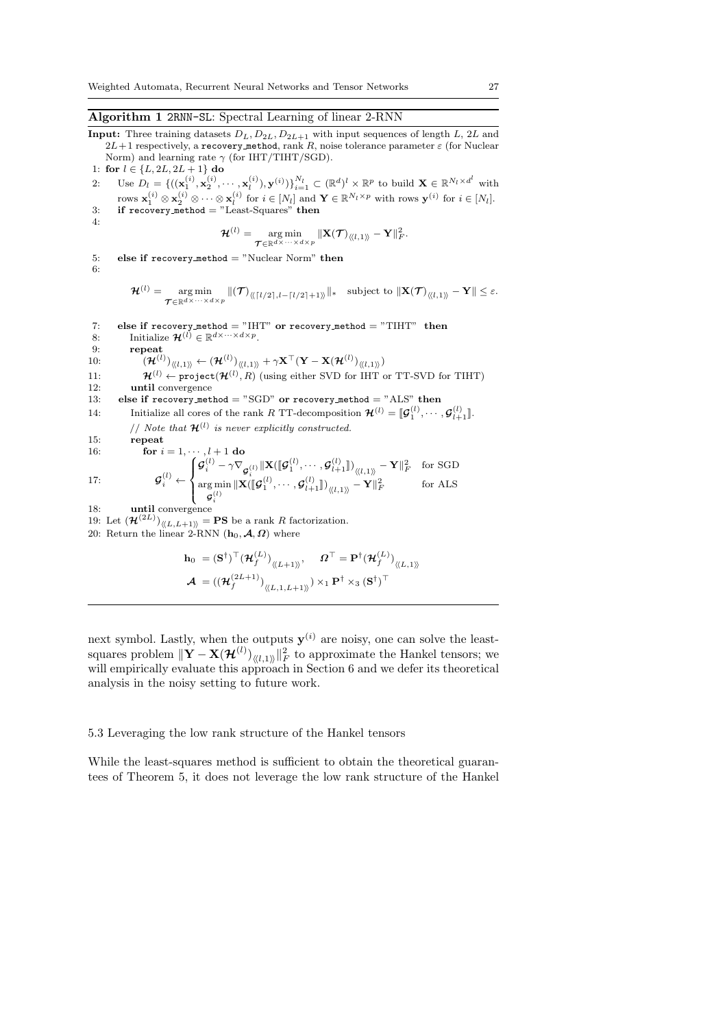**Algorithm 1** `2RNN-SL`: Spectral Learning of linear 2-RNN

**Input:** Three training datasets $D_L, D_{2L}, D_{2L+1}$ with input sequences of length $L$, $2L$ and $2L+1$ respectively, a `recovery_method`, rank $R$, noise tolerance parameter $\varepsilon$ (for Nuclear Norm) and learning rate $\gamma$ (for IHT/TIHT/SGD).

1: **for** $l \in \{L, 2L, 2L+1\}$ **do**

2: Use $D_l = \{((\mathbf{x}_1^{(i)}, \mathbf{x}_2^{(i)}, \cdots, \mathbf{x}_l^{(i)}), \mathbf{y}^{(i)})\}_{i=1}^{N_l} \subset (\mathbb{R}^d)^l \times \mathbb{R}^p$ to build $\mathbf{X} \in \mathbb{R}^{N_l \times d^l}$ with rows $\mathbf{x}_1^{(i)} \otimes \mathbf{x}_2^{(i)} \otimes \cdots \otimes \mathbf{x}_l^{(i)}$ for $i \in [N_l]$ and $\mathbf{Y} \in \mathbb{R}^{N_l \times p}$ with rows $\mathbf{y}^{(i)}$ for $i \in [N_l]$.

3: **if** `recovery_method` = "Least-Squares" **then**

4:
$$\boldsymbol{\mathcal{H}}^{(l)} = \underset{\boldsymbol{\mathcal{T}} \in \mathbb{R}^{d \times \cdots \times d \times p}}{\arg\min} \|\mathbf{X}(\boldsymbol{\mathcal{T}})_{\langle\langle l,1 \rangle\rangle} - \mathbf{Y}\|_F^2.$$

5: **else if** `recovery_method` = "Nuclear Norm" **then**

6:
$$\boldsymbol{\mathcal{H}}^{(l)} = \underset{\boldsymbol{\mathcal{T}} \in \mathbb{R}^{d \times \cdots \times d \times p}}{\arg\min} \|(\boldsymbol{\mathcal{T}})_{\langle\langle \lceil l/2 \rceil, l - \lceil l/2 \rceil + 1 \rangle\rangle}\|_* \quad \text{subject to } \|\mathbf{X}(\boldsymbol{\mathcal{T}})_{\langle\langle l,1 \rangle\rangle} - \mathbf{Y}\| \leq \varepsilon.$$

7: **else if** `recovery_method` = "IHT" **or** `recovery_method` = "TIHT" **then**

8: Initialize $\boldsymbol{\mathcal{H}}^{(l)} \in \mathbb{R}^{d \times \cdots \times d \times p}$.

9: **repeat**

10: $(\boldsymbol{\mathcal{H}}^{(l)})_{\langle\langle l,1 \rangle\rangle} \leftarrow (\boldsymbol{\mathcal{H}}^{(l)})_{\langle\langle l,1 \rangle\rangle} + \gamma \mathbf{X}^\top (\mathbf{Y} - \mathbf{X}(\boldsymbol{\mathcal{H}}^{(l)})_{\langle\langle l,1 \rangle\rangle})$

11: $\boldsymbol{\mathcal{H}}^{(l)} \leftarrow$ `project`$(\boldsymbol{\mathcal{H}}^{(l)}, R)$ (using either SVD for IHT or TT-SVD for TIHT)

12: **until** convergence

13: **else if** `recovery_method` = "SGD" **or** `recovery_method` = "ALS" **then**

14: Initialize all cores of the rank $R$ TT-decomposition $\boldsymbol{\mathcal{H}}^{(l)} = [\![\boldsymbol{\mathcal{G}}_1^{(l)}, \cdots, \boldsymbol{\mathcal{G}}_{l+1}^{(l)}]\!]$.

// *Note that $\boldsymbol{\mathcal{H}}^{(l)}$ is never explicitly constructed.*

15: **repeat**

16: **for** $i = 1, \cdots, l+1$ **do**

17:
$$\boldsymbol{\mathcal{G}}_i^{(l)} \leftarrow \begin{cases} \boldsymbol{\mathcal{G}}_i^{(l)} - \gamma \nabla_{\boldsymbol{\mathcal{G}}_i^{(l)}} \|\mathbf{X}([\![\boldsymbol{\mathcal{G}}_1^{(l)}, \cdots, \boldsymbol{\mathcal{G}}_{l+1}^{(l)}]\!])_{\langle\langle l,1 \rangle\rangle} - \mathbf{Y}\|_F^2 & \text{for SGD} \\ \underset{\boldsymbol{\mathcal{G}}_i^{(l)}}{\arg\min} \|\mathbf{X}([\![\boldsymbol{\mathcal{G}}_1^{(l)}, \cdots, \boldsymbol{\mathcal{G}}_{l+1}^{(l)}]\!])_{\langle\langle l,1 \rangle\rangle} - \mathbf{Y}\|_F^2 & \text{for ALS} \end{cases}$$

18: **until** convergence

19: Let $(\boldsymbol{\mathcal{H}}^{(2L)})_{\langle\langle L, L+1 \rangle\rangle} = \mathbf{PS}$ be a rank $R$ factorization.

20: Return the linear 2-RNN $(\mathbf{h}_0, \boldsymbol{\mathcal{A}}, \boldsymbol{\Omega})$ where

$$\mathbf{h}_0 = (\mathbf{S}^\dagger)^\top (\boldsymbol{\mathcal{H}}_f^{(L)})_{\langle\langle L+1 \rangle\rangle}, \quad \boldsymbol{\Omega}^\top = \mathbf{P}^\dagger (\boldsymbol{\mathcal{H}}_f^{(L)})_{\langle\langle L,1 \rangle\rangle}$$
$$\boldsymbol{\mathcal{A}} = ((\boldsymbol{\mathcal{H}}_f^{(2L+1)})_{\langle\langle L,1,L+1 \rangle\rangle}) \times_1 \mathbf{P}^\dagger \times_3 (\mathbf{S}^\dagger)^\top$$

---

next symbol. Lastly, when the outputs $\mathbf{y}^{(i)}$ are noisy, one can solve the least-squares problem $\|\mathbf{Y} - \mathbf{X}(\boldsymbol{\mathcal{H}}^{(l)})_{\langle\langle l,1 \rangle\rangle}\|_F^2$ to approximate the Hankel tensors; we will empirically evaluate this approach in Section 6 and we defer its theoretical analysis in the noisy setting to future work.

### 5.3 Leveraging the low rank structure of the Hankel tensors

While the least-squares method is sufficient to obtain the theoretical guarantees of Theorem 5, it does not leverage the low rank structure of the Hankel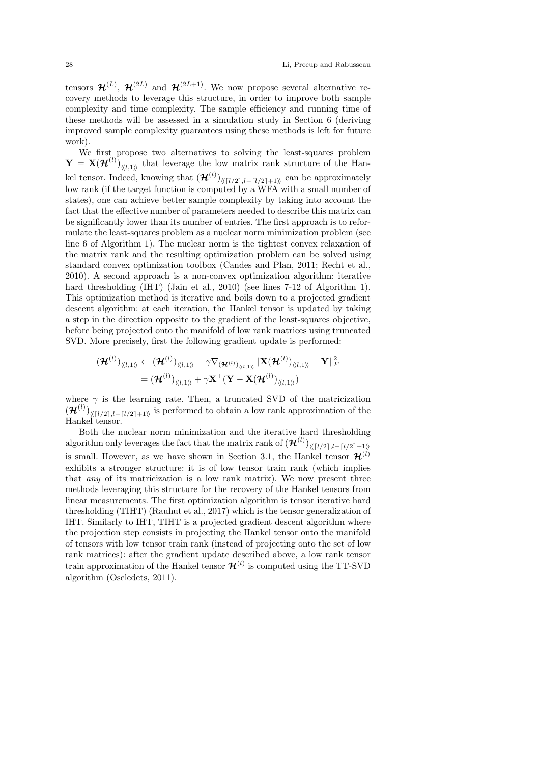tensors $\boldsymbol{\mathcal{H}}^{(L)}$, $\boldsymbol{\mathcal{H}}^{(2L)}$ and $\boldsymbol{\mathcal{H}}^{(2L+1)}$. We now propose several alternative recovery methods to leverage this structure, in order to improve both sample complexity and time complexity. The sample efficiency and running time of these methods will be assessed in a simulation study in Section 6 (deriving improved sample complexity guarantees using these methods is left for future work).

We first propose two alternatives to solving the least-squares problem $\mathbf{Y} = \mathbf{X}(\boldsymbol{\mathcal{H}}^{(l)})_{\langle\langle l,1\rangle\rangle}$ that leverage the low matrix rank structure of the Hankel tensor. Indeed, knowing that $(\boldsymbol{\mathcal{H}}^{(l)})_{\langle\langle \lceil l/2\rceil, l-\lceil l/2\rceil+1\rangle\rangle}$ can be approximately low rank (if the target function is computed by a WFA with a small number of states), one can achieve better sample complexity by taking into account the fact that the effective number of parameters needed to describe this matrix can be significantly lower than its number of entries. The first approach is to reformulate the least-squares problem as a nuclear norm minimization problem (see line 6 of Algorithm 1). The nuclear norm is the tightest convex relaxation of the matrix rank and the resulting optimization problem can be solved using standard convex optimization toolbox (Candes and Plan, 2011; Recht et al., 2010). A second approach is a non-convex optimization algorithm: iterative hard thresholding (IHT) (Jain et al., 2010) (see lines 7-12 of Algorithm 1). This optimization method is iterative and boils down to a projected gradient descent algorithm: at each iteration, the Hankel tensor is updated by taking a step in the direction opposite to the gradient of the least-squares objective, before being projected onto the manifold of low rank matrices using truncated SVD. More precisely, first the following gradient update is performed:

$$
\begin{aligned}
(\boldsymbol{\mathcal{H}}^{(l)})_{\langle\langle l,1\rangle\rangle} &\leftarrow (\boldsymbol{\mathcal{H}}^{(l)})_{\langle\langle l,1\rangle\rangle} - \gamma \nabla_{(\boldsymbol{\mathcal{H}}^{(l)})_{\langle\langle l,1\rangle\rangle}} \|\mathbf{X}(\boldsymbol{\mathcal{H}}^{(l)})_{\langle\langle l,1\rangle\rangle} - \mathbf{Y}\|_F^2 \\
&= (\boldsymbol{\mathcal{H}}^{(l)})_{\langle\langle l,1\rangle\rangle} + \gamma \mathbf{X}^\top(\mathbf{Y} - \mathbf{X}(\boldsymbol{\mathcal{H}}^{(l)})_{\langle\langle l,1\rangle\rangle})
\end{aligned}
$$

where $\gamma$ is the learning rate. Then, a truncated SVD of the matricization $(\boldsymbol{\mathcal{H}}^{(l)})_{\langle\langle \lceil l/2\rceil, l-\lceil l/2\rceil+1\rangle\rangle}$ is performed to obtain a low rank approximation of the Hankel tensor.

Both the nuclear norm minimization and the iterative hard thresholding algorithm only leverages the fact that the matrix rank of $(\boldsymbol{\mathcal{H}}^{(l)})_{\langle\langle \lceil l/2\rceil, l-\lceil l/2\rceil+1\rangle\rangle}$ is small. However, as we have shown in Section 3.1, the Hankel tensor $\boldsymbol{\mathcal{H}}^{(l)}$ exhibits a stronger structure: it is of low tensor train rank (which implies that *any* of its matricization is a low rank matrix). We now present three methods leveraging this structure for the recovery of the Hankel tensors from linear measurements. The first optimization algorithm is tensor iterative hard thresholding (TIHT) (Rauhut et al., 2017) which is the tensor generalization of IHT. Similarly to IHT, TIHT is a projected gradient descent algorithm where the projection step consists in projecting the Hankel tensor onto the manifold of tensors with low tensor train rank (instead of projecting onto the set of low rank matrices): after the gradient update described above, a low rank tensor train approximation of the Hankel tensor $\boldsymbol{\mathcal{H}}^{(l)}$ is computed using the TT-SVD algorithm (Oseledets, 2011).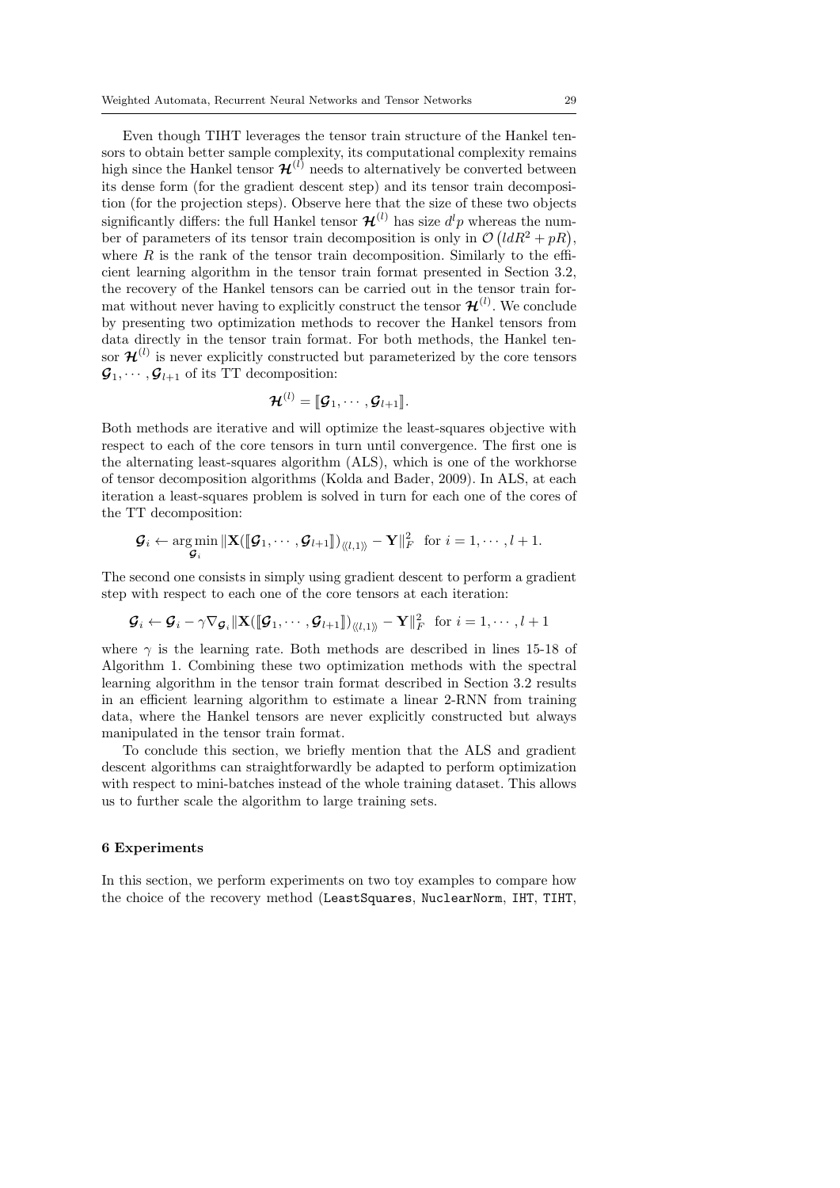Even though TIHT leverages the tensor train structure of the Hankel tensors to obtain better sample complexity, its computational complexity remains high since the Hankel tensor $\boldsymbol{\mathcal{H}}^{(l)}$ needs to alternatively be converted between its dense form (for the gradient descent step) and its tensor train decomposition (for the projection steps). Observe here that the size of these two objects significantly differs: the full Hankel tensor $\boldsymbol{\mathcal{H}}^{(l)}$ has size $d^l p$ whereas the number of parameters of its tensor train decomposition is only in $\mathcal{O}\left(ldR^2 + pR\right)$, where $R$ is the rank of the tensor train decomposition. Similarly to the efficient learning algorithm in the tensor train format presented in Section 3.2, the recovery of the Hankel tensors can be carried out in the tensor train format without never having to explicitly construct the tensor $\boldsymbol{\mathcal{H}}^{(l)}$. We conclude by presenting two optimization methods to recover the Hankel tensors from data directly in the tensor train format. For both methods, the Hankel tensor $\boldsymbol{\mathcal{H}}^{(l)}$ is never explicitly constructed but parameterized by the core tensors $\boldsymbol{\mathcal{G}}_1, \cdots, \boldsymbol{\mathcal{G}}_{l+1}$ of its TT decomposition:

$$\boldsymbol{\mathcal{H}}^{(l)} = [\![\boldsymbol{\mathcal{G}}_1, \cdots, \boldsymbol{\mathcal{G}}_{l+1}]\!].$$

Both methods are iterative and will optimize the least-squares objective with respect to each of the core tensors in turn until convergence. The first one is the alternating least-squares algorithm (ALS), which is one of the workhorse of tensor decomposition algorithms (Kolda and Bader, 2009). In ALS, at each iteration a least-squares problem is solved in turn for each one of the cores of the TT decomposition:

$$\boldsymbol{\mathcal{G}}_i \leftarrow \operatorname*{arg\,min}_{\boldsymbol{\mathcal{G}}_i} \|\mathbf{X}([\![\boldsymbol{\mathcal{G}}_1, \cdots, \boldsymbol{\mathcal{G}}_{l+1}]\!])_{\langle\!\langle l,1 \rangle\!\rangle} - \mathbf{Y}\|_F^2 \quad \text{for } i = 1, \cdots, l+1.$$

The second one consists in simply using gradient descent to perform a gradient step with respect to each one of the core tensors at each iteration:

$$\boldsymbol{\mathcal{G}}_i \leftarrow \boldsymbol{\mathcal{G}}_i - \gamma \nabla_{\boldsymbol{\mathcal{G}}_i} \|\mathbf{X}([\![\boldsymbol{\mathcal{G}}_1, \cdots, \boldsymbol{\mathcal{G}}_{l+1}]\!])_{\langle\!\langle l,1 \rangle\!\rangle} - \mathbf{Y}\|_F^2 \quad \text{for } i = 1, \cdots, l+1$$

where $\gamma$ is the learning rate. Both methods are described in lines 15-18 of Algorithm 1. Combining these two optimization methods with the spectral learning algorithm in the tensor train format described in Section 3.2 results in an efficient learning algorithm to estimate a linear 2-RNN from training data, where the Hankel tensors are never explicitly constructed but always manipulated in the tensor train format.

To conclude this section, we briefly mention that the ALS and gradient descent algorithms can straightforwardly be adapted to perform optimization with respect to mini-batches instead of the whole training dataset. This allows us to further scale the algorithm to large training sets.

## 6 Experiments

In this section, we perform experiments on two toy examples to compare how the choice of the recovery method (`LeastSquares`, `NuclearNorm`, `IHT`, `TIHT`,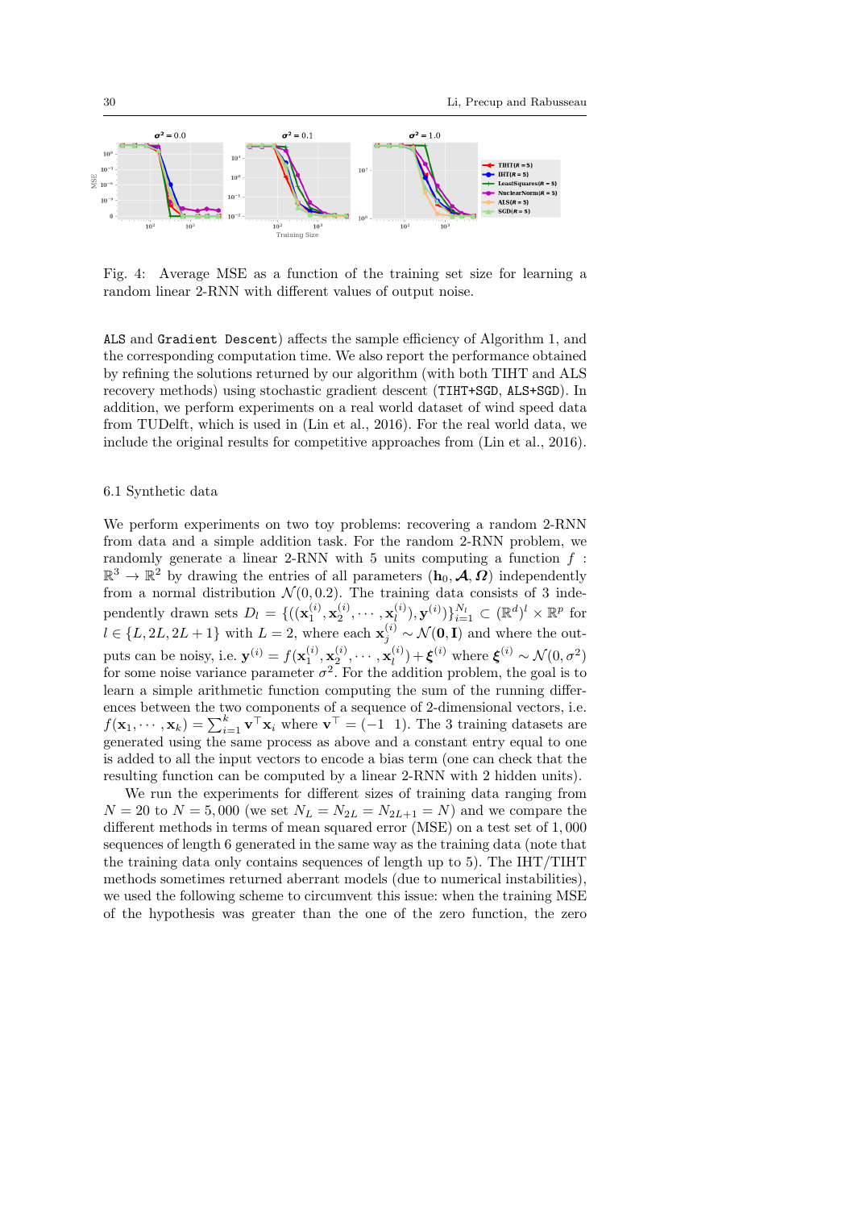Fig. 4: Average MSE as a function of the training set size for learning a random linear 2-RNN with different values of output noise.

ALS and Gradient Descent) affects the sample efficiency of Algorithm 1, and the corresponding computation time. We also report the performance obtained by refining the solutions returned by our algorithm (with both TIHT and ALS recovery methods) using stochastic gradient descent (TIHT+SGD, ALS+SGD). In addition, we perform experiments on a real world dataset of wind speed data from TUDelft, which is used in (Lin et al., 2016). For the real world data, we include the original results for competitive approaches from (Lin et al., 2016).

### 6.1 Synthetic data

We perform experiments on two toy problems: recovering a random 2-RNN from data and a simple addition task. For the random 2-RNN problem, we randomly generate a linear 2-RNN with 5 units computing a function $f : \mathbb{R}^3 \to \mathbb{R}^2$ by drawing the entries of all parameters $(\mathbf{h}_0, \boldsymbol{\mathcal{A}}, \boldsymbol{\Omega})$ independently from a normal distribution $\mathcal{N}(0, 0.2)$. The training data consists of 3 independently drawn sets $D_l = \{((\mathbf{x}_1^{(i)}, \mathbf{x}_2^{(i)}, \cdots, \mathbf{x}_l^{(i)}), \mathbf{y}^{(i)})\}_{i=1}^{N_l} \subset (\mathbb{R}^d)^l \times \mathbb{R}^p$ for $l \in \{L, 2L, 2L+1\}$ with $L = 2$, where each $\mathbf{x}_j^{(i)} \sim \mathcal{N}(\mathbf{0}, \mathbf{I})$ and where the outputs can be noisy, i.e. $\mathbf{y}^{(i)} = f(\mathbf{x}_1^{(i)}, \mathbf{x}_2^{(i)}, \cdots, \mathbf{x}_l^{(i)}) + \boldsymbol{\xi}^{(i)}$ where $\boldsymbol{\xi}^{(i)} \sim \mathcal{N}(0, \sigma^2)$ for some noise variance parameter $\sigma^2$. For the addition problem, the goal is to learn a simple arithmetic function computing the sum of the running differences between the two components of a sequence of 2-dimensional vectors, i.e. $f(\mathbf{x}_1, \cdots, \mathbf{x}_k) = \sum_{i=1}^{k} \mathbf{v}^\top \mathbf{x}_i$ where $\mathbf{v}^\top = (-1 \;\; 1)$. The 3 training datasets are generated using the same process as above and a constant entry equal to one is added to all the input vectors to encode a bias term (one can check that the resulting function can be computed by a linear 2-RNN with 2 hidden units).

We run the experiments for different sizes of training data ranging from $N = 20$ to $N = 5,000$ (we set $N_L = N_{2L} = N_{2L+1} = N$) and we compare the different methods in terms of mean squared error (MSE) on a test set of $1,000$ sequences of length 6 generated in the same way as the training data (note that the training data only contains sequences of length up to 5). The IHT/TIHT methods sometimes returned aberrant models (due to numerical instabilities), we used the following scheme to circumvent this issue: when the training MSE of the hypothesis was greater than the one of the zero function, the zero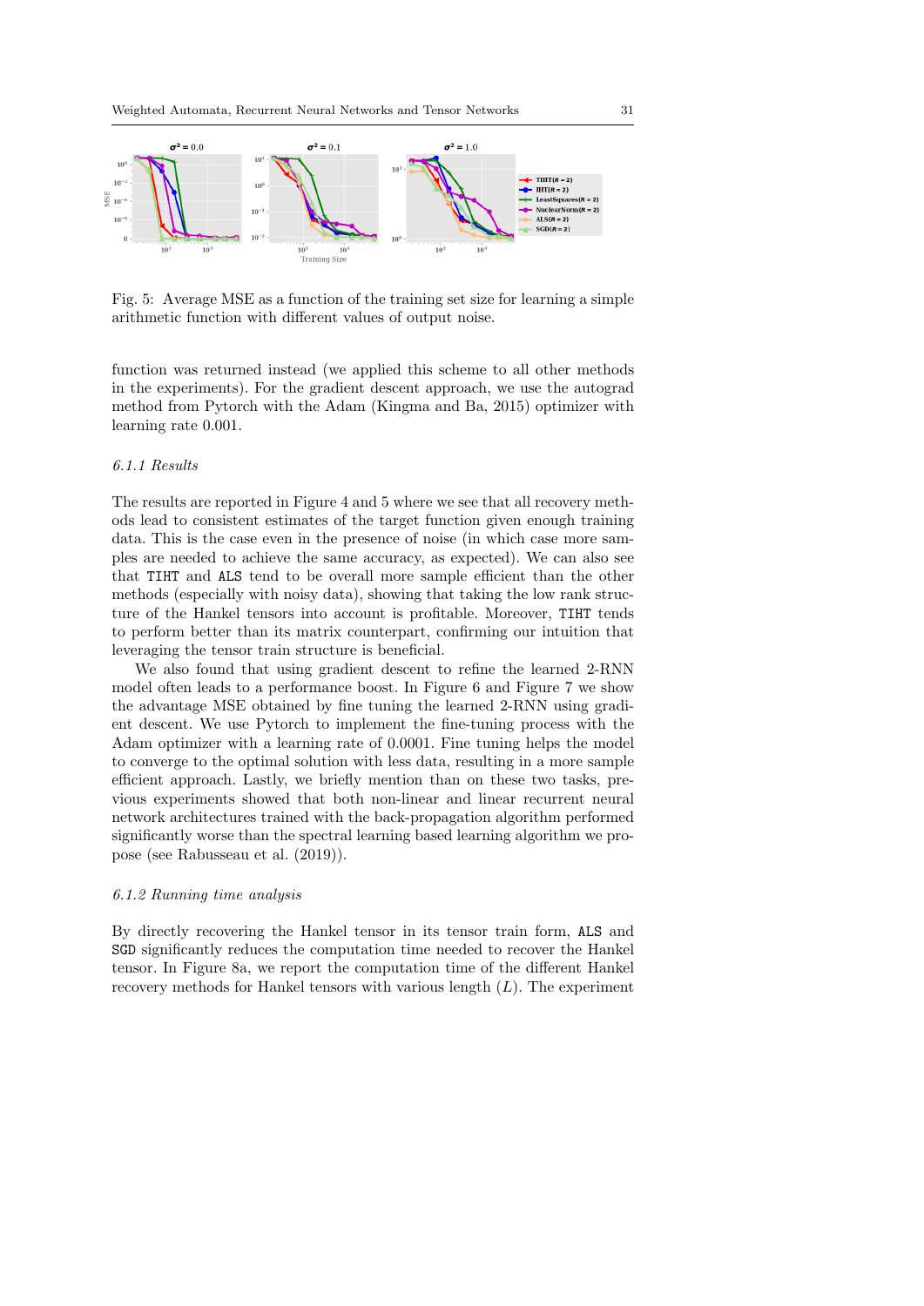Fig. 5: Average MSE as a function of the training set size for learning a simple arithmetic function with different values of output noise.

function was returned instead (we applied this scheme to all other methods in the experiments). For the gradient descent approach, we use the autograd method from Pytorch with the Adam (Kingma and Ba, 2015) optimizer with learning rate 0.001.

#### 6.1.1 Results

The results are reported in Figure 4 and 5 where we see that all recovery methods lead to consistent estimates of the target function given enough training data. This is the case even in the presence of noise (in which case more samples are needed to achieve the same accuracy, as expected). We can also see that `TIHT` and `ALS` tend to be overall more sample efficient than the other methods (especially with noisy data), showing that taking the low rank structure of the Hankel tensors into account is profitable. Moreover, `TIHT` tends to perform better than its matrix counterpart, confirming our intuition that leveraging the tensor train structure is beneficial.

We also found that using gradient descent to refine the learned 2-RNN model often leads to a performance boost. In Figure 6 and Figure 7 we show the advantage MSE obtained by fine tuning the learned 2-RNN using gradient descent. We use Pytorch to implement the fine-tuning process with the Adam optimizer with a learning rate of 0.0001. Fine tuning helps the model to converge to the optimal solution with less data, resulting in a more sample efficient approach. Lastly, we briefly mention than on these two tasks, previous experiments showed that both non-linear and linear recurrent neural network architectures trained with the back-propagation algorithm performed significantly worse than the spectral learning based learning algorithm we propose (see Rabusseau et al. (2019)).

#### 6.1.2 Running time analysis

By directly recovering the Hankel tensor in its tensor train form, `ALS` and `SGD` significantly reduces the computation time needed to recover the Hankel tensor. In Figure 8a, we report the computation time of the different Hankel recovery methods for Hankel tensors with various length ($L$). The experiment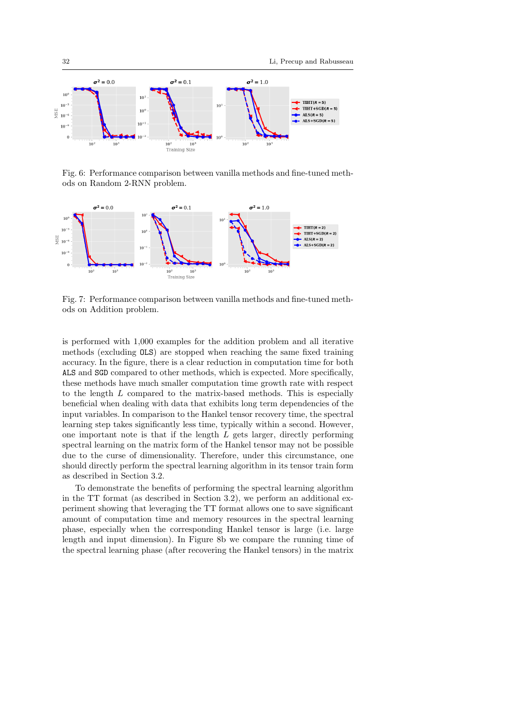Fig. 6: Performance comparison between vanilla methods and fine-tuned methods on Random 2-RNN problem.

Fig. 7: Performance comparison between vanilla methods and fine-tuned methods on Addition problem.

is performed with 1,000 examples for the addition problem and all iterative methods (excluding OLS) are stopped when reaching the same fixed training accuracy. In the figure, there is a clear reduction in computation time for both ALS and SGD compared to other methods, which is expected. More specifically, these methods have much smaller computation time growth rate with respect to the length $L$ compared to the matrix-based methods. This is especially beneficial when dealing with data that exhibits long term dependencies of the input variables. In comparison to the Hankel tensor recovery time, the spectral learning step takes significantly less time, typically within a second. However, one important note is that if the length $L$ gets larger, directly performing spectral learning on the matrix form of the Hankel tensor may not be possible due to the curse of dimensionality. Therefore, under this circumstance, one should directly perform the spectral learning algorithm in its tensor train form as described in Section 3.2.

To demonstrate the benefits of performing the spectral learning algorithm in the TT format (as described in Section 3.2), we perform an additional experiment showing that leveraging the TT format allows one to save significant amount of computation time and memory resources in the spectral learning phase, especially when the corresponding Hankel tensor is large (i.e. large length and input dimension). In Figure 8b we compare the running time of the spectral learning phase (after recovering the Hankel tensors) in the matrix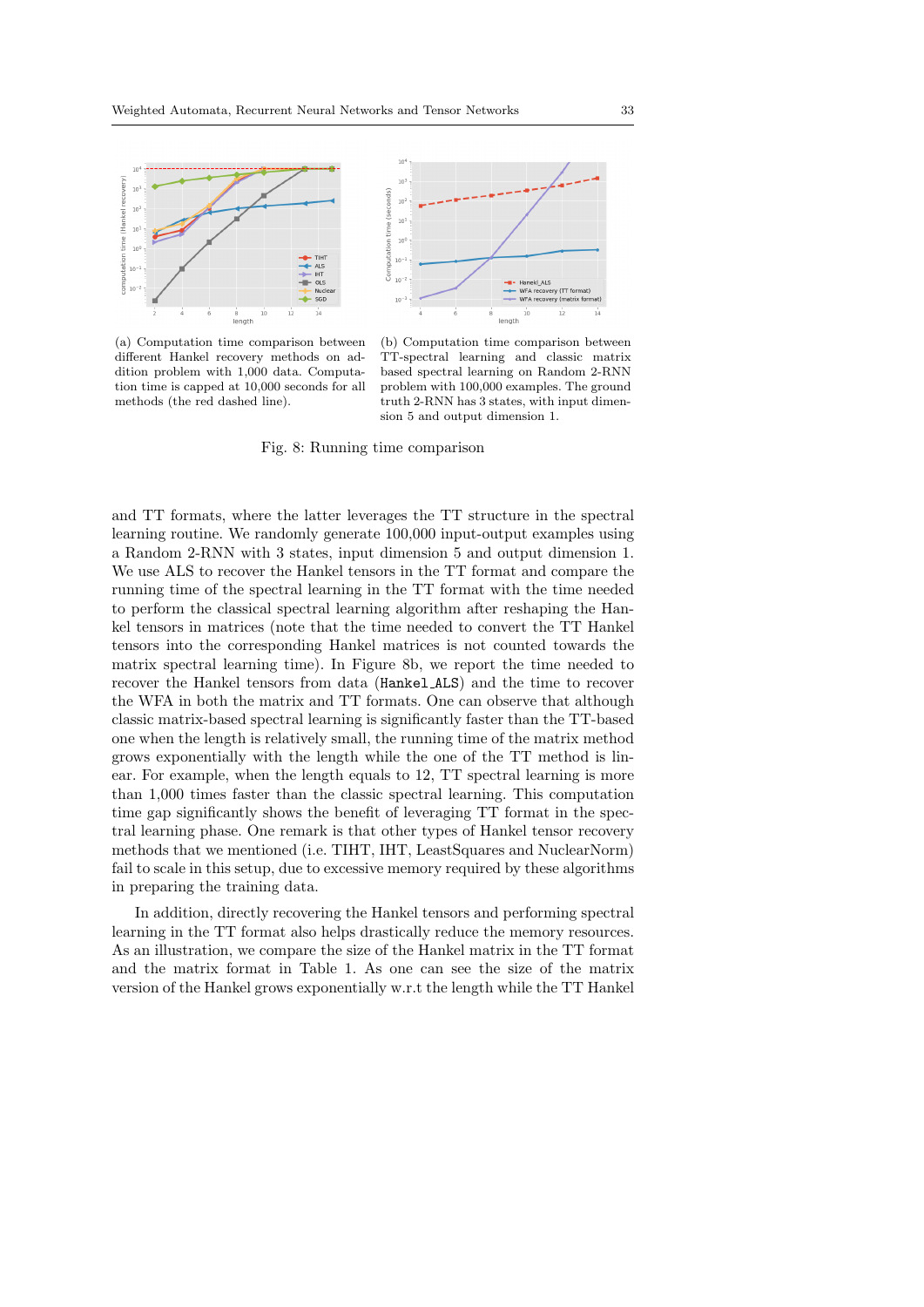(a) Computation time comparison between different Hankel recovery methods on addition problem with 1,000 data. Computation time is capped at 10,000 seconds for all methods (the red dashed line).

(b) Computation time comparison between TT-spectral learning and classic matrix based spectral learning on Random 2-RNN problem with 100,000 examples. The ground truth 2-RNN has 3 states, with input dimension 5 and output dimension 1.

Fig. 8: Running time comparison

and TT formats, where the latter leverages the TT structure in the spectral learning routine. We randomly generate 100,000 input-output examples using a Random 2-RNN with 3 states, input dimension 5 and output dimension 1. We use ALS to recover the Hankel tensors in the TT format and compare the running time of the spectral learning in the TT format with the time needed to perform the classical spectral learning algorithm after reshaping the Hankel tensors in matrices (note that the time needed to convert the TT Hankel tensors into the corresponding Hankel matrices is not counted towards the matrix spectral learning time). In Figure 8b, we report the time needed to recover the Hankel tensors from data (`Hankel_ALS`) and the time to recover the WFA in both the matrix and TT formats. One can observe that although classic matrix-based spectral learning is significantly faster than the TT-based one when the length is relatively small, the running time of the matrix method grows exponentially with the length while the one of the TT method is linear. For example, when the length equals to 12, TT spectral learning is more than 1,000 times faster than the classic spectral learning. This computation time gap significantly shows the benefit of leveraging TT format in the spectral learning phase. One remark is that other types of Hankel tensor recovery methods that we mentioned (i.e. TIHT, IHT, LeastSquares and NuclearNorm) fail to scale in this setup, due to excessive memory required by these algorithms in preparing the training data.

In addition, directly recovering the Hankel tensors and performing spectral learning in the TT format also helps drastically reduce the memory resources. As an illustration, we compare the size of the Hankel matrix in the TT format and the matrix format in Table 1. As one can see the size of the matrix version of the Hankel grows exponentially w.r.t the length while the TT Hankel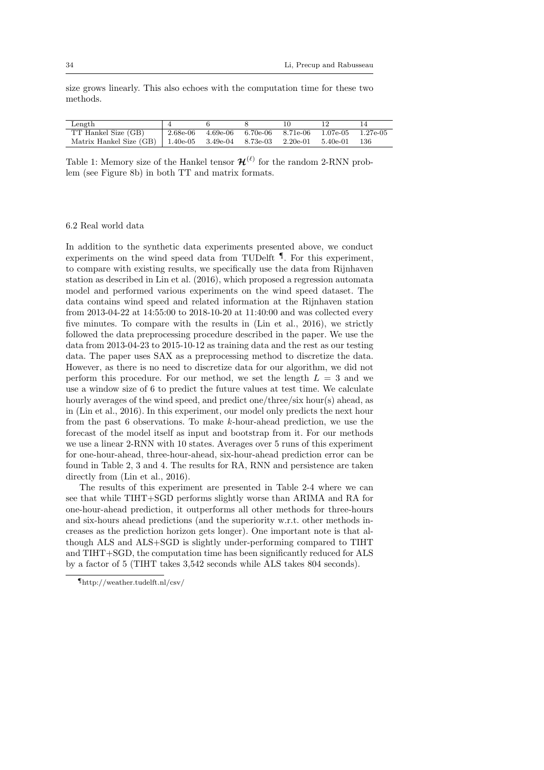size grows linearly. This also echoes with the computation time for these two methods.

| Length | 4 | 6 | 8 | 10 | 12 | 14 |
|---|---|---|---|---|---|---|
| TT Hankel Size (GB) | 2.68e-06 | 4.69e-06 | 6.70e-06 | 8.71e-06 | 1.07e-05 | 1.27e-05 |
| Matrix Hankel Size (GB) | 1.40e-05 | 3.49e-04 | 8.73e-03 | 2.20e-01 | 5.40e-01 | 136 |

Table 1: Memory size of the Hankel tensor $\boldsymbol{\mathcal{H}}^{(\ell)}$ for the random 2-RNN problem (see Figure 8b) in both TT and matrix formats.

### 6.2 Real world data

In addition to the synthetic data experiments presented above, we conduct experiments on the wind speed data from TUDelft [¶]. For this experiment, to compare with existing results, we specifically use the data from Rijnhaven station as described in Lin et al. (2016), which proposed a regression automata model and performed various experiments on the wind speed dataset. The data contains wind speed and related information at the Rijnhaven station from 2013-04-22 at 14:55:00 to 2018-10-20 at 11:40:00 and was collected every five minutes. To compare with the results in (Lin et al., 2016), we strictly followed the data preprocessing procedure described in the paper. We use the data from 2013-04-23 to 2015-10-12 as training data and the rest as our testing data. The paper uses SAX as a preprocessing method to discretize the data. However, as there is no need to discretize data for our algorithm, we did not perform this procedure. For our method, we set the length $L = 3$ and we use a window size of 6 to predict the future values at test time. We calculate hourly averages of the wind speed, and predict one/three/six hour(s) ahead, as in (Lin et al., 2016). In this experiment, our model only predicts the next hour from the past 6 observations. To make $k$-hour-ahead prediction, we use the forecast of the model itself as input and bootstrap from it. For our methods we use a linear 2-RNN with 10 states. Averages over 5 runs of this experiment for one-hour-ahead, three-hour-ahead, six-hour-ahead prediction error can be found in Table 2, 3 and 4. The results for RA, RNN and persistence are taken directly from (Lin et al., 2016).

The results of this experiment are presented in Table 2-4 where we can see that while TIHT+SGD performs slightly worse than ARIMA and RA for one-hour-ahead prediction, it outperforms all other methods for three-hours and six-hours ahead predictions (and the superiority w.r.t. other methods increases as the prediction horizon gets longer). One important note is that although ALS and ALS+SGD is slightly under-performing compared to TIHT and TIHT+SGD, the computation time has been significantly reduced for ALS by a factor of 5 (TIHT takes 3,542 seconds while ALS takes 804 seconds).

[¶] http://weather.tudelft.nl/csv/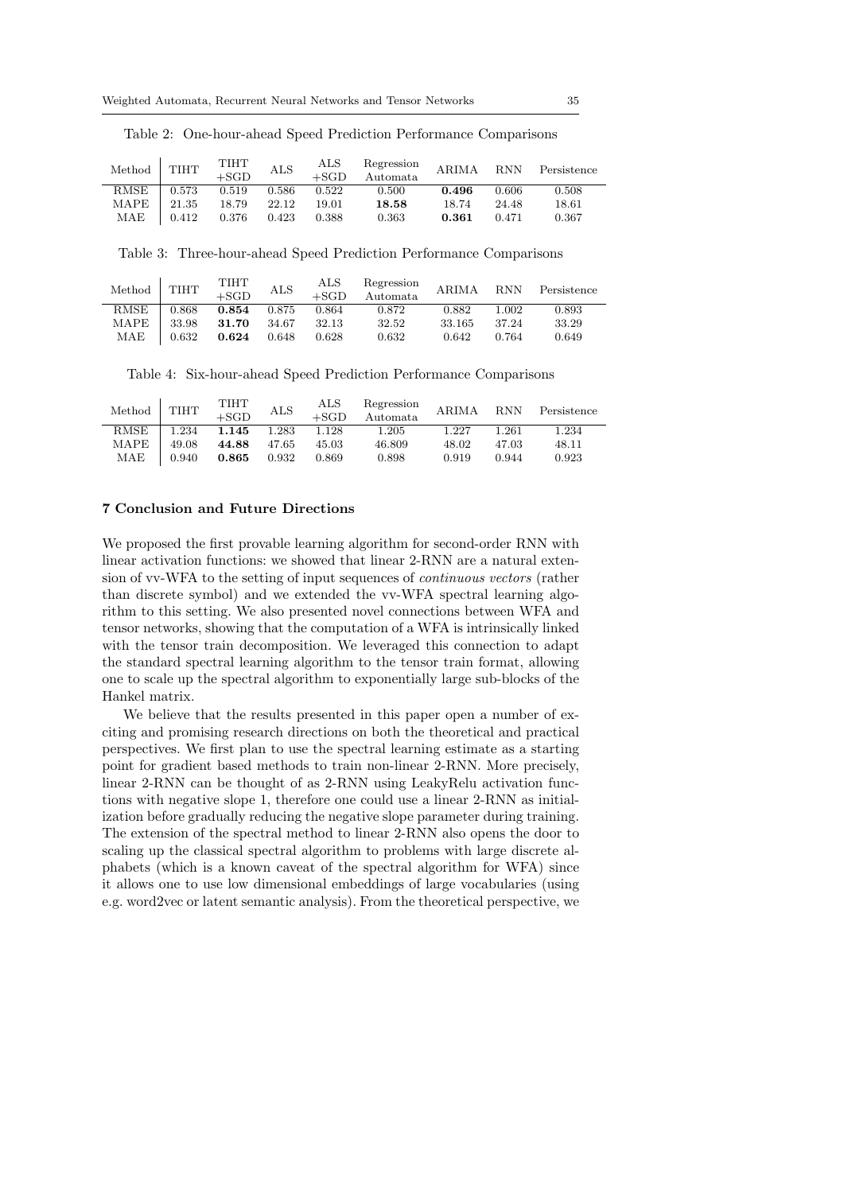Table 2: One-hour-ahead Speed Prediction Performance Comparisons

| Method | TIHT | TIHT +SGD | ALS | ALS +SGD | Regression Automata | ARIMA | RNN | Persistence |
|---|---|---|---|---|---|---|---|---|
| RMSE | 0.573 | 0.519 | 0.586 | 0.522 | 0.500 | **0.496** | 0.606 | 0.508 |
| MAPE | 21.35 | 18.79 | 22.12 | 19.01 | **18.58** | 18.74 | 24.48 | 18.61 |
| MAE | 0.412 | 0.376 | 0.423 | 0.388 | 0.363 | **0.361** | 0.471 | 0.367 |

Table 3: Three-hour-ahead Speed Prediction Performance Comparisons

| Method | TIHT | TIHT +SGD | ALS | ALS +SGD | Regression Automata | ARIMA | RNN | Persistence |
|---|---|---|---|---|---|---|---|---|
| RMSE | 0.868 | **0.854** | 0.875 | 0.864 | 0.872 | 0.882 | 1.002 | 0.893 |
| MAPE | 33.98 | **31.70** | 34.67 | 32.13 | 32.52 | 33.165 | 37.24 | 33.29 |
| MAE | 0.632 | **0.624** | 0.648 | 0.628 | 0.632 | 0.642 | 0.764 | 0.649 |

Table 4: Six-hour-ahead Speed Prediction Performance Comparisons

| Method | TIHT | TIHT +SGD | ALS | ALS +SGD | Regression Automata | ARIMA | RNN | Persistence |
|---|---|---|---|---|---|---|---|---|
| RMSE | 1.234 | **1.145** | 1.283 | 1.128 | 1.205 | 1.227 | 1.261 | 1.234 |
| MAPE | 49.08 | **44.88** | 47.65 | 45.03 | 46.809 | 48.02 | 47.03 | 48.11 |
| MAE | 0.940 | **0.865** | 0.932 | 0.869 | 0.898 | 0.919 | 0.944 | 0.923 |

## 7 Conclusion and Future Directions

We proposed the first provable learning algorithm for second-order RNN with linear activation functions: we showed that linear 2-RNN are a natural extension of vv-WFA to the setting of input sequences of *continuous vectors* (rather than discrete symbol) and we extended the vv-WFA spectral learning algorithm to this setting. We also presented novel connections between WFA and tensor networks, showing that the computation of a WFA is intrinsically linked with the tensor train decomposition. We leveraged this connection to adapt the standard spectral learning algorithm to the tensor train format, allowing one to scale up the spectral algorithm to exponentially large sub-blocks of the Hankel matrix.

We believe that the results presented in this paper open a number of exciting and promising research directions on both the theoretical and practical perspectives. We first plan to use the spectral learning estimate as a starting point for gradient based methods to train non-linear 2-RNN. More precisely, linear 2-RNN can be thought of as 2-RNN using LeakyRelu activation functions with negative slope 1, therefore one could use a linear 2-RNN as initialization before gradually reducing the negative slope parameter during training. The extension of the spectral method to linear 2-RNN also opens the door to scaling up the classical spectral algorithm to problems with large discrete alphabets (which is a known caveat of the spectral algorithm for WFA) since it allows one to use low dimensional embeddings of large vocabularies (using e.g. word2vec or latent semantic analysis). From the theoretical perspective, we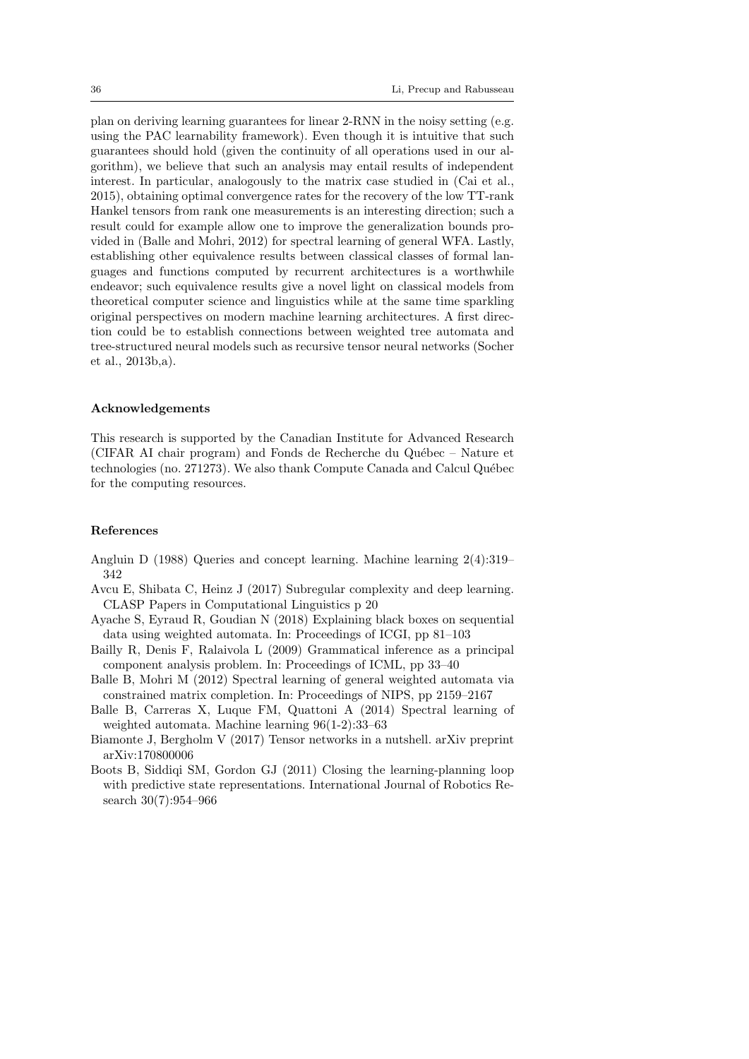plan on deriving learning guarantees for linear 2-RNN in the noisy setting (e.g. using the PAC learnability framework). Even though it is intuitive that such guarantees should hold (given the continuity of all operations used in our algorithm), we believe that such an analysis may entail results of independent interest. In particular, analogously to the matrix case studied in (Cai et al., 2015), obtaining optimal convergence rates for the recovery of the low TT-rank Hankel tensors from rank one measurements is an interesting direction; such a result could for example allow one to improve the generalization bounds provided in (Balle and Mohri, 2012) for spectral learning of general WFA. Lastly, establishing other equivalence results between classical classes of formal languages and functions computed by recurrent architectures is a worthwhile endeavor; such equivalence results give a novel light on classical models from theoretical computer science and linguistics while at the same time sparkling original perspectives on modern machine learning architectures. A first direction could be to establish connections between weighted tree automata and tree-structured neural models such as recursive tensor neural networks (Socher et al., 2013b,a).

### Acknowledgements

This research is supported by the Canadian Institute for Advanced Research (CIFAR AI chair program) and Fonds de Recherche du Québec – Nature et technologies (no. 271273). We also thank Compute Canada and Calcul Québec for the computing resources.

### References

Angluin D (1988) Queries and concept learning. Machine learning 2(4):319–342

Avcu E, Shibata C, Heinz J (2017) Subregular complexity and deep learning. CLASP Papers in Computational Linguistics p 20

Ayache S, Eyraud R, Goudian N (2018) Explaining black boxes on sequential data using weighted automata. In: Proceedings of ICGI, pp 81–103

Bailly R, Denis F, Ralaivola L (2009) Grammatical inference as a principal component analysis problem. In: Proceedings of ICML, pp 33–40

Balle B, Mohri M (2012) Spectral learning of general weighted automata via constrained matrix completion. In: Proceedings of NIPS, pp 2159–2167

Balle B, Carreras X, Luque FM, Quattoni A (2014) Spectral learning of weighted automata. Machine learning 96(1-2):33–63

Biamonte J, Bergholm V (2017) Tensor networks in a nutshell. arXiv preprint arXiv:170800006

Boots B, Siddiqi SM, Gordon GJ (2011) Closing the learning-planning loop with predictive state representations. International Journal of Robotics Research 30(7):954–966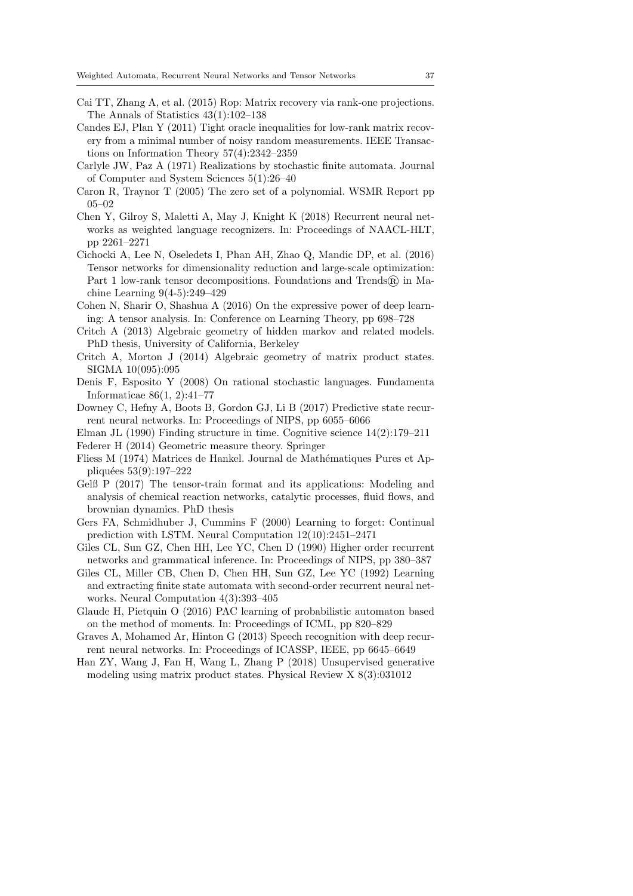Cai TT, Zhang A, et al. (2015) Rop: Matrix recovery via rank-one projections. The Annals of Statistics 43(1):102–138

Candes EJ, Plan Y (2011) Tight oracle inequalities for low-rank matrix recovery from a minimal number of noisy random measurements. IEEE Transactions on Information Theory 57(4):2342–2359

Carlyle JW, Paz A (1971) Realizations by stochastic finite automata. Journal of Computer and System Sciences 5(1):26–40

Caron R, Traynor T (2005) The zero set of a polynomial. WSMR Report pp 05–02

Chen Y, Gilroy S, Maletti A, May J, Knight K (2018) Recurrent neural networks as weighted language recognizers. In: Proceedings of NAACL-HLT, pp 2261–2271

Cichocki A, Lee N, Oseledets I, Phan AH, Zhao Q, Mandic DP, et al. (2016) Tensor networks for dimensionality reduction and large-scale optimization: Part 1 low-rank tensor decompositions. Foundations and Trends® in Machine Learning 9(4-5):249–429

Cohen N, Sharir O, Shashua A (2016) On the expressive power of deep learning: A tensor analysis. In: Conference on Learning Theory, pp 698–728

Critch A (2013) Algebraic geometry of hidden markov and related models. PhD thesis, University of California, Berkeley

Critch A, Morton J (2014) Algebraic geometry of matrix product states. SIGMA 10(095):095

Denis F, Esposito Y (2008) On rational stochastic languages. Fundamenta Informaticae 86(1, 2):41–77

Downey C, Hefny A, Boots B, Gordon GJ, Li B (2017) Predictive state recurrent neural networks. In: Proceedings of NIPS, pp 6055–6066

Elman JL (1990) Finding structure in time. Cognitive science 14(2):179–211

Federer H (2014) Geometric measure theory. Springer

Fliess M (1974) Matrices de Hankel. Journal de Mathématiques Pures et Appliquées 53(9):197–222

Gelß P (2017) The tensor-train format and its applications: Modeling and analysis of chemical reaction networks, catalytic processes, fluid flows, and brownian dynamics. PhD thesis

Gers FA, Schmidhuber J, Cummins F (2000) Learning to forget: Continual prediction with LSTM. Neural Computation 12(10):2451–2471

Giles CL, Sun GZ, Chen HH, Lee YC, Chen D (1990) Higher order recurrent networks and grammatical inference. In: Proceedings of NIPS, pp 380–387

Giles CL, Miller CB, Chen D, Chen HH, Sun GZ, Lee YC (1992) Learning and extracting finite state automata with second-order recurrent neural networks. Neural Computation 4(3):393–405

Glaude H, Pietquin O (2016) PAC learning of probabilistic automaton based on the method of moments. In: Proceedings of ICML, pp 820–829

Graves A, Mohamed Ar, Hinton G (2013) Speech recognition with deep recurrent neural networks. In: Proceedings of ICASSP, IEEE, pp 6645–6649

Han ZY, Wang J, Fan H, Wang L, Zhang P (2018) Unsupervised generative modeling using matrix product states. Physical Review X 8(3):031012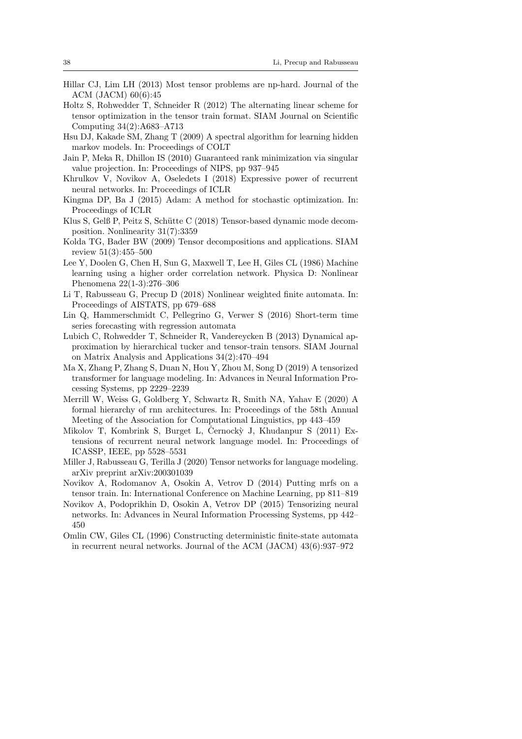Hillar CJ, Lim LH (2013) Most tensor problems are np-hard. Journal of the ACM (JACM) 60(6):45

Holtz S, Rohwedder T, Schneider R (2012) The alternating linear scheme for tensor optimization in the tensor train format. SIAM Journal on Scientific Computing 34(2):A683–A713

Hsu DJ, Kakade SM, Zhang T (2009) A spectral algorithm for learning hidden markov models. In: Proceedings of COLT

Jain P, Meka R, Dhillon IS (2010) Guaranteed rank minimization via singular value projection. In: Proceedings of NIPS, pp 937–945

Khrulkov V, Novikov A, Oseledets I (2018) Expressive power of recurrent neural networks. In: Proceedings of ICLR

Kingma DP, Ba J (2015) Adam: A method for stochastic optimization. In: Proceedings of ICLR

Klus S, Gelß P, Peitz S, Schütte C (2018) Tensor-based dynamic mode decomposition. Nonlinearity 31(7):3359

Kolda TG, Bader BW (2009) Tensor decompositions and applications. SIAM review 51(3):455–500

Lee Y, Doolen G, Chen H, Sun G, Maxwell T, Lee H, Giles CL (1986) Machine learning using a higher order correlation network. Physica D: Nonlinear Phenomena 22(1-3):276–306

Li T, Rabusseau G, Precup D (2018) Nonlinear weighted finite automata. In: Proceedings of AISTATS, pp 679–688

Lin Q, Hammerschmidt C, Pellegrino G, Verwer S (2016) Short-term time series forecasting with regression automata

Lubich C, Rohwedder T, Schneider R, Vandereycken B (2013) Dynamical approximation by hierarchical tucker and tensor-train tensors. SIAM Journal on Matrix Analysis and Applications 34(2):470–494

Ma X, Zhang P, Zhang S, Duan N, Hou Y, Zhou M, Song D (2019) A tensorized transformer for language modeling. In: Advances in Neural Information Processing Systems, pp 2229–2239

Merrill W, Weiss G, Goldberg Y, Schwartz R, Smith NA, Yahav E (2020) A formal hierarchy of rnn architectures. In: Proceedings of the 58th Annual Meeting of the Association for Computational Linguistics, pp 443–459

Mikolov T, Kombrink S, Burget L, Černockỳ J, Khudanpur S (2011) Extensions of recurrent neural network language model. In: Proceedings of ICASSP, IEEE, pp 5528–5531

Miller J, Rabusseau G, Terilla J (2020) Tensor networks for language modeling. arXiv preprint arXiv:200301039

Novikov A, Rodomanov A, Osokin A, Vetrov D (2014) Putting mrfs on a tensor train. In: International Conference on Machine Learning, pp 811–819

Novikov A, Podoprikhin D, Osokin A, Vetrov DP (2015) Tensorizing neural networks. In: Advances in Neural Information Processing Systems, pp 442–450

Omlin CW, Giles CL (1996) Constructing deterministic finite-state automata in recurrent neural networks. Journal of the ACM (JACM) 43(6):937–972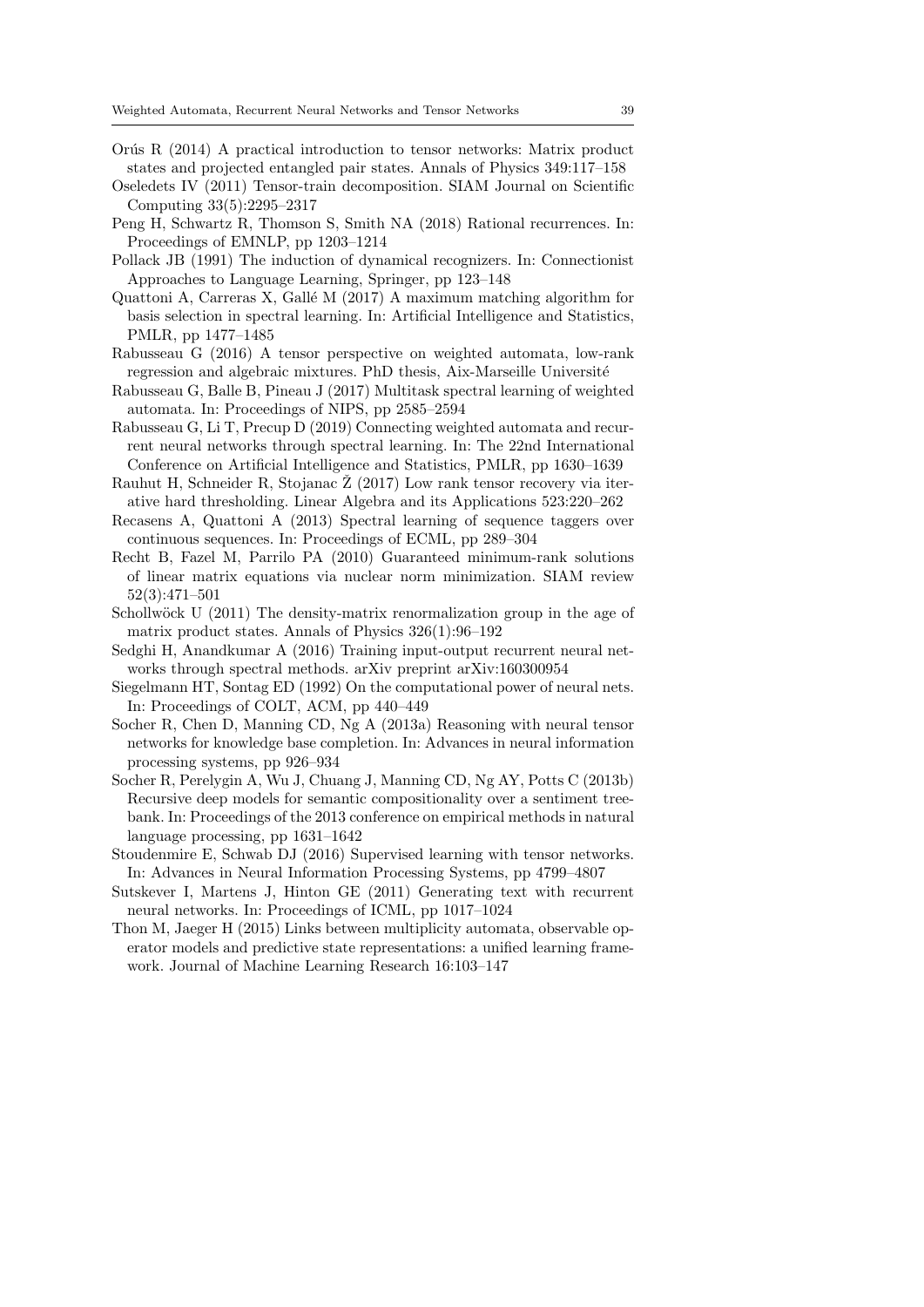Orús R (2014) A practical introduction to tensor networks: Matrix product states and projected entangled pair states. Annals of Physics 349:117–158

Oseledets IV (2011) Tensor-train decomposition. SIAM Journal on Scientific Computing 33(5):2295–2317

Peng H, Schwartz R, Thomson S, Smith NA (2018) Rational recurrences. In: Proceedings of EMNLP, pp 1203–1214

Pollack JB (1991) The induction of dynamical recognizers. In: Connectionist Approaches to Language Learning, Springer, pp 123–148

Quattoni A, Carreras X, Gallé M (2017) A maximum matching algorithm for basis selection in spectral learning. In: Artificial Intelligence and Statistics, PMLR, pp 1477–1485

Rabusseau G (2016) A tensor perspective on weighted automata, low-rank regression and algebraic mixtures. PhD thesis, Aix-Marseille Université

Rabusseau G, Balle B, Pineau J (2017) Multitask spectral learning of weighted automata. In: Proceedings of NIPS, pp 2585–2594

Rabusseau G, Li T, Precup D (2019) Connecting weighted automata and recurrent neural networks through spectral learning. In: The 22nd International Conference on Artificial Intelligence and Statistics, PMLR, pp 1630–1639

Rauhut H, Schneider R, Stojanac Ž (2017) Low rank tensor recovery via iterative hard thresholding. Linear Algebra and its Applications 523:220–262

Recasens A, Quattoni A (2013) Spectral learning of sequence taggers over continuous sequences. In: Proceedings of ECML, pp 289–304

Recht B, Fazel M, Parrilo PA (2010) Guaranteed minimum-rank solutions of linear matrix equations via nuclear norm minimization. SIAM review 52(3):471–501

Schollwöck U (2011) The density-matrix renormalization group in the age of matrix product states. Annals of Physics 326(1):96–192

Sedghi H, Anandkumar A (2016) Training input-output recurrent neural networks through spectral methods. arXiv preprint arXiv:160300954

Siegelmann HT, Sontag ED (1992) On the computational power of neural nets. In: Proceedings of COLT, ACM, pp 440–449

Socher R, Chen D, Manning CD, Ng A (2013a) Reasoning with neural tensor networks for knowledge base completion. In: Advances in neural information processing systems, pp 926–934

Socher R, Perelygin A, Wu J, Chuang J, Manning CD, Ng AY, Potts C (2013b) Recursive deep models for semantic compositionality over a sentiment treebank. In: Proceedings of the 2013 conference on empirical methods in natural language processing, pp 1631–1642

Stoudenmire E, Schwab DJ (2016) Supervised learning with tensor networks. In: Advances in Neural Information Processing Systems, pp 4799–4807

Sutskever I, Martens J, Hinton GE (2011) Generating text with recurrent neural networks. In: Proceedings of ICML, pp 1017–1024

Thon M, Jaeger H (2015) Links between multiplicity automata, observable operator models and predictive state representations: a unified learning framework. Journal of Machine Learning Research 16:103–147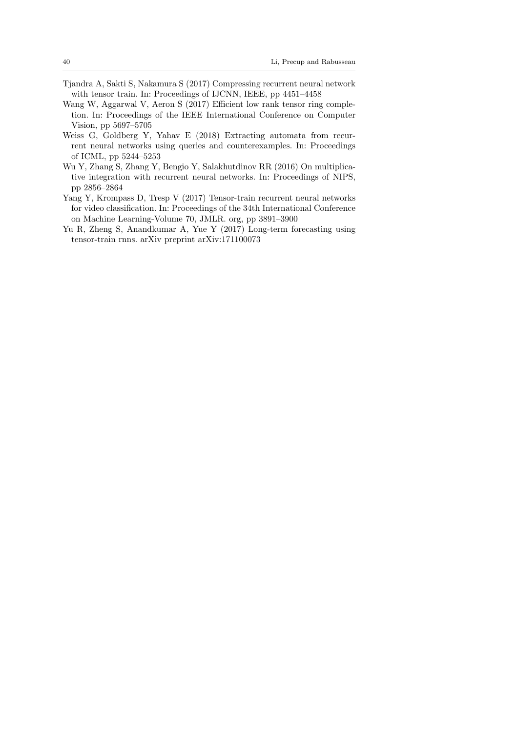Tjandra A, Sakti S, Nakamura S (2017) Compressing recurrent neural network with tensor train. In: Proceedings of IJCNN, IEEE, pp 4451–4458

Wang W, Aggarwal V, Aeron S (2017) Efficient low rank tensor ring completion. In: Proceedings of the IEEE International Conference on Computer Vision, pp 5697–5705

Weiss G, Goldberg Y, Yahav E (2018) Extracting automata from recurrent neural networks using queries and counterexamples. In: Proceedings of ICML, pp 5244–5253

Wu Y, Zhang S, Zhang Y, Bengio Y, Salakhutdinov RR (2016) On multiplicative integration with recurrent neural networks. In: Proceedings of NIPS, pp 2856–2864

Yang Y, Krompass D, Tresp V (2017) Tensor-train recurrent neural networks for video classification. In: Proceedings of the 34th International Conference on Machine Learning-Volume 70, JMLR. org, pp 3891–3900

Yu R, Zheng S, Anandkumar A, Yue Y (2017) Long-term forecasting using tensor-train rnns. arXiv preprint arXiv:171100073